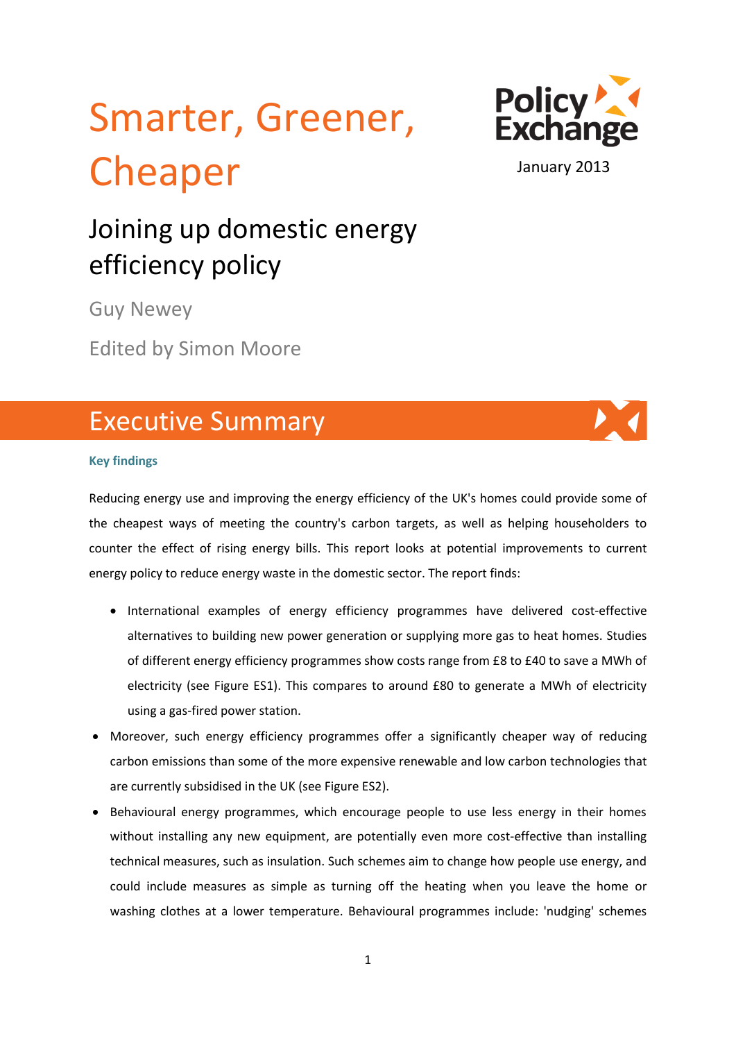# Smarter, Greener, Cheaper

Policy Exchange

January 2013

## Joining up domestic energy efficiency policy

Guy Newey

Edited by Simon Moore

## Executive Summary

### Key findings

Reducing energy use and improving the energy efficiency of the UK's homes could provide some of the cheapest ways of meeting the country's carbon targets, as well as helping householders to counter the effect of rising energy bills. This report looks at potential improvements to current energy policy to reduce energy waste in the domestic sector. The report finds:

- International examples of energy efficiency programmes have delivered cost-effective alternatives to building new power generation or supplying more gas to heat homes. Studies of different energy efficiency programmes show costs range from £8 to £40 to save a MWh of electricity (see Figure ES1). This compares to around £80 to generate a MWh of electricity using a gas-fired power station.
- Moreover, such energy efficiency programmes offer a significantly cheaper way of reducing carbon emissions than some of the more expensive renewable and low carbon technologies that are currently subsidised in the UK (see Figure ES2).
- Behavioural energy programmes, which encourage people to use less energy in their homes without installing any new equipment, are potentially even more cost-effective than installing technical measures, such as insulation. Such schemes aim to change how people use energy, and could include measures as simple as turning off the heating when you leave the home or washing clothes at a lower temperature. Behavioural programmes include: 'nudging' schemes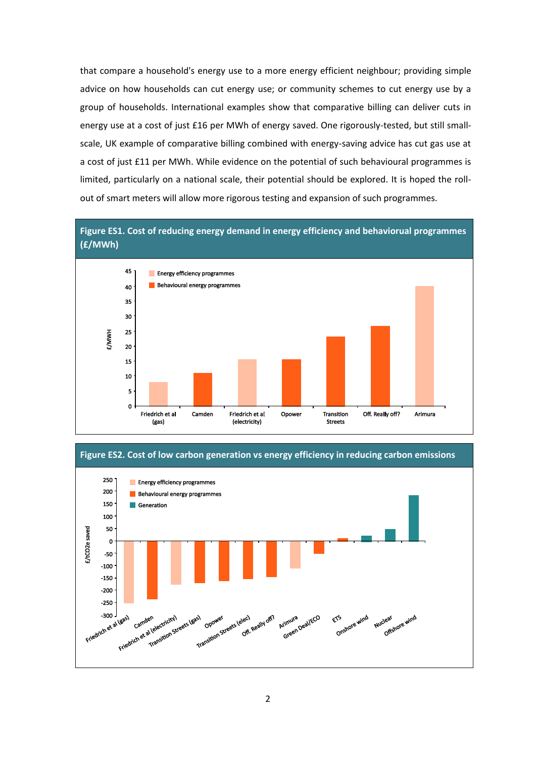that compare a household's energy use to a more energy efficient neighbour; providing simple advice on how households can cut energy use; or community schemes to cut energy use by a group of households. International examples show that comparative billing can deliver cuts in energy use at a cost of just £16 per MWh of energy saved. One rigorously-tested, but still small-scale, UK example of comparative billing combined with energy-saving advice has cut gas use at a cost of just £11 per MWh. While evidence on the potential of such behavioural programmes is limited, particularly on a national scale, their potential should be explored. It is hoped the roll-out of smart meters will allow more rigorous testing and expansion of such programmes.

**Figure ES1. Cost of reducing energy demand in energy efficiency and behavioural programmes (£/MWh)**

**Figure ES2. Cost of low carbon generation vs energy efficiency in reducing carbon emissions**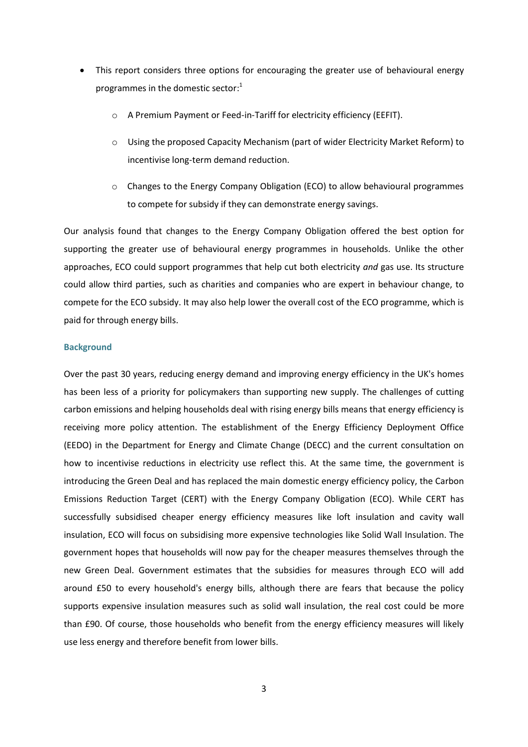- This report considers three options for encouraging the greater use of behavioural energy programmes in the domestic sector:[1]
  - A Premium Payment or Feed-in-Tariff for electricity efficiency (EEFIT).
  - Using the proposed Capacity Mechanism (part of wider Electricity Market Reform) to incentivise long-term demand reduction.
  - Changes to the Energy Company Obligation (ECO) to allow behavioural programmes to compete for subsidy if they can demonstrate energy savings.

Our analysis found that changes to the Energy Company Obligation offered the best option for supporting the greater use of behavioural energy programmes in households. Unlike the other approaches, ECO could support programmes that help cut both electricity *and* gas use. Its structure could allow third parties, such as charities and companies who are expert in behaviour change, to compete for the ECO subsidy. It may also help lower the overall cost of the ECO programme, which is paid for through energy bills.

### Background

Over the past 30 years, reducing energy demand and improving energy efficiency in the UK's homes has been less of a priority for policymakers than supporting new supply. The challenges of cutting carbon emissions and helping households deal with rising energy bills means that energy efficiency is receiving more policy attention. The establishment of the Energy Efficiency Deployment Office (EEDO) in the Department for Energy and Climate Change (DECC) and the current consultation on how to incentivise reductions in electricity use reflect this. At the same time, the government is introducing the Green Deal and has replaced the main domestic energy efficiency policy, the Carbon Emissions Reduction Target (CERT) with the Energy Company Obligation (ECO). While CERT has successfully subsidised cheaper energy efficiency measures like loft insulation and cavity wall insulation, ECO will focus on subsidising more expensive technologies like Solid Wall Insulation. The government hopes that households will now pay for the cheaper measures themselves through the new Green Deal. Government estimates that the subsidies for measures through ECO will add around £50 to every household's energy bills, although there are fears that because the policy supports expensive insulation measures such as solid wall insulation, the real cost could be more than £90. Of course, those households who benefit from the energy efficiency measures will likely use less energy and therefore benefit from lower bills.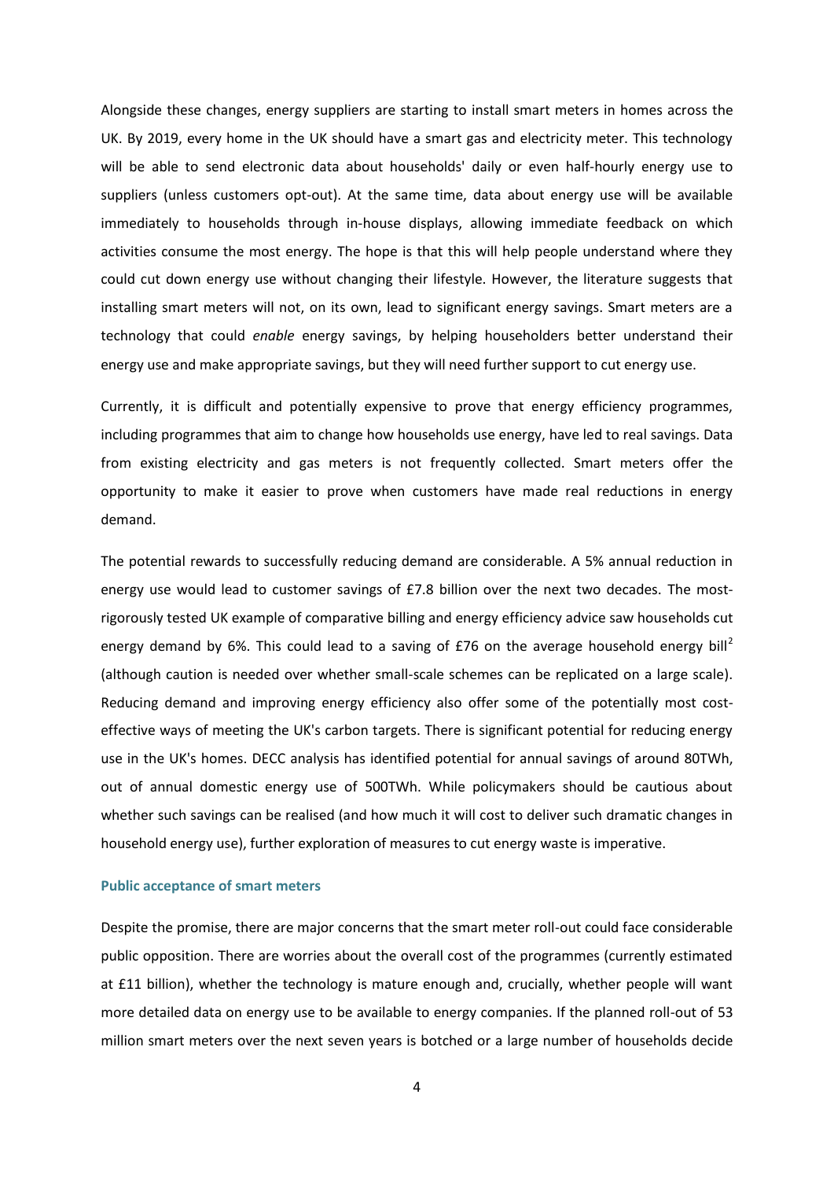Alongside these changes, energy suppliers are starting to install smart meters in homes across the UK. By 2019, every home in the UK should have a smart gas and electricity meter. This technology will be able to send electronic data about households' daily or even half-hourly energy use to suppliers (unless customers opt-out). At the same time, data about energy use will be available immediately to households through in-house displays, allowing immediate feedback on which activities consume the most energy. The hope is that this will help people understand where they could cut down energy use without changing their lifestyle. However, the literature suggests that installing smart meters will not, on its own, lead to significant energy savings. Smart meters are a technology that could *enable* energy savings, by helping householders better understand their energy use and make appropriate savings, but they will need further support to cut energy use.

Currently, it is difficult and potentially expensive to prove that energy efficiency programmes, including programmes that aim to change how households use energy, have led to real savings. Data from existing electricity and gas meters is not frequently collected. Smart meters offer the opportunity to make it easier to prove when customers have made real reductions in energy demand.

The potential rewards to successfully reducing demand are considerable. A 5% annual reduction in energy use would lead to customer savings of £7.8 billion over the next two decades. The most-rigorously tested UK example of comparative billing and energy efficiency advice saw households cut energy demand by 6%. This could lead to a saving of £76 on the average household energy bill[2] (although caution is needed over whether small-scale schemes can be replicated on a large scale). Reducing demand and improving energy efficiency also offer some of the potentially most cost-effective ways of meeting the UK's carbon targets. There is significant potential for reducing energy use in the UK's homes. DECC analysis has identified potential for annual savings of around 80TWh, out of annual domestic energy use of 500TWh. While policymakers should be cautious about whether such savings can be realised (and how much it will cost to deliver such dramatic changes in household energy use), further exploration of measures to cut energy waste is imperative.

### Public acceptance of smart meters

Despite the promise, there are major concerns that the smart meter roll-out could face considerable public opposition. There are worries about the overall cost of the programmes (currently estimated at £11 billion), whether the technology is mature enough and, crucially, whether people will want more detailed data on energy use to be available to energy companies. If the planned roll-out of 53 million smart meters over the next seven years is botched or a large number of households decide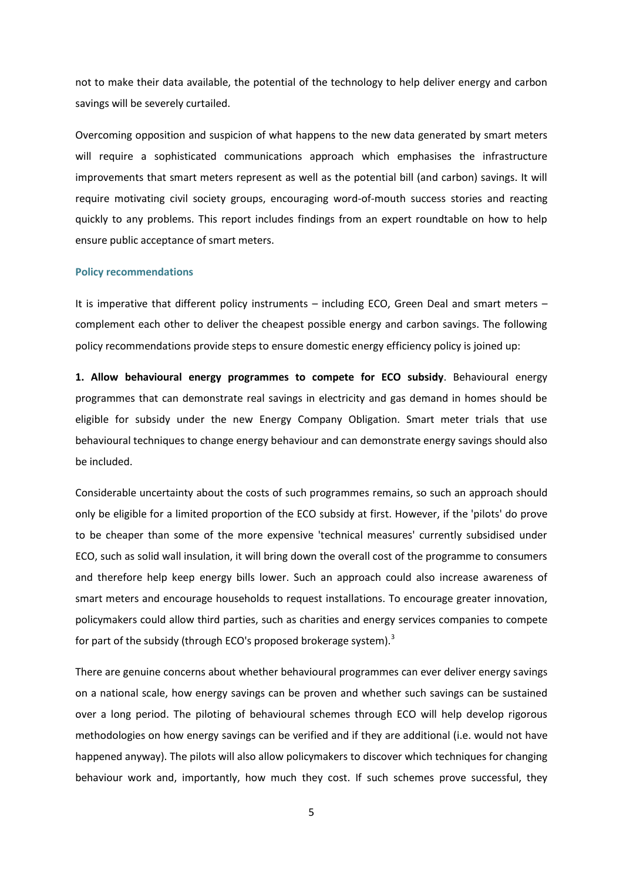not to make their data available, the potential of the technology to help deliver energy and carbon savings will be severely curtailed.

Overcoming opposition and suspicion of what happens to the new data generated by smart meters will require a sophisticated communications approach which emphasises the infrastructure improvements that smart meters represent as well as the potential bill (and carbon) savings. It will require motivating civil society groups, encouraging word-of-mouth success stories and reacting quickly to any problems. This report includes findings from an expert roundtable on how to help ensure public acceptance of smart meters.

### Policy recommendations

It is imperative that different policy instruments – including ECO, Green Deal and smart meters – complement each other to deliver the cheapest possible energy and carbon savings. The following policy recommendations provide steps to ensure domestic energy efficiency policy is joined up:

**1. Allow behavioural energy programmes to compete for ECO subsidy**. Behavioural energy programmes that can demonstrate real savings in electricity and gas demand in homes should be eligible for subsidy under the new Energy Company Obligation. Smart meter trials that use behavioural techniques to change energy behaviour and can demonstrate energy savings should also be included.

Considerable uncertainty about the costs of such programmes remains, so such an approach should only be eligible for a limited proportion of the ECO subsidy at first. However, if the 'pilots' do prove to be cheaper than some of the more expensive 'technical measures' currently subsidised under ECO, such as solid wall insulation, it will bring down the overall cost of the programme to consumers and therefore help keep energy bills lower. Such an approach could also increase awareness of smart meters and encourage households to request installations. To encourage greater innovation, policymakers could allow third parties, such as charities and energy services companies to compete for part of the subsidy (through ECO's proposed brokerage system).[3]

There are genuine concerns about whether behavioural programmes can ever deliver energy savings on a national scale, how energy savings can be proven and whether such savings can be sustained over a long period. The piloting of behavioural schemes through ECO will help develop rigorous methodologies on how energy savings can be verified and if they are additional (i.e. would not have happened anyway). The pilots will also allow policymakers to discover which techniques for changing behaviour work and, importantly, how much they cost. If such schemes prove successful, they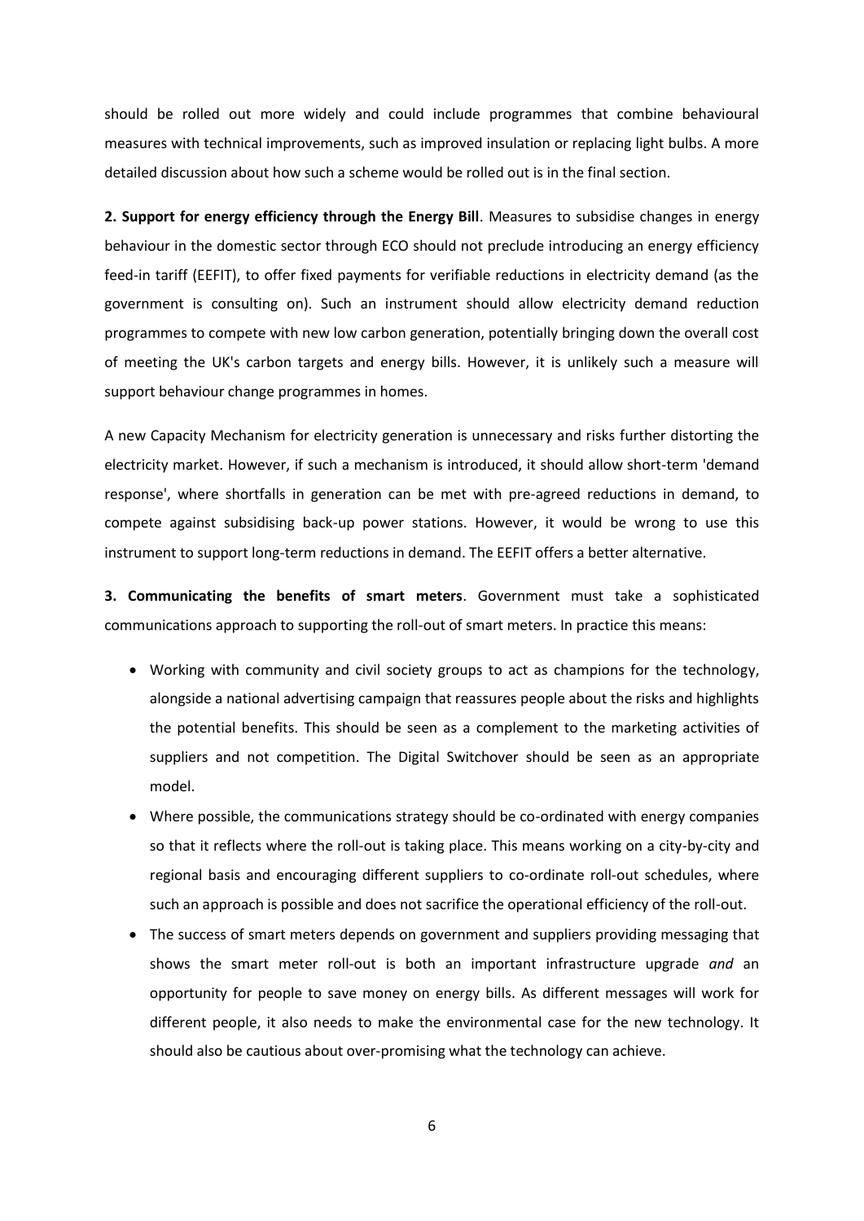should be rolled out more widely and could include programmes that combine behavioural measures with technical improvements, such as improved insulation or replacing light bulbs. A more detailed discussion about how such a scheme would be rolled out is in the final section.

**2. Support for energy efficiency through the Energy Bill**. Measures to subsidise changes in energy behaviour in the domestic sector through ECO should not preclude introducing an energy efficiency feed-in tariff (EEFIT), to offer fixed payments for verifiable reductions in electricity demand (as the government is consulting on). Such an instrument should allow electricity demand reduction programmes to compete with new low carbon generation, potentially bringing down the overall cost of meeting the UK's carbon targets and energy bills. However, it is unlikely such a measure will support behaviour change programmes in homes.

A new Capacity Mechanism for electricity generation is unnecessary and risks further distorting the electricity market. However, if such a mechanism is introduced, it should allow short-term 'demand response', where shortfalls in generation can be met with pre-agreed reductions in demand, to compete against subsidising back-up power stations. However, it would be wrong to use this instrument to support long-term reductions in demand. The EEFIT offers a better alternative.

**3. Communicating the benefits of smart meters**. Government must take a sophisticated communications approach to supporting the roll-out of smart meters. In practice this means:

- Working with community and civil society groups to act as champions for the technology, alongside a national advertising campaign that reassures people about the risks and highlights the potential benefits. This should be seen as a complement to the marketing activities of suppliers and not competition. The Digital Switchover should be seen as an appropriate model.
- Where possible, the communications strategy should be co-ordinated with energy companies so that it reflects where the roll-out is taking place. This means working on a city-by-city and regional basis and encouraging different suppliers to co-ordinate roll-out schedules, where such an approach is possible and does not sacrifice the operational efficiency of the roll-out.
- The success of smart meters depends on government and suppliers providing messaging that shows the smart meter roll-out is both an important infrastructure upgrade *and* an opportunity for people to save money on energy bills. As different messages will work for different people, it also needs to make the environmental case for the new technology. It should also be cautious about over-promising what the technology can achieve.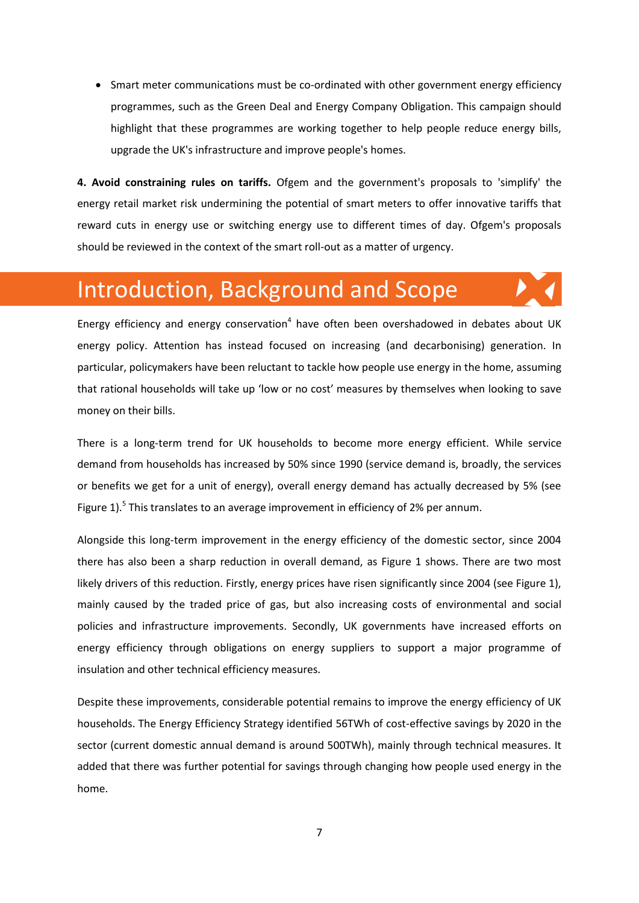- Smart meter communications must be co-ordinated with other government energy efficiency programmes, such as the Green Deal and Energy Company Obligation. This campaign should highlight that these programmes are working together to help people reduce energy bills, upgrade the UK's infrastructure and improve people's homes.

**4. Avoid constraining rules on tariffs.** Ofgem and the government's proposals to 'simplify' the energy retail market risk undermining the potential of smart meters to offer innovative tariffs that reward cuts in energy use or switching energy use to different times of day. Ofgem's proposals should be reviewed in the context of the smart roll-out as a matter of urgency.

# Introduction, Background and Scope

Energy efficiency and energy conservation[4] have often been overshadowed in debates about UK energy policy. Attention has instead focused on increasing (and decarbonising) generation. In particular, policymakers have been reluctant to tackle how people use energy in the home, assuming that rational households will take up 'low or no cost' measures by themselves when looking to save money on their bills.

There is a long-term trend for UK households to become more energy efficient. While service demand from households has increased by 50% since 1990 (service demand is, broadly, the services or benefits we get for a unit of energy), overall energy demand has actually decreased by 5% (see Figure 1).[5] This translates to an average improvement in efficiency of 2% per annum.

Alongside this long-term improvement in the energy efficiency of the domestic sector, since 2004 there has also been a sharp reduction in overall demand, as Figure 1 shows. There are two most likely drivers of this reduction. Firstly, energy prices have risen significantly since 2004 (see Figure 1), mainly caused by the traded price of gas, but also increasing costs of environmental and social policies and infrastructure improvements. Secondly, UK governments have increased efforts on energy efficiency through obligations on energy suppliers to support a major programme of insulation and other technical efficiency measures.

Despite these improvements, considerable potential remains to improve the energy efficiency of UK households. The Energy Efficiency Strategy identified 56TWh of cost-effective savings by 2020 in the sector (current domestic annual demand is around 500TWh), mainly through technical measures. It added that there was further potential for savings through changing how people used energy in the home.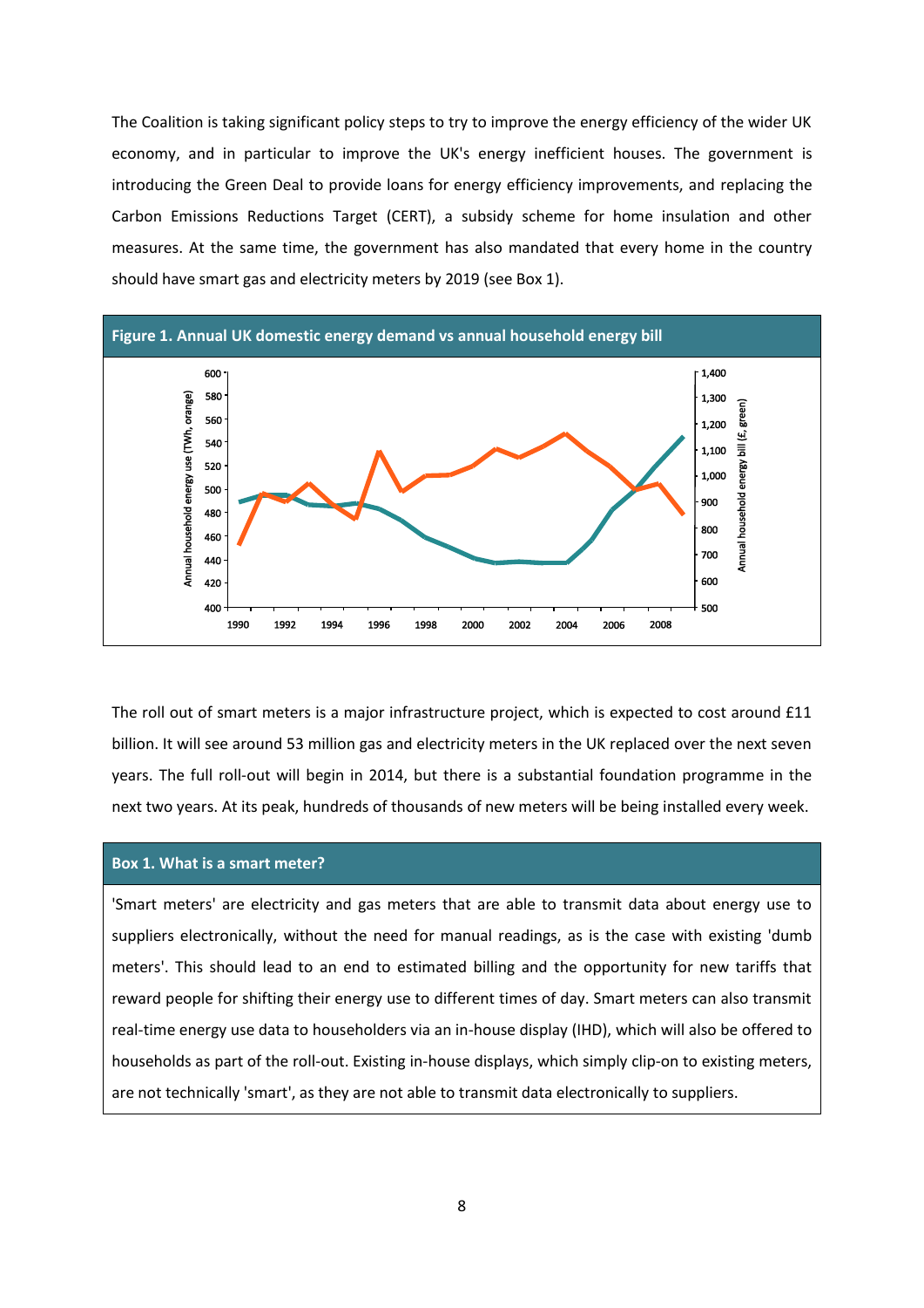The Coalition is taking significant policy steps to try to improve the energy efficiency of the wider UK economy, and in particular to improve the UK's energy inefficient houses. The government is introducing the Green Deal to provide loans for energy efficiency improvements, and replacing the Carbon Emissions Reductions Target (CERT), a subsidy scheme for home insulation and other measures. At the same time, the government has also mandated that every home in the country should have smart gas and electricity meters by 2019 (see Box 1).

**Figure 1. Annual UK domestic energy demand vs annual household energy bill**

The roll out of smart meters is a major infrastructure project, which is expected to cost around £11 billion. It will see around 53 million gas and electricity meters in the UK replaced over the next seven years. The full roll-out will begin in 2014, but there is a substantial foundation programme in the next two years. At its peak, hundreds of thousands of new meters will be being installed every week.

**Box 1. What is a smart meter?**

'Smart meters' are electricity and gas meters that are able to transmit data about energy use to suppliers electronically, without the need for manual readings, as is the case with existing 'dumb meters'. This should lead to an end to estimated billing and the opportunity for new tariffs that reward people for shifting their energy use to different times of day. Smart meters can also transmit real-time energy use data to householders via an in-house display (IHD), which will also be offered to households as part of the roll-out. Existing in-house displays, which simply clip-on to existing meters, are not technically 'smart', as they are not able to transmit data electronically to suppliers.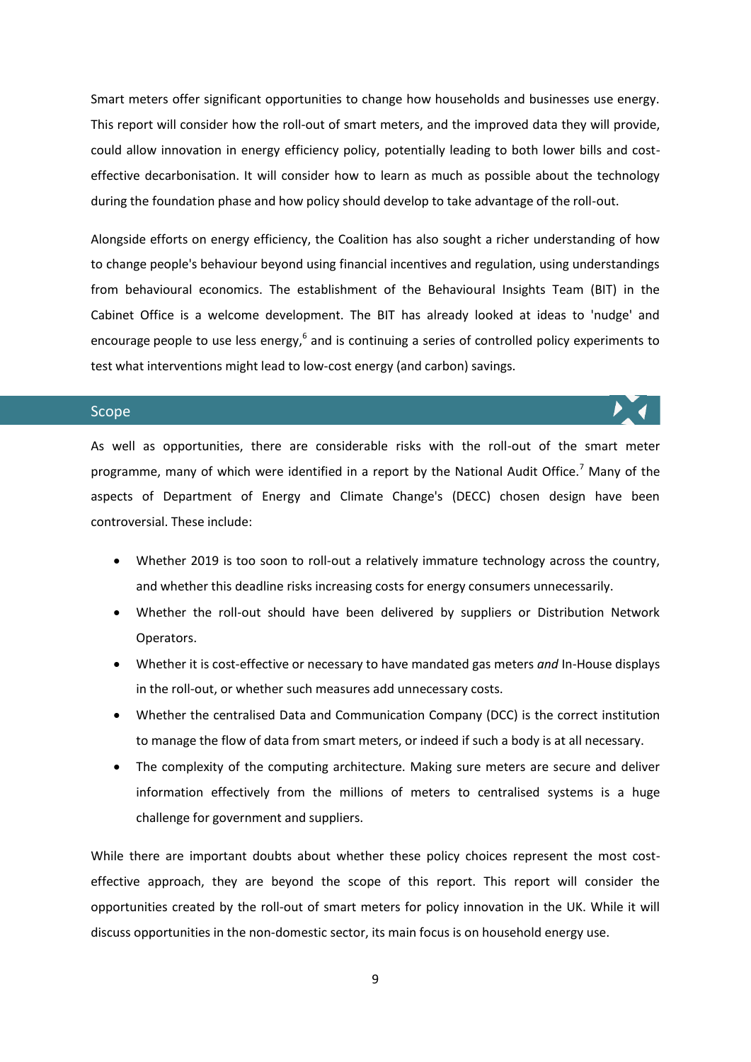Smart meters offer significant opportunities to change how households and businesses use energy. This report will consider how the roll-out of smart meters, and the improved data they will provide, could allow innovation in energy efficiency policy, potentially leading to both lower bills and cost-effective decarbonisation. It will consider how to learn as much as possible about the technology during the foundation phase and how policy should develop to take advantage of the roll-out.

Alongside efforts on energy efficiency, the Coalition has also sought a richer understanding of how to change people's behaviour beyond using financial incentives and regulation, using understandings from behavioural economics. The establishment of the Behavioural Insights Team (BIT) in the Cabinet Office is a welcome development. The BIT has already looked at ideas to 'nudge' and encourage people to use less energy,[6] and is continuing a series of controlled policy experiments to test what interventions might lead to low-cost energy (and carbon) savings.

## Scope

As well as opportunities, there are considerable risks with the roll-out of the smart meter programme, many of which were identified in a report by the National Audit Office.[7] Many of the aspects of Department of Energy and Climate Change's (DECC) chosen design have been controversial. These include:

- Whether 2019 is too soon to roll-out a relatively immature technology across the country, and whether this deadline risks increasing costs for energy consumers unnecessarily.
- Whether the roll-out should have been delivered by suppliers or Distribution Network Operators.
- Whether it is cost-effective or necessary to have mandated gas meters *and* In-House displays in the roll-out, or whether such measures add unnecessary costs.
- Whether the centralised Data and Communication Company (DCC) is the correct institution to manage the flow of data from smart meters, or indeed if such a body is at all necessary.
- The complexity of the computing architecture. Making sure meters are secure and deliver information effectively from the millions of meters to centralised systems is a huge challenge for government and suppliers.

While there are important doubts about whether these policy choices represent the most cost-effective approach, they are beyond the scope of this report. This report will consider the opportunities created by the roll-out of smart meters for policy innovation in the UK. While it will discuss opportunities in the non-domestic sector, its main focus is on household energy use.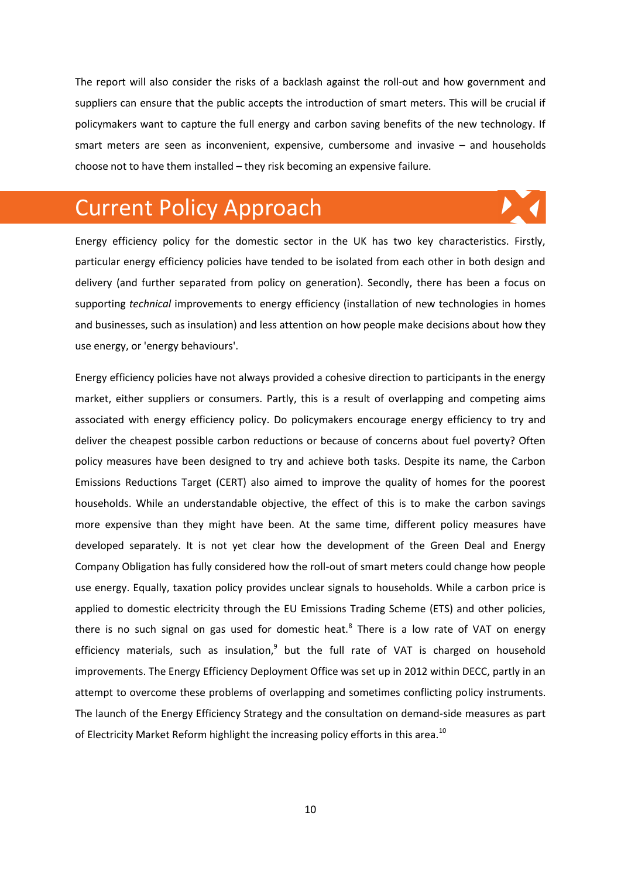The report will also consider the risks of a backlash against the roll-out and how government and suppliers can ensure that the public accepts the introduction of smart meters. This will be crucial if policymakers want to capture the full energy and carbon saving benefits of the new technology. If smart meters are seen as inconvenient, expensive, cumbersome and invasive – and households choose not to have them installed – they risk becoming an expensive failure.

## Current Policy Approach

Energy efficiency policy for the domestic sector in the UK has two key characteristics. Firstly, particular energy efficiency policies have tended to be isolated from each other in both design and delivery (and further separated from policy on generation). Secondly, there has been a focus on supporting *technical* improvements to energy efficiency (installation of new technologies in homes and businesses, such as insulation) and less attention on how people make decisions about how they use energy, or 'energy behaviours'.

Energy efficiency policies have not always provided a cohesive direction to participants in the energy market, either suppliers or consumers. Partly, this is a result of overlapping and competing aims associated with energy efficiency policy. Do policymakers encourage energy efficiency to try and deliver the cheapest possible carbon reductions or because of concerns about fuel poverty? Often policy measures have been designed to try and achieve both tasks. Despite its name, the Carbon Emissions Reductions Target (CERT) also aimed to improve the quality of homes for the poorest households. While an understandable objective, the effect of this is to make the carbon savings more expensive than they might have been. At the same time, different policy measures have developed separately. It is not yet clear how the development of the Green Deal and Energy Company Obligation has fully considered how the roll-out of smart meters could change how people use energy. Equally, taxation policy provides unclear signals to households. While a carbon price is applied to domestic electricity through the EU Emissions Trading Scheme (ETS) and other policies, there is no such signal on gas used for domestic heat.[8] There is a low rate of VAT on energy efficiency materials, such as insulation,[9] but the full rate of VAT is charged on household improvements. The Energy Efficiency Deployment Office was set up in 2012 within DECC, partly in an attempt to overcome these problems of overlapping and sometimes conflicting policy instruments. The launch of the Energy Efficiency Strategy and the consultation on demand-side measures as part of Electricity Market Reform highlight the increasing policy efforts in this area.[10]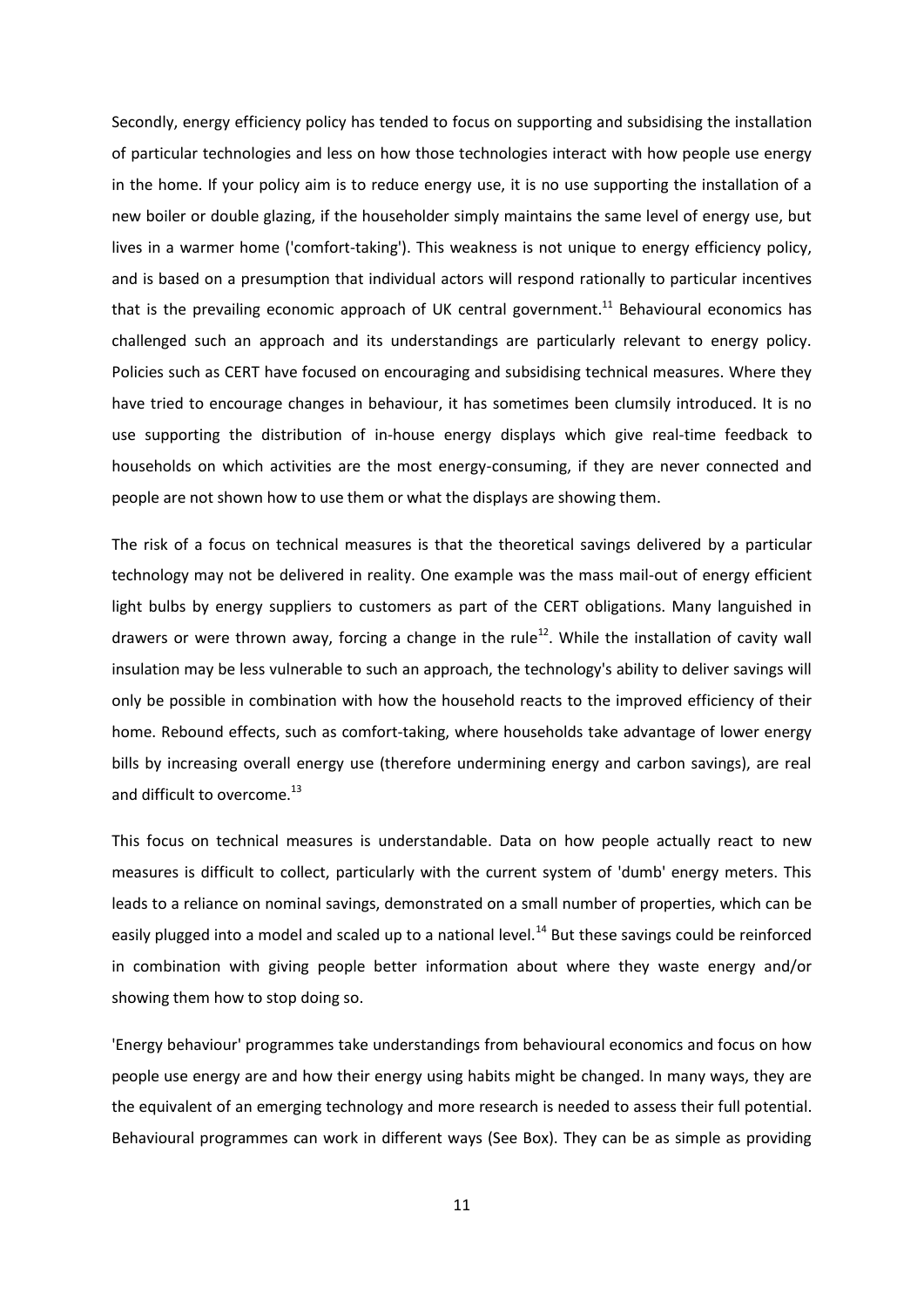Secondly, energy efficiency policy has tended to focus on supporting and subsidising the installation of particular technologies and less on how those technologies interact with how people use energy in the home. If your policy aim is to reduce energy use, it is no use supporting the installation of a new boiler or double glazing, if the householder simply maintains the same level of energy use, but lives in a warmer home ('comfort-taking'). This weakness is not unique to energy efficiency policy, and is based on a presumption that individual actors will respond rationally to particular incentives that is the prevailing economic approach of UK central government.[11] Behavioural economics has challenged such an approach and its understandings are particularly relevant to energy policy. Policies such as CERT have focused on encouraging and subsidising technical measures. Where they have tried to encourage changes in behaviour, it has sometimes been clumsily introduced. It is no use supporting the distribution of in-house energy displays which give real-time feedback to households on which activities are the most energy-consuming, if they are never connected and people are not shown how to use them or what the displays are showing them.

The risk of a focus on technical measures is that the theoretical savings delivered by a particular technology may not be delivered in reality. One example was the mass mail-out of energy efficient light bulbs by energy suppliers to customers as part of the CERT obligations. Many languished in drawers or were thrown away, forcing a change in the rule[12]. While the installation of cavity wall insulation may be less vulnerable to such an approach, the technology's ability to deliver savings will only be possible in combination with how the household reacts to the improved efficiency of their home. Rebound effects, such as comfort-taking, where households take advantage of lower energy bills by increasing overall energy use (therefore undermining energy and carbon savings), are real and difficult to overcome.[13]

This focus on technical measures is understandable. Data on how people actually react to new measures is difficult to collect, particularly with the current system of 'dumb' energy meters. This leads to a reliance on nominal savings, demonstrated on a small number of properties, which can be easily plugged into a model and scaled up to a national level.[14] But these savings could be reinforced in combination with giving people better information about where they waste energy and/or showing them how to stop doing so.

'Energy behaviour' programmes take understandings from behavioural economics and focus on how people use energy are and how their energy using habits might be changed. In many ways, they are the equivalent of an emerging technology and more research is needed to assess their full potential. Behavioural programmes can work in different ways (See Box). They can be as simple as providing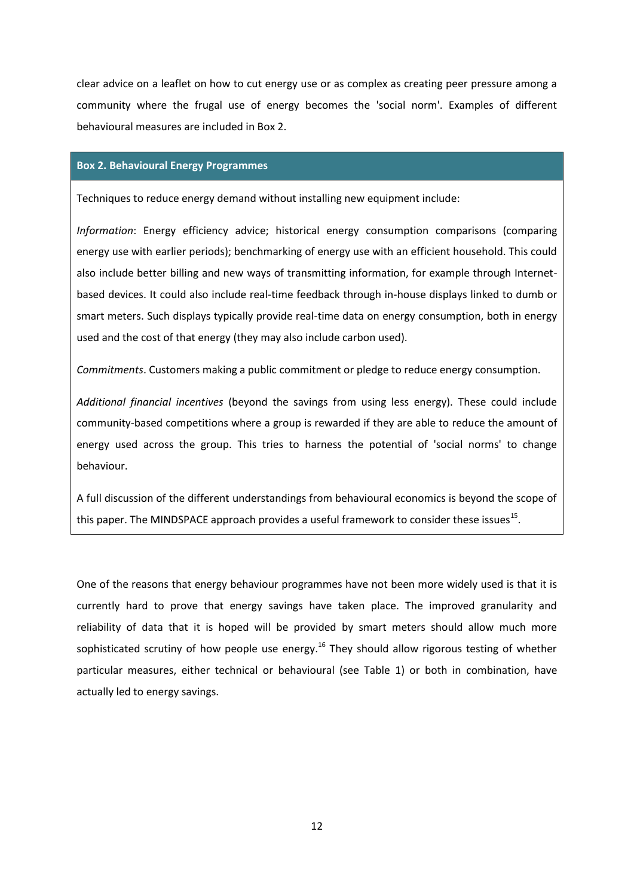clear advice on a leaflet on how to cut energy use or as complex as creating peer pressure among a community where the frugal use of energy becomes the 'social norm'. Examples of different behavioural measures are included in Box 2.

**Box 2. Behavioural Energy Programmes**

Techniques to reduce energy demand without installing new equipment include:

*Information*: Energy efficiency advice; historical energy consumption comparisons (comparing energy use with earlier periods); benchmarking of energy use with an efficient household. This could also include better billing and new ways of transmitting information, for example through Internet-based devices. It could also include real-time feedback through in-house displays linked to dumb or smart meters. Such displays typically provide real-time data on energy consumption, both in energy used and the cost of that energy (they may also include carbon used).

*Commitments*. Customers making a public commitment or pledge to reduce energy consumption.

*Additional financial incentives* (beyond the savings from using less energy). These could include community-based competitions where a group is rewarded if they are able to reduce the amount of energy used across the group. This tries to harness the potential of 'social norms' to change behaviour.

A full discussion of the different understandings from behavioural economics is beyond the scope of this paper. The MINDSPACE approach provides a useful framework to consider these issues[15].

One of the reasons that energy behaviour programmes have not been more widely used is that it is currently hard to prove that energy savings have taken place. The improved granularity and reliability of data that it is hoped will be provided by smart meters should allow much more sophisticated scrutiny of how people use energy.[16] They should allow rigorous testing of whether particular measures, either technical or behavioural (see Table 1) or both in combination, have actually led to energy savings.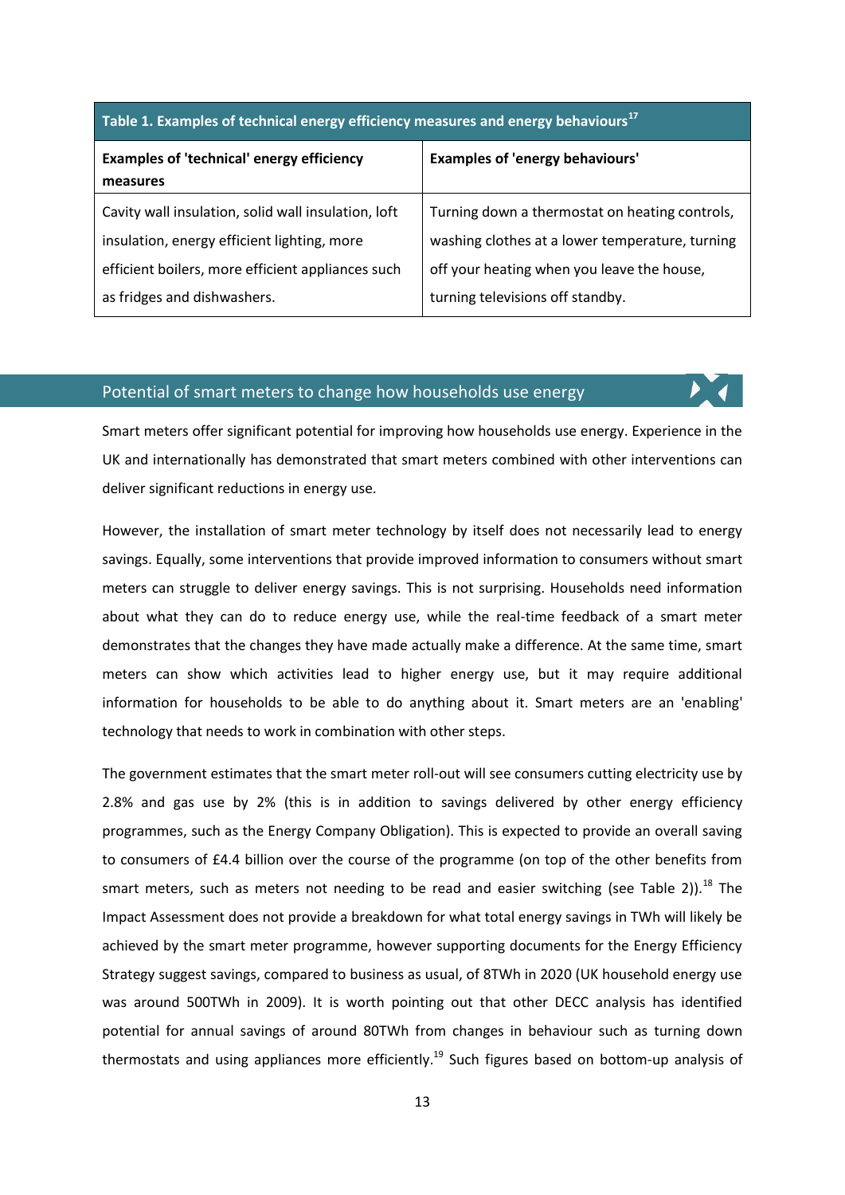| Table 1. Examples of technical energy efficiency measures and energy behaviours[17] | |
|---|---|
| **Examples of 'technical' energy efficiency measures** | **Examples of 'energy behaviours'** |
| Cavity wall insulation, solid wall insulation, loft insulation, energy efficient lighting, more efficient boilers, more efficient appliances such as fridges and dishwashers. | Turning down a thermostat on heating controls, washing clothes at a lower temperature, turning off your heating when you leave the house, turning televisions off standby. |

## Potential of smart meters to change how households use energy

Smart meters offer significant potential for improving how households use energy. Experience in the UK and internationally has demonstrated that smart meters combined with other interventions can deliver significant reductions in energy use.

However, the installation of smart meter technology by itself does not necessarily lead to energy savings. Equally, some interventions that provide improved information to consumers without smart meters can struggle to deliver energy savings. This is not surprising. Households need information about what they can do to reduce energy use, while the real-time feedback of a smart meter demonstrates that the changes they have made actually make a difference. At the same time, smart meters can show which activities lead to higher energy use, but it may require additional information for households to be able to do anything about it. Smart meters are an 'enabling' technology that needs to work in combination with other steps.

The government estimates that the smart meter roll-out will see consumers cutting electricity use by 2.8% and gas use by 2% (this is in addition to savings delivered by other energy efficiency programmes, such as the Energy Company Obligation). This is expected to provide an overall saving to consumers of £4.4 billion over the course of the programme (on top of the other benefits from smart meters, such as meters not needing to be read and easier switching (see Table 2)).[18] The Impact Assessment does not provide a breakdown for what total energy savings in TWh will likely be achieved by the smart meter programme, however supporting documents for the Energy Efficiency Strategy suggest savings, compared to business as usual, of 8TWh in 2020 (UK household energy use was around 500TWh in 2009). It is worth pointing out that other DECC analysis has identified potential for annual savings of around 80TWh from changes in behaviour such as turning down thermostats and using appliances more efficiently.[19] Such figures based on bottom-up analysis of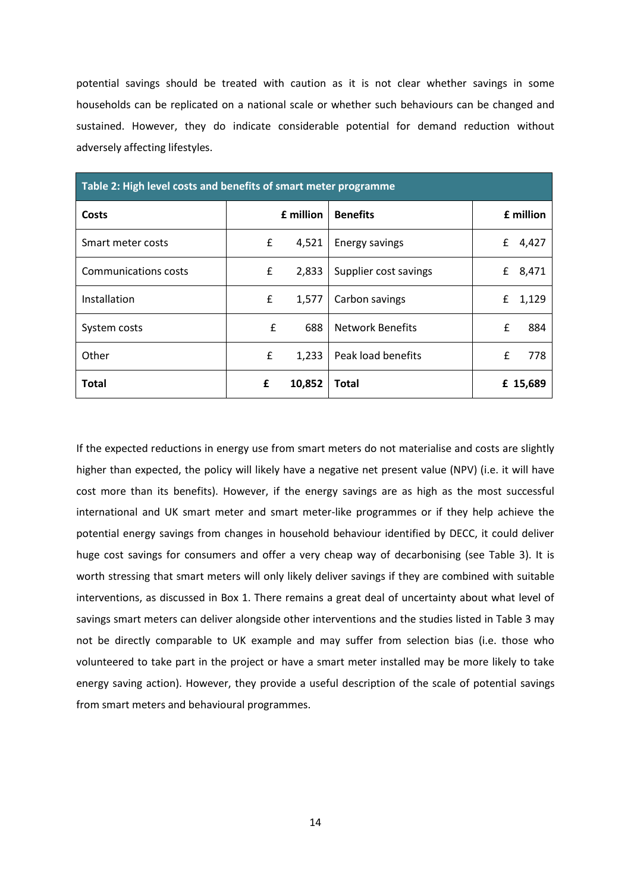potential savings should be treated with caution as it is not clear whether savings in some households can be replicated on a national scale or whether such behaviours can be changed and sustained. However, they do indicate considerable potential for demand reduction without adversely affecting lifestyles.

**Table 2: High level costs and benefits of smart meter programme**

| Costs | £ million | Benefits | £ million |
|---|---|---|---|
| Smart meter costs | £ 4,521 | Energy savings | £ 4,427 |
| Communications costs | £ 2,833 | Supplier cost savings | £ 8,471 |
| Installation | £ 1,577 | Carbon savings | £ 1,129 |
| System costs | £ 688 | Network Benefits | £ 884 |
| Other | £ 1,233 | Peak load benefits | £ 778 |
| **Total** | **£ 10,852** | **Total** | **£ 15,689** |

If the expected reductions in energy use from smart meters do not materialise and costs are slightly higher than expected, the policy will likely have a negative net present value (NPV) (i.e. it will have cost more than its benefits). However, if the energy savings are as high as the most successful international and UK smart meter and smart meter-like programmes or if they help achieve the potential energy savings from changes in household behaviour identified by DECC, it could deliver huge cost savings for consumers and offer a very cheap way of decarbonising (see Table 3). It is worth stressing that smart meters will only likely deliver savings if they are combined with suitable interventions, as discussed in Box 1. There remains a great deal of uncertainty about what level of savings smart meters can deliver alongside other interventions and the studies listed in Table 3 may not be directly comparable to UK example and may suffer from selection bias (i.e. those who volunteered to take part in the project or have a smart meter installed may be more likely to take energy saving action). However, they provide a useful description of the scale of potential savings from smart meters and behavioural programmes.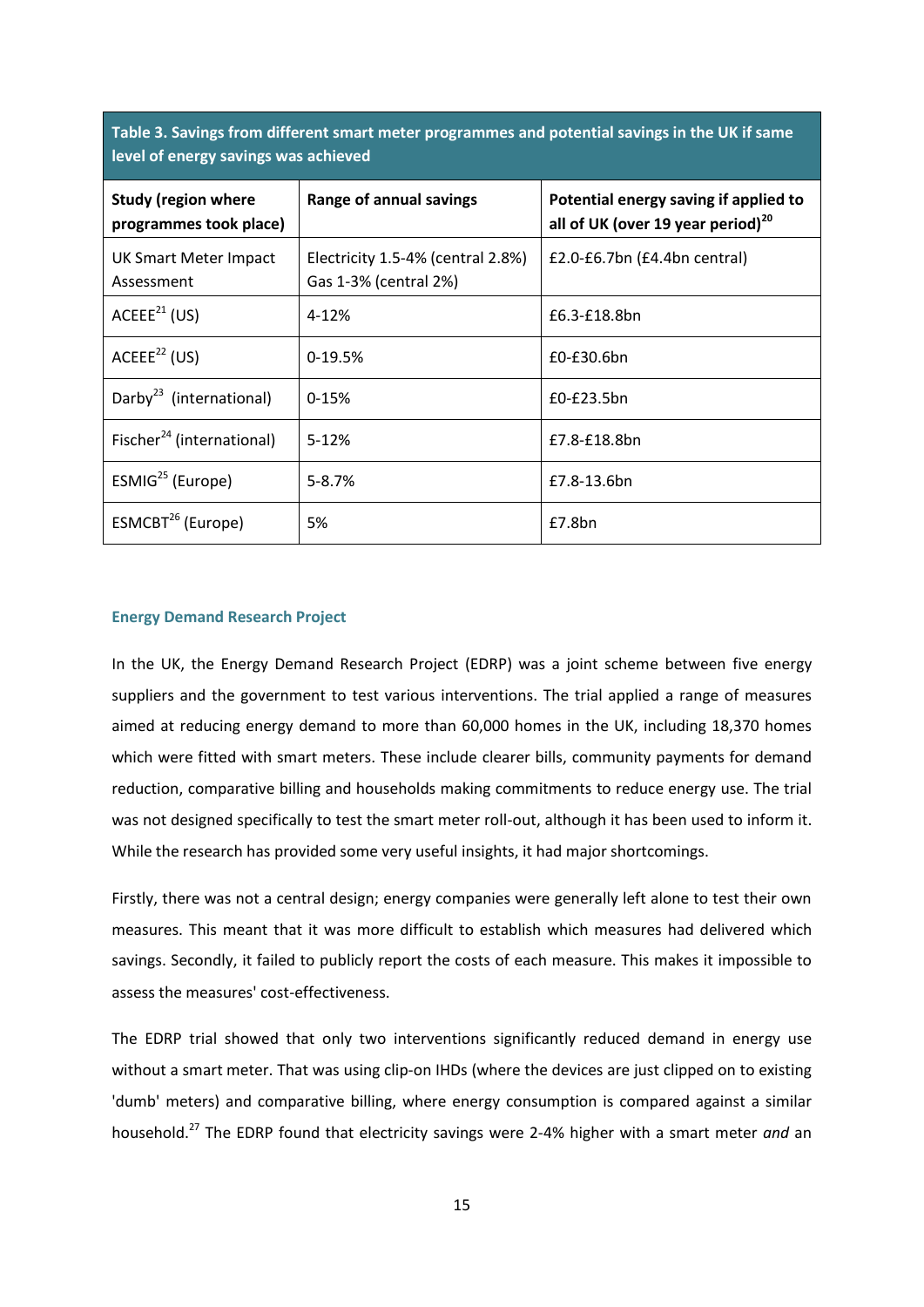**Table 3. Savings from different smart meter programmes and potential savings in the UK if same level of energy savings was achieved**

| Study (region where programmes took place) | Range of annual savings | Potential energy saving if applied to all of UK (over 19 year period)[20] |
|---|---|---|
| UK Smart Meter Impact Assessment | Electricity 1.5-4% (central 2.8%) Gas 1-3% (central 2%) | £2.0-£6.7bn (£4.4bn central) |
| ACEEE[21] (US) | 4-12% | £6.3-£18.8bn |
| ACEEE[22] (US) | 0-19.5% | £0-£30.6bn |
| Darby[23] (international) | 0-15% | £0-£23.5bn |
| Fischer[24] (international) | 5-12% | £7.8-£18.8bn |
| ESMIG[25] (Europe) | 5-8.7% | £7.8-13.6bn |
| ESMCBT[26] (Europe) | 5% | £7.8bn |

### Energy Demand Research Project

In the UK, the Energy Demand Research Project (EDRP) was a joint scheme between five energy suppliers and the government to test various interventions. The trial applied a range of measures aimed at reducing energy demand to more than 60,000 homes in the UK, including 18,370 homes which were fitted with smart meters. These include clearer bills, community payments for demand reduction, comparative billing and households making commitments to reduce energy use. The trial was not designed specifically to test the smart meter roll-out, although it has been used to inform it. While the research has provided some very useful insights, it had major shortcomings.

Firstly, there was not a central design; energy companies were generally left alone to test their own measures. This meant that it was more difficult to establish which measures had delivered which savings. Secondly, it failed to publicly report the costs of each measure. This makes it impossible to assess the measures' cost-effectiveness.

The EDRP trial showed that only two interventions significantly reduced demand in energy use without a smart meter. That was using clip-on IHDs (where the devices are just clipped on to existing 'dumb' meters) and comparative billing, where energy consumption is compared against a similar household.[27] The EDRP found that electricity savings were 2-4% higher with a smart meter *and* an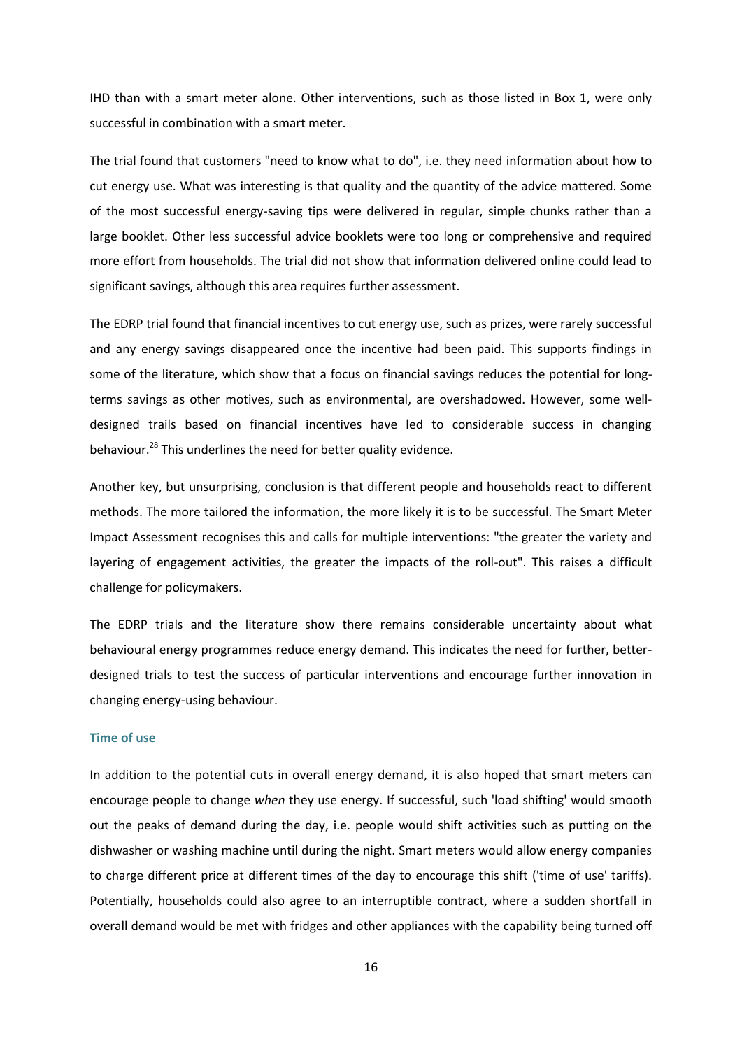IHD than with a smart meter alone. Other interventions, such as those listed in Box 1, were only successful in combination with a smart meter.

The trial found that customers "need to know what to do", i.e. they need information about how to cut energy use. What was interesting is that quality and the quantity of the advice mattered. Some of the most successful energy-saving tips were delivered in regular, simple chunks rather than a large booklet. Other less successful advice booklets were too long or comprehensive and required more effort from households. The trial did not show that information delivered online could lead to significant savings, although this area requires further assessment.

The EDRP trial found that financial incentives to cut energy use, such as prizes, were rarely successful and any energy savings disappeared once the incentive had been paid. This supports findings in some of the literature, which show that a focus on financial savings reduces the potential for long-terms savings as other motives, such as environmental, are overshadowed. However, some well-designed trails based on financial incentives have led to considerable success in changing behaviour.[28] This underlines the need for better quality evidence.

Another key, but unsurprising, conclusion is that different people and households react to different methods. The more tailored the information, the more likely it is to be successful. The Smart Meter Impact Assessment recognises this and calls for multiple interventions: "the greater the variety and layering of engagement activities, the greater the impacts of the roll-out". This raises a difficult challenge for policymakers.

The EDRP trials and the literature show there remains considerable uncertainty about what behavioural energy programmes reduce energy demand. This indicates the need for further, better-designed trials to test the success of particular interventions and encourage further innovation in changing energy-using behaviour.

#### Time of use

In addition to the potential cuts in overall energy demand, it is also hoped that smart meters can encourage people to change *when* they use energy. If successful, such 'load shifting' would smooth out the peaks of demand during the day, i.e. people would shift activities such as putting on the dishwasher or washing machine until during the night. Smart meters would allow energy companies to charge different price at different times of the day to encourage this shift ('time of use' tariffs). Potentially, households could also agree to an interruptible contract, where a sudden shortfall in overall demand would be met with fridges and other appliances with the capability being turned off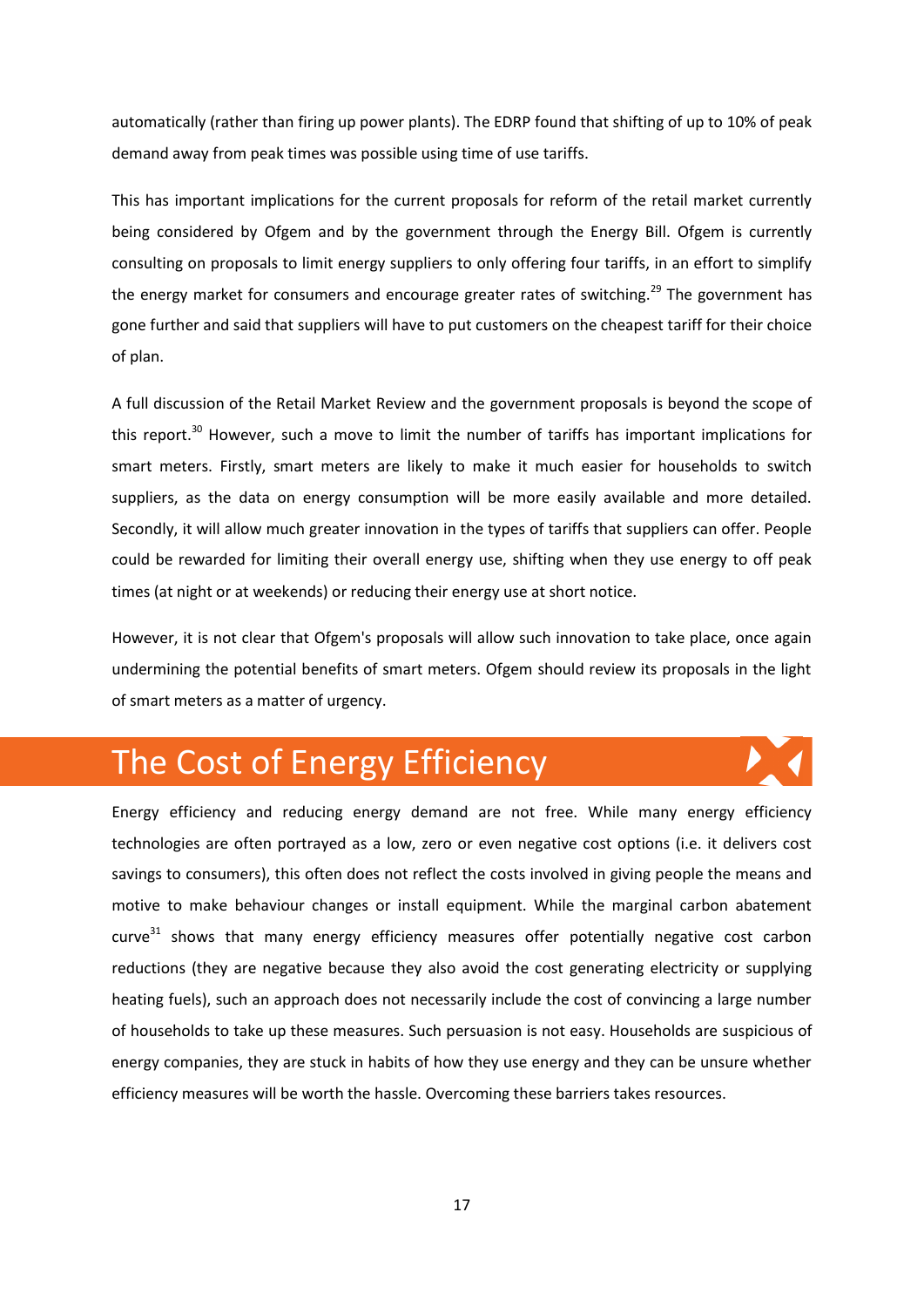automatically (rather than firing up power plants). The EDRP found that shifting of up to 10% of peak demand away from peak times was possible using time of use tariffs.

This has important implications for the current proposals for reform of the retail market currently being considered by Ofgem and by the government through the Energy Bill. Ofgem is currently consulting on proposals to limit energy suppliers to only offering four tariffs, in an effort to simplify the energy market for consumers and encourage greater rates of switching.[29] The government has gone further and said that suppliers will have to put customers on the cheapest tariff for their choice of plan.

A full discussion of the Retail Market Review and the government proposals is beyond the scope of this report.[30] However, such a move to limit the number of tariffs has important implications for smart meters. Firstly, smart meters are likely to make it much easier for households to switch suppliers, as the data on energy consumption will be more easily available and more detailed. Secondly, it will allow much greater innovation in the types of tariffs that suppliers can offer. People could be rewarded for limiting their overall energy use, shifting when they use energy to off peak times (at night or at weekends) or reducing their energy use at short notice.

However, it is not clear that Ofgem's proposals will allow such innovation to take place, once again undermining the potential benefits of smart meters. Ofgem should review its proposals in the light of smart meters as a matter of urgency.

# The Cost of Energy Efficiency

Energy efficiency and reducing energy demand are not free. While many energy efficiency technologies are often portrayed as a low, zero or even negative cost options (i.e. it delivers cost savings to consumers), this often does not reflect the costs involved in giving people the means and motive to make behaviour changes or install equipment. While the marginal carbon abatement curve[31] shows that many energy efficiency measures offer potentially negative cost carbon reductions (they are negative because they also avoid the cost generating electricity or supplying heating fuels), such an approach does not necessarily include the cost of convincing a large number of households to take up these measures. Such persuasion is not easy. Households are suspicious of energy companies, they are stuck in habits of how they use energy and they can be unsure whether efficiency measures will be worth the hassle. Overcoming these barriers takes resources.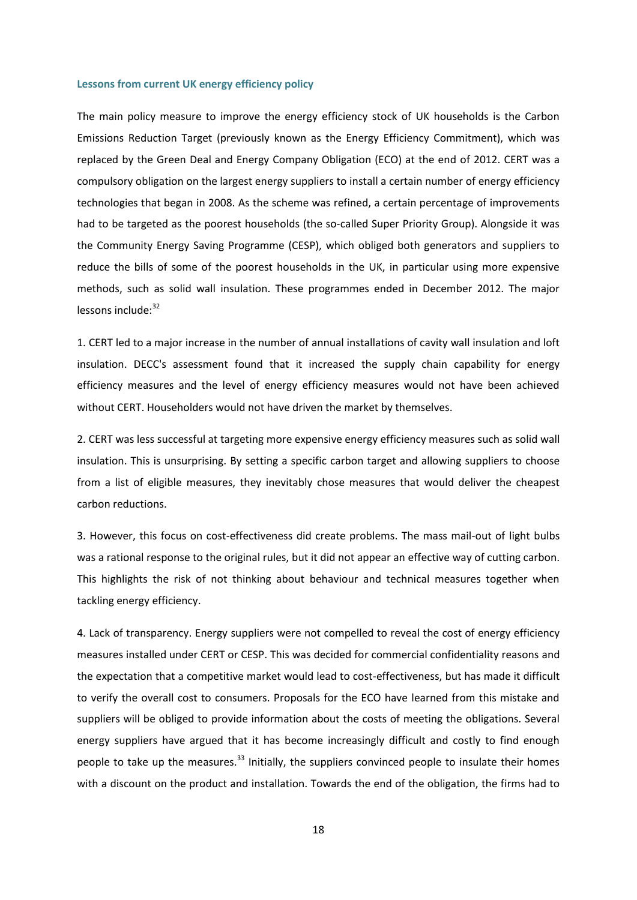### Lessons from current UK energy efficiency policy

The main policy measure to improve the energy efficiency stock of UK households is the Carbon Emissions Reduction Target (previously known as the Energy Efficiency Commitment), which was replaced by the Green Deal and Energy Company Obligation (ECO) at the end of 2012. CERT was a compulsory obligation on the largest energy suppliers to install a certain number of energy efficiency technologies that began in 2008. As the scheme was refined, a certain percentage of improvements had to be targeted as the poorest households (the so-called Super Priority Group). Alongside it was the Community Energy Saving Programme (CESP), which obliged both generators and suppliers to reduce the bills of some of the poorest households in the UK, in particular using more expensive methods, such as solid wall insulation. These programmes ended in December 2012. The major lessons include:[32]

1. CERT led to a major increase in the number of annual installations of cavity wall insulation and loft insulation. DECC's assessment found that it increased the supply chain capability for energy efficiency measures and the level of energy efficiency measures would not have been achieved without CERT. Householders would not have driven the market by themselves.

2. CERT was less successful at targeting more expensive energy efficiency measures such as solid wall insulation. This is unsurprising. By setting a specific carbon target and allowing suppliers to choose from a list of eligible measures, they inevitably chose measures that would deliver the cheapest carbon reductions.

3. However, this focus on cost-effectiveness did create problems. The mass mail-out of light bulbs was a rational response to the original rules, but it did not appear an effective way of cutting carbon. This highlights the risk of not thinking about behaviour and technical measures together when tackling energy efficiency.

4. Lack of transparency. Energy suppliers were not compelled to reveal the cost of energy efficiency measures installed under CERT or CESP. This was decided for commercial confidentiality reasons and the expectation that a competitive market would lead to cost-effectiveness, but has made it difficult to verify the overall cost to consumers. Proposals for the ECO have learned from this mistake and suppliers will be obliged to provide information about the costs of meeting the obligations. Several energy suppliers have argued that it has become increasingly difficult and costly to find enough people to take up the measures.[33] Initially, the suppliers convinced people to insulate their homes with a discount on the product and installation. Towards the end of the obligation, the firms had to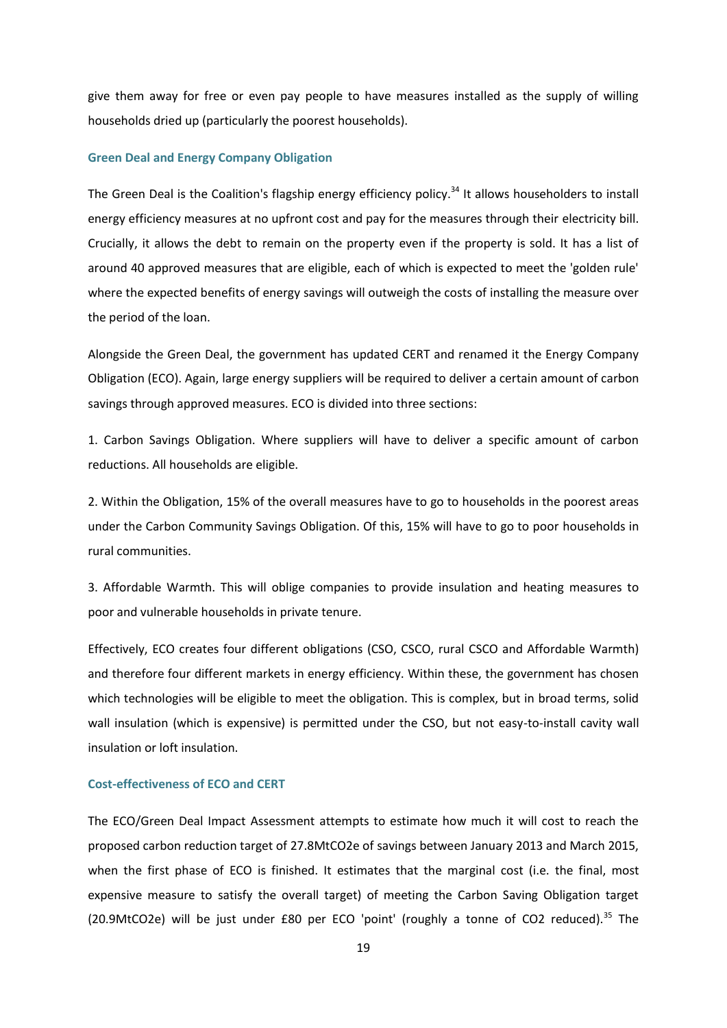give them away for free or even pay people to have measures installed as the supply of willing households dried up (particularly the poorest households).

### Green Deal and Energy Company Obligation

The Green Deal is the Coalition's flagship energy efficiency policy.[34] It allows householders to install energy efficiency measures at no upfront cost and pay for the measures through their electricity bill. Crucially, it allows the debt to remain on the property even if the property is sold. It has a list of around 40 approved measures that are eligible, each of which is expected to meet the 'golden rule' where the expected benefits of energy savings will outweigh the costs of installing the measure over the period of the loan.

Alongside the Green Deal, the government has updated CERT and renamed it the Energy Company Obligation (ECO). Again, large energy suppliers will be required to deliver a certain amount of carbon savings through approved measures. ECO is divided into three sections:

1. Carbon Savings Obligation. Where suppliers will have to deliver a specific amount of carbon reductions. All households are eligible.

2. Within the Obligation, 15% of the overall measures have to go to households in the poorest areas under the Carbon Community Savings Obligation. Of this, 15% will have to go to poor households in rural communities.

3. Affordable Warmth. This will oblige companies to provide insulation and heating measures to poor and vulnerable households in private tenure.

Effectively, ECO creates four different obligations (CSO, CSCO, rural CSCO and Affordable Warmth) and therefore four different markets in energy efficiency. Within these, the government has chosen which technologies will be eligible to meet the obligation. This is complex, but in broad terms, solid wall insulation (which is expensive) is permitted under the CSO, but not easy-to-install cavity wall insulation or loft insulation.

### Cost-effectiveness of ECO and CERT

The ECO/Green Deal Impact Assessment attempts to estimate how much it will cost to reach the proposed carbon reduction target of 27.8MtCO2e of savings between January 2013 and March 2015, when the first phase of ECO is finished. It estimates that the marginal cost (i.e. the final, most expensive measure to satisfy the overall target) of meeting the Carbon Saving Obligation target (20.9MtCO2e) will be just under £80 per ECO 'point' (roughly a tonne of CO2 reduced).[35] The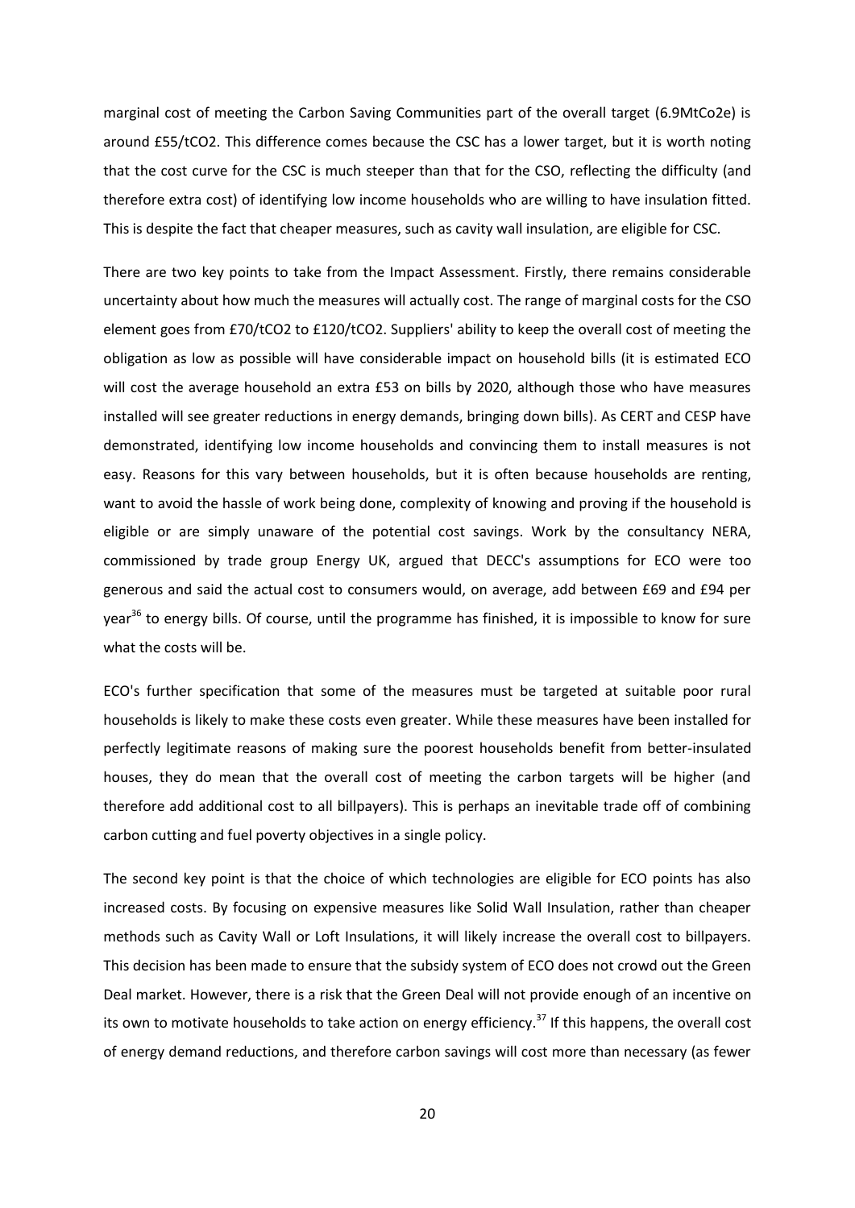marginal cost of meeting the Carbon Saving Communities part of the overall target (6.9MtCo2e) is around £55/tCO2. This difference comes because the CSC has a lower target, but it is worth noting that the cost curve for the CSC is much steeper than that for the CSO, reflecting the difficulty (and therefore extra cost) of identifying low income households who are willing to have insulation fitted. This is despite the fact that cheaper measures, such as cavity wall insulation, are eligible for CSC.

There are two key points to take from the Impact Assessment. Firstly, there remains considerable uncertainty about how much the measures will actually cost. The range of marginal costs for the CSO element goes from £70/tCO2 to £120/tCO2. Suppliers' ability to keep the overall cost of meeting the obligation as low as possible will have considerable impact on household bills (it is estimated ECO will cost the average household an extra £53 on bills by 2020, although those who have measures installed will see greater reductions in energy demands, bringing down bills). As CERT and CESP have demonstrated, identifying low income households and convincing them to install measures is not easy. Reasons for this vary between households, but it is often because households are renting, want to avoid the hassle of work being done, complexity of knowing and proving if the household is eligible or are simply unaware of the potential cost savings. Work by the consultancy NERA, commissioned by trade group Energy UK, argued that DECC's assumptions for ECO were too generous and said the actual cost to consumers would, on average, add between £69 and £94 per year[36] to energy bills. Of course, until the programme has finished, it is impossible to know for sure what the costs will be.

ECO's further specification that some of the measures must be targeted at suitable poor rural households is likely to make these costs even greater. While these measures have been installed for perfectly legitimate reasons of making sure the poorest households benefit from better-insulated houses, they do mean that the overall cost of meeting the carbon targets will be higher (and therefore add additional cost to all billpayers). This is perhaps an inevitable trade off of combining carbon cutting and fuel poverty objectives in a single policy.

The second key point is that the choice of which technologies are eligible for ECO points has also increased costs. By focusing on expensive measures like Solid Wall Insulation, rather than cheaper methods such as Cavity Wall or Loft Insulations, it will likely increase the overall cost to billpayers. This decision has been made to ensure that the subsidy system of ECO does not crowd out the Green Deal market. However, there is a risk that the Green Deal will not provide enough of an incentive on its own to motivate households to take action on energy efficiency.[37] If this happens, the overall cost of energy demand reductions, and therefore carbon savings will cost more than necessary (as fewer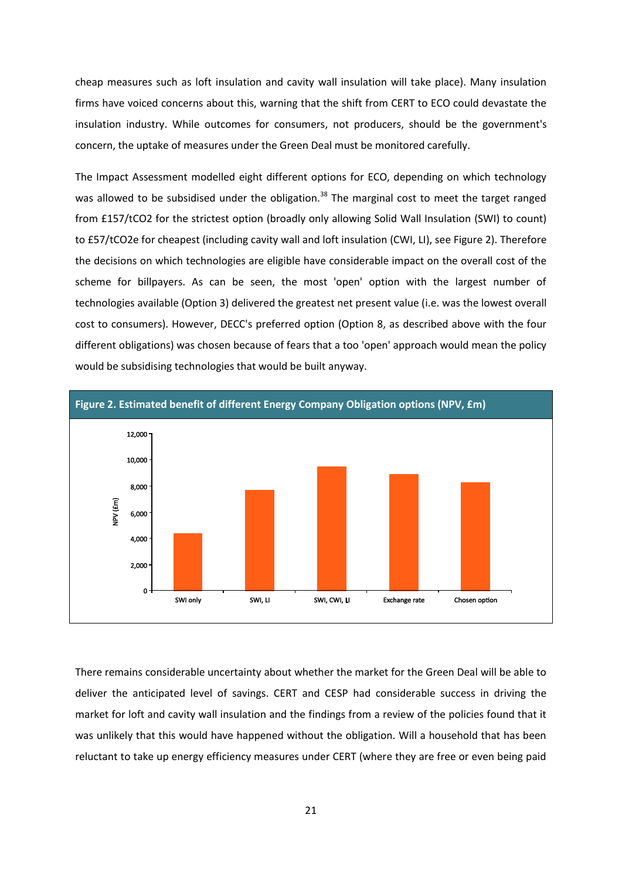cheap measures such as loft insulation and cavity wall insulation will take place). Many insulation firms have voiced concerns about this, warning that the shift from CERT to ECO could devastate the insulation industry. While outcomes for consumers, not producers, should be the government's concern, the uptake of measures under the Green Deal must be monitored carefully.

The Impact Assessment modelled eight different options for ECO, depending on which technology was allowed to be subsidised under the obligation.[38] The marginal cost to meet the target ranged from £157/tCO2 for the strictest option (broadly only allowing Solid Wall Insulation (SWI) to count) to £57/tCO2e for cheapest (including cavity wall and loft insulation (CWI, LI), see Figure 2). Therefore the decisions on which technologies are eligible have considerable impact on the overall cost of the scheme for billpayers. As can be seen, the most 'open' option with the largest number of technologies available (Option 3) delivered the greatest net present value (i.e. was the lowest overall cost to consumers). However, DECC's preferred option (Option 8, as described above with the four different obligations) was chosen because of fears that a too 'open' approach would mean the policy would be subsidising technologies that would be built anyway.

**Figure 2. Estimated benefit of different Energy Company Obligation options (NPV, £m)**

| Option | NPV (£m, approx.) |
| --- | --- |
| SWI only | ~4,400 |
| SWI, LI | ~7,700 |
| SWI, CWI, LI | ~9,500 |
| Exchange rate | ~8,900 |
| Chosen option | ~8,300 |

There remains considerable uncertainty about whether the market for the Green Deal will be able to deliver the anticipated level of savings. CERT and CESP had considerable success in driving the market for loft and cavity wall insulation and the findings from a review of the policies found that it was unlikely that this would have happened without the obligation. Will a household that has been reluctant to take up energy efficiency measures under CERT (where they are free or even being paid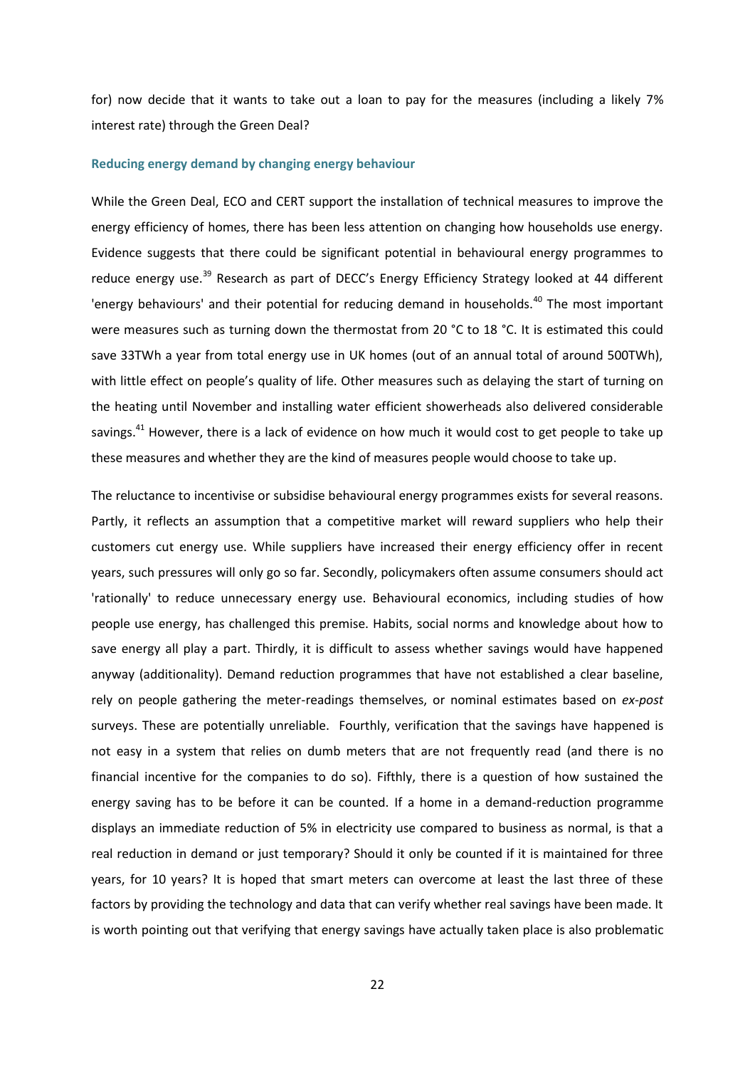for) now decide that it wants to take out a loan to pay for the measures (including a likely 7% interest rate) through the Green Deal?

### Reducing energy demand by changing energy behaviour

While the Green Deal, ECO and CERT support the installation of technical measures to improve the energy efficiency of homes, there has been less attention on changing how households use energy. Evidence suggests that there could be significant potential in behavioural energy programmes to reduce energy use.[39] Research as part of DECC's Energy Efficiency Strategy looked at 44 different 'energy behaviours' and their potential for reducing demand in households.[40] The most important were measures such as turning down the thermostat from 20 °C to 18 °C. It is estimated this could save 33TWh a year from total energy use in UK homes (out of an annual total of around 500TWh), with little effect on people's quality of life. Other measures such as delaying the start of turning on the heating until November and installing water efficient showerheads also delivered considerable savings.[41] However, there is a lack of evidence on how much it would cost to get people to take up these measures and whether they are the kind of measures people would choose to take up.

The reluctance to incentivise or subsidise behavioural energy programmes exists for several reasons. Partly, it reflects an assumption that a competitive market will reward suppliers who help their customers cut energy use. While suppliers have increased their energy efficiency offer in recent years, such pressures will only go so far. Secondly, policymakers often assume consumers should act 'rationally' to reduce unnecessary energy use. Behavioural economics, including studies of how people use energy, has challenged this premise. Habits, social norms and knowledge about how to save energy all play a part. Thirdly, it is difficult to assess whether savings would have happened anyway (additionality). Demand reduction programmes that have not established a clear baseline, rely on people gathering the meter-readings themselves, or nominal estimates based on *ex-post* surveys. These are potentially unreliable. Fourthly, verification that the savings have happened is not easy in a system that relies on dumb meters that are not frequently read (and there is no financial incentive for the companies to do so). Fifthly, there is a question of how sustained the energy saving has to be before it can be counted. If a home in a demand-reduction programme displays an immediate reduction of 5% in electricity use compared to business as normal, is that a real reduction in demand or just temporary? Should it only be counted if it is maintained for three years, for 10 years? It is hoped that smart meters can overcome at least the last three of these factors by providing the technology and data that can verify whether real savings have been made. It is worth pointing out that verifying that energy savings have actually taken place is also problematic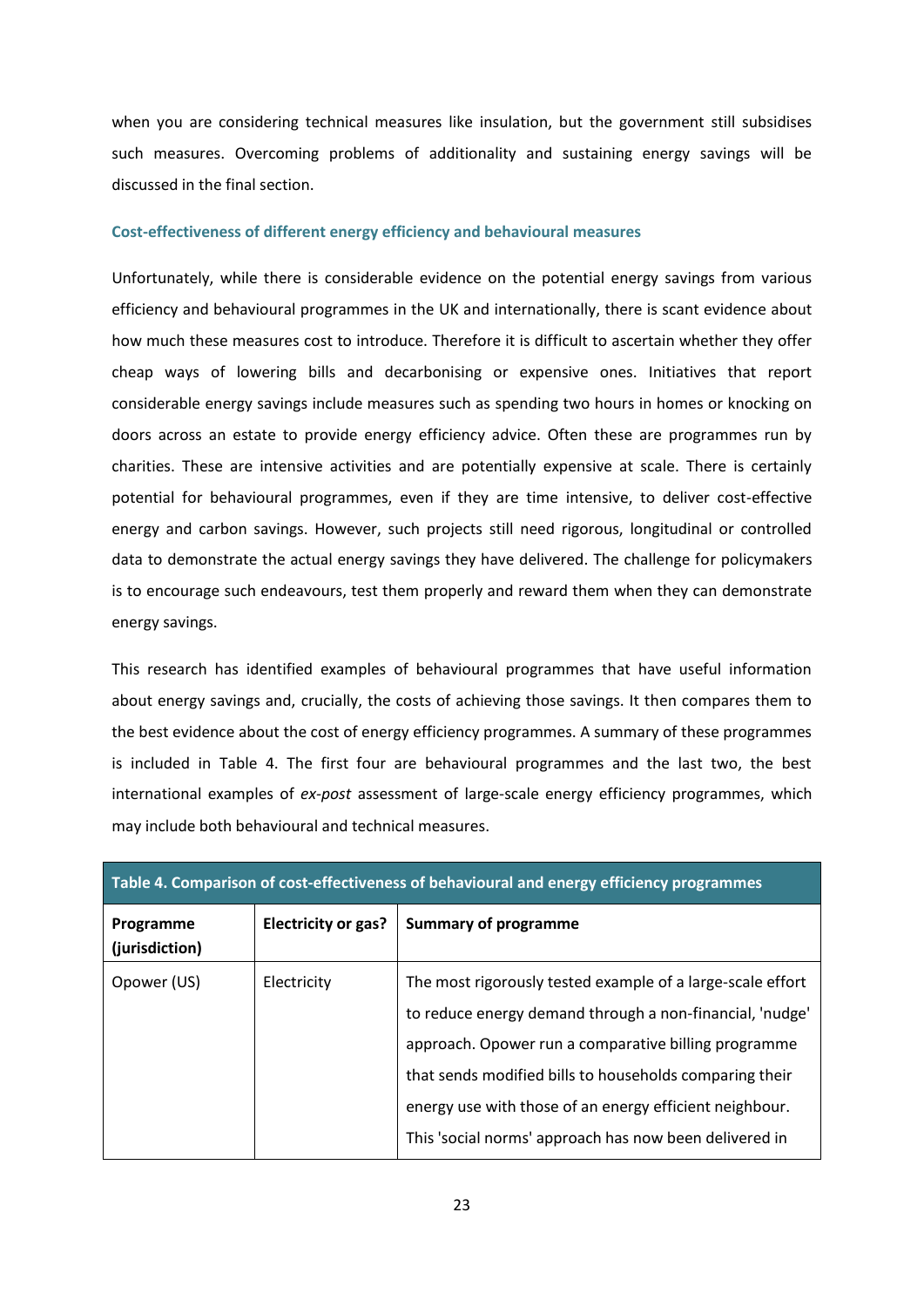when you are considering technical measures like insulation, but the government still subsidises such measures. Overcoming problems of additionality and sustaining energy savings will be discussed in the final section.

### Cost-effectiveness of different energy efficiency and behavioural measures

Unfortunately, while there is considerable evidence on the potential energy savings from various efficiency and behavioural programmes in the UK and internationally, there is scant evidence about how much these measures cost to introduce. Therefore it is difficult to ascertain whether they offer cheap ways of lowering bills and decarbonising or expensive ones. Initiatives that report considerable energy savings include measures such as spending two hours in homes or knocking on doors across an estate to provide energy efficiency advice. Often these are programmes run by charities. These are intensive activities and are potentially expensive at scale. There is certainly potential for behavioural programmes, even if they are time intensive, to deliver cost-effective energy and carbon savings. However, such projects still need rigorous, longitudinal or controlled data to demonstrate the actual energy savings they have delivered. The challenge for policymakers is to encourage such endeavours, test them properly and reward them when they can demonstrate energy savings.

This research has identified examples of behavioural programmes that have useful information about energy savings and, crucially, the costs of achieving those savings. It then compares them to the best evidence about the cost of energy efficiency programmes. A summary of these programmes is included in Table 4. The first four are behavioural programmes and the last two, the best international examples of *ex-post* assessment of large-scale energy efficiency programmes, which may include both behavioural and technical measures.

**Table 4. Comparison of cost-effectiveness of behavioural and energy efficiency programmes**

| Programme (jurisdiction) | Electricity or gas? | Summary of programme |
|---|---|---|
| Opower (US) | Electricity | The most rigorously tested example of a large-scale effort to reduce energy demand through a non-financial, 'nudge' approach. Opower run a comparative billing programme that sends modified bills to households comparing their energy use with those of an energy efficient neighbour. This 'social norms' approach has now been delivered in |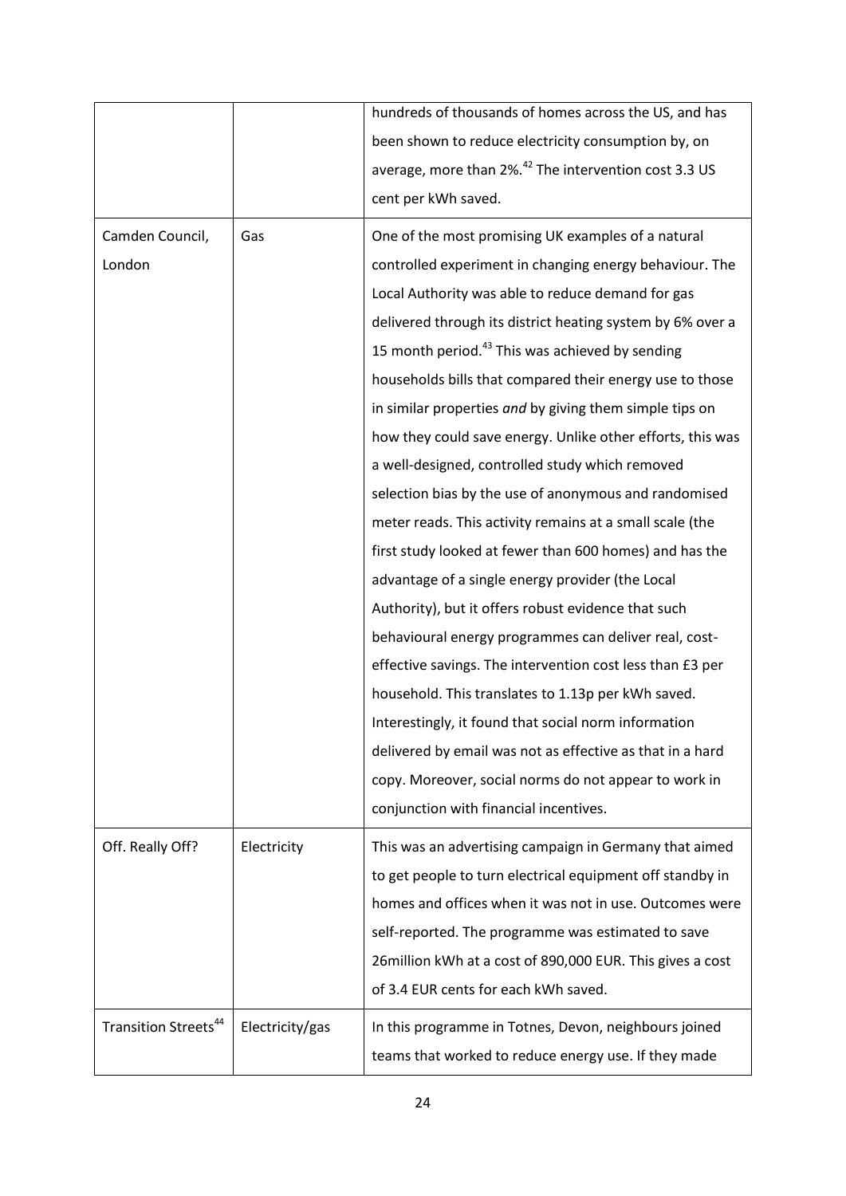| | | |
|---|---|---|
| | | hundreds of thousands of homes across the US, and has been shown to reduce electricity consumption by, on average, more than 2%.[42] The intervention cost 3.3 US cent per kWh saved. |
| Camden Council, London | Gas | One of the most promising UK examples of a natural controlled experiment in changing energy behaviour. The Local Authority was able to reduce demand for gas delivered through its district heating system by 6% over a 15 month period.[43] This was achieved by sending households bills that compared their energy use to those in similar properties *and* by giving them simple tips on how they could save energy. Unlike other efforts, this was a well-designed, controlled study which removed selection bias by the use of anonymous and randomised meter reads. This activity remains at a small scale (the first study looked at fewer than 600 homes) and has the advantage of a single energy provider (the Local Authority), but it offers robust evidence that such behavioural energy programmes can deliver real, cost-effective savings. The intervention cost less than £3 per household. This translates to 1.13p per kWh saved. Interestingly, it found that social norm information delivered by email was not as effective as that in a hard copy. Moreover, social norms do not appear to work in conjunction with financial incentives. |
| Off. Really Off? | Electricity | This was an advertising campaign in Germany that aimed to get people to turn electrical equipment off standby in homes and offices when it was not in use. Outcomes were self-reported. The programme was estimated to save 26million kWh at a cost of 890,000 EUR. This gives a cost of 3.4 EUR cents for each kWh saved. |
| Transition Streets[44] | Electricity/gas | In this programme in Totnes, Devon, neighbours joined teams that worked to reduce energy use. If they made |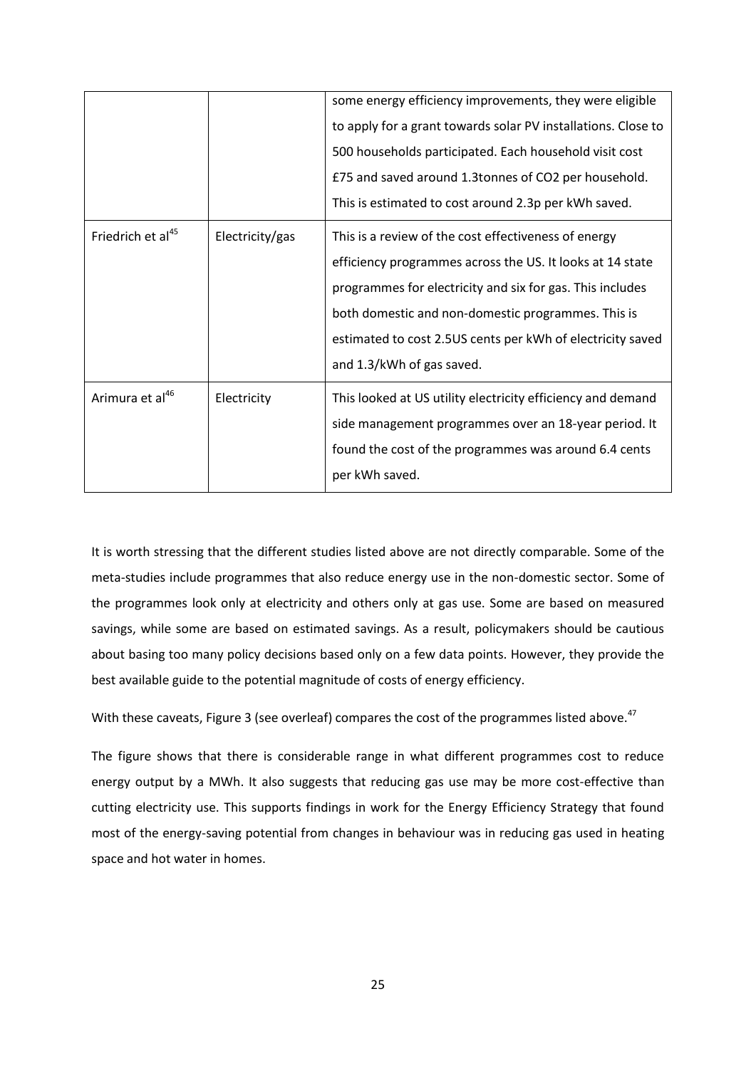|  |  | some energy efficiency improvements, they were eligible to apply for a grant towards solar PV installations. Close to 500 households participated. Each household visit cost £75 and saved around 1.3tonnes of $CO_2$ per household. This is estimated to cost around 2.3p per kWh saved. |
|---|---|---|
| Friedrich et al[45] | Electricity/gas | This is a review of the cost effectiveness of energy efficiency programmes across the US. It looks at 14 state programmes for electricity and six for gas. This includes both domestic and non-domestic programmes. This is estimated to cost 2.5US cents per kWh of electricity saved and 1.3/kWh of gas saved. |
| Arimura et al[46] | Electricity | This looked at US utility electricity efficiency and demand side management programmes over an 18-year period. It found the cost of the programmes was around 6.4 cents per kWh saved. |

It is worth stressing that the different studies listed above are not directly comparable. Some of the meta-studies include programmes that also reduce energy use in the non-domestic sector. Some of the programmes look only at electricity and others only at gas use. Some are based on measured savings, while some are based on estimated savings. As a result, policymakers should be cautious about basing too many policy decisions based only on a few data points. However, they provide the best available guide to the potential magnitude of costs of energy efficiency.

With these caveats, Figure 3 (see overleaf) compares the cost of the programmes listed above.[47]

The figure shows that there is considerable range in what different programmes cost to reduce energy output by a MWh. It also suggests that reducing gas use may be more cost-effective than cutting electricity use. This supports findings in work for the Energy Efficiency Strategy that found most of the energy-saving potential from changes in behaviour was in reducing gas used in heating space and hot water in homes.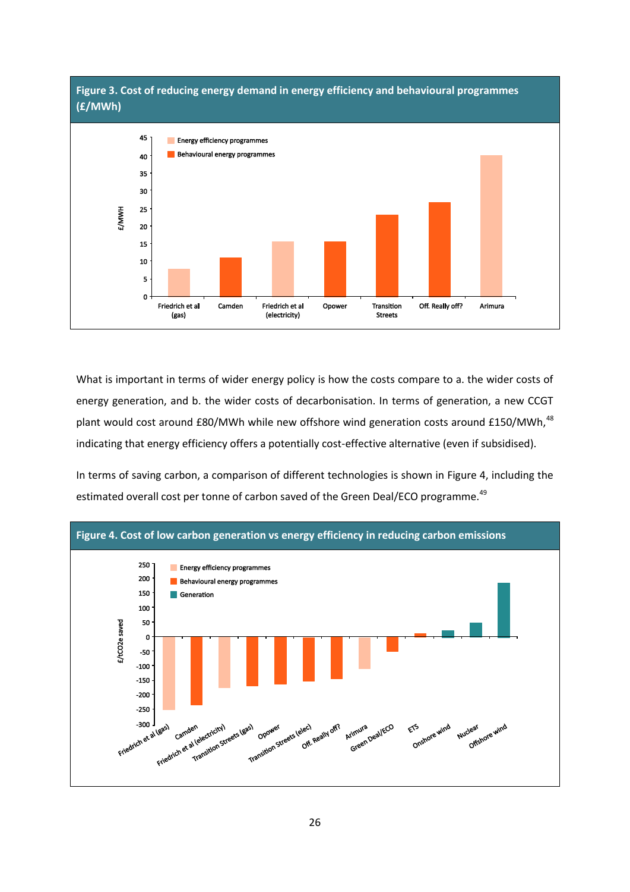**Figure 3. Cost of reducing energy demand in energy efficiency and behavioural programmes (£/MWh)**

What is important in terms of wider energy policy is how the costs compare to a. the wider costs of energy generation, and b. the wider costs of decarbonisation. In terms of generation, a new CCGT plant would cost around £80/MWh while new offshore wind generation costs around £150/MWh,[48] indicating that energy efficiency offers a potentially cost-effective alternative (even if subsidised).

In terms of saving carbon, a comparison of different technologies is shown in Figure 4, including the estimated overall cost per tonne of carbon saved of the Green Deal/ECO programme.[49]

**Figure 4. Cost of low carbon generation vs energy efficiency in reducing carbon emissions**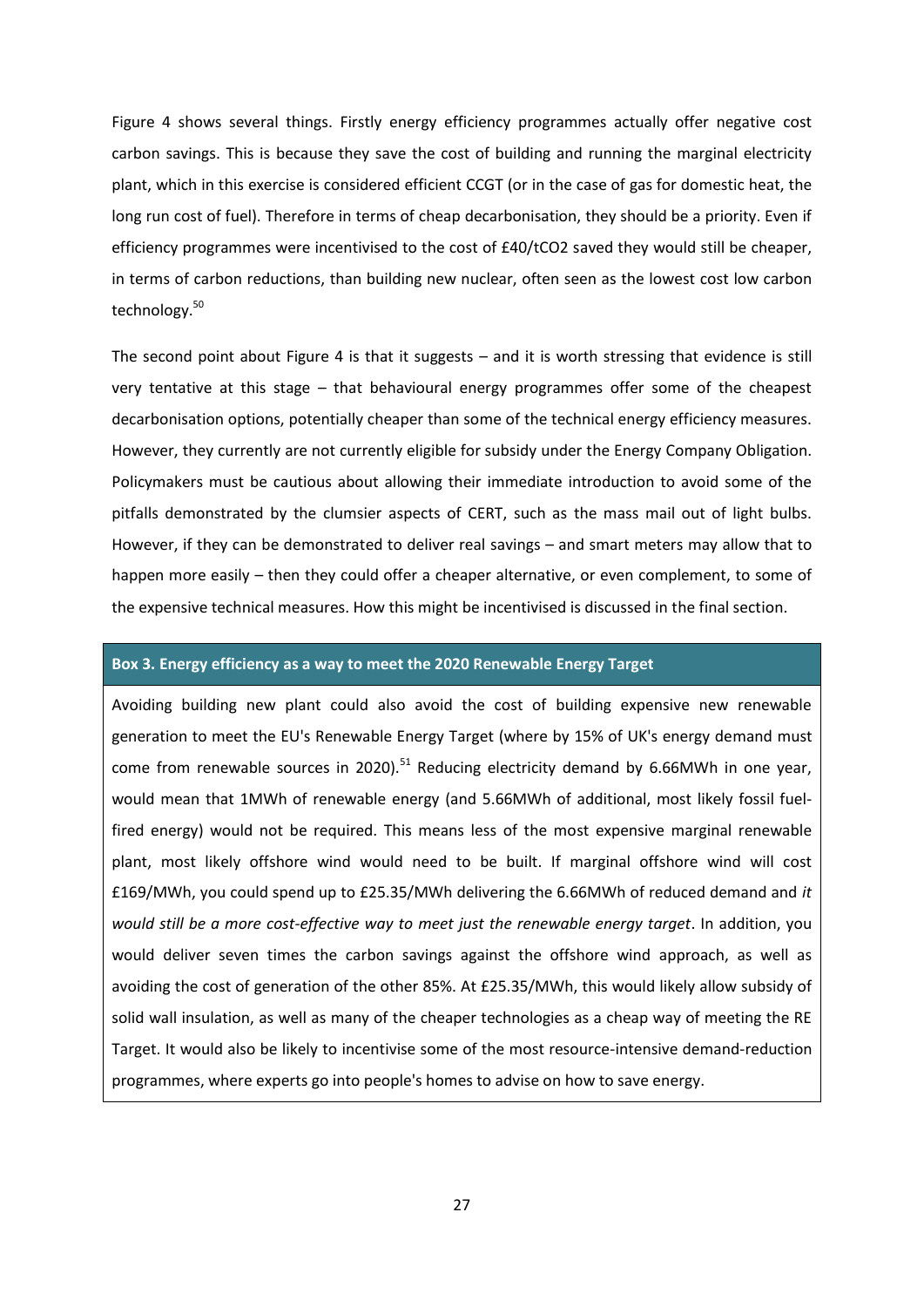Figure 4 shows several things. Firstly energy efficiency programmes actually offer negative cost carbon savings. This is because they save the cost of building and running the marginal electricity plant, which in this exercise is considered efficient CCGT (or in the case of gas for domestic heat, the long run cost of fuel). Therefore in terms of cheap decarbonisation, they should be a priority. Even if efficiency programmes were incentivised to the cost of £40/tCO2 saved they would still be cheaper, in terms of carbon reductions, than building new nuclear, often seen as the lowest cost low carbon technology.[50]

The second point about Figure 4 is that it suggests – and it is worth stressing that evidence is still very tentative at this stage – that behavioural energy programmes offer some of the cheapest decarbonisation options, potentially cheaper than some of the technical energy efficiency measures. However, they currently are not currently eligible for subsidy under the Energy Company Obligation. Policymakers must be cautious about allowing their immediate introduction to avoid some of the pitfalls demonstrated by the clumsier aspects of CERT, such as the mass mail out of light bulbs. However, if they can be demonstrated to deliver real savings – and smart meters may allow that to happen more easily – then they could offer a cheaper alternative, or even complement, to some of the expensive technical measures. How this might be incentivised is discussed in the final section.

**Box 3. Energy efficiency as a way to meet the 2020 Renewable Energy Target**

Avoiding building new plant could also avoid the cost of building expensive new renewable generation to meet the EU's Renewable Energy Target (where by 15% of UK's energy demand must come from renewable sources in 2020).[51] Reducing electricity demand by 6.66MWh in one year, would mean that 1MWh of renewable energy (and 5.66MWh of additional, most likely fossil fuel-fired energy) would not be required. This means less of the most expensive marginal renewable plant, most likely offshore wind would need to be built. If marginal offshore wind will cost £169/MWh, you could spend up to £25.35/MWh delivering the 6.66MWh of reduced demand and *it would still be a more cost-effective way to meet just the renewable energy target*. In addition, you would deliver seven times the carbon savings against the offshore wind approach, as well as avoiding the cost of generation of the other 85%. At £25.35/MWh, this would likely allow subsidy of solid wall insulation, as well as many of the cheaper technologies as a cheap way of meeting the RE Target. It would also be likely to incentivise some of the most resource-intensive demand-reduction programmes, where experts go into people's homes to advise on how to save energy.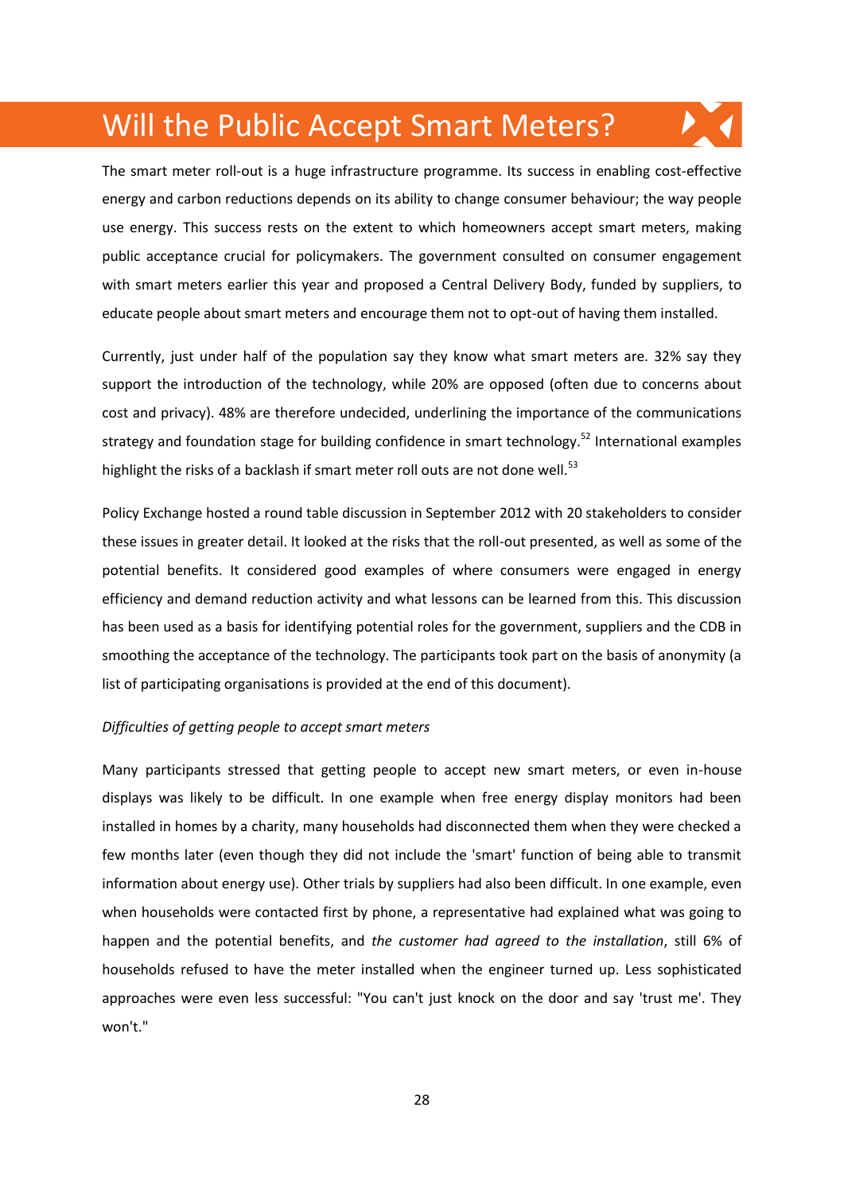# Will the Public Accept Smart Meters?

The smart meter roll-out is a huge infrastructure programme. Its success in enabling cost-effective energy and carbon reductions depends on its ability to change consumer behaviour; the way people use energy. This success rests on the extent to which homeowners accept smart meters, making public acceptance crucial for policymakers. The government consulted on consumer engagement with smart meters earlier this year and proposed a Central Delivery Body, funded by suppliers, to educate people about smart meters and encourage them not to opt-out of having them installed.

Currently, just under half of the population say they know what smart meters are. 32% say they support the introduction of the technology, while 20% are opposed (often due to concerns about cost and privacy). 48% are therefore undecided, underlining the importance of the communications strategy and foundation stage for building confidence in smart technology.[52] International examples highlight the risks of a backlash if smart meter roll outs are not done well.[53]

Policy Exchange hosted a round table discussion in September 2012 with 20 stakeholders to consider these issues in greater detail. It looked at the risks that the roll-out presented, as well as some of the potential benefits. It considered good examples of where consumers were engaged in energy efficiency and demand reduction activity and what lessons can be learned from this. This discussion has been used as a basis for identifying potential roles for the government, suppliers and the CDB in smoothing the acceptance of the technology. The participants took part on the basis of anonymity (a list of participating organisations is provided at the end of this document).

*Difficulties of getting people to accept smart meters*

Many participants stressed that getting people to accept new smart meters, or even in-house displays was likely to be difficult. In one example when free energy display monitors had been installed in homes by a charity, many households had disconnected them when they were checked a few months later (even though they did not include the 'smart' function of being able to transmit information about energy use). Other trials by suppliers had also been difficult. In one example, even when households were contacted first by phone, a representative had explained what was going to happen and the potential benefits, and *the customer had agreed to the installation*, still 6% of households refused to have the meter installed when the engineer turned up. Less sophisticated approaches were even less successful: "You can't just knock on the door and say 'trust me'. They won't."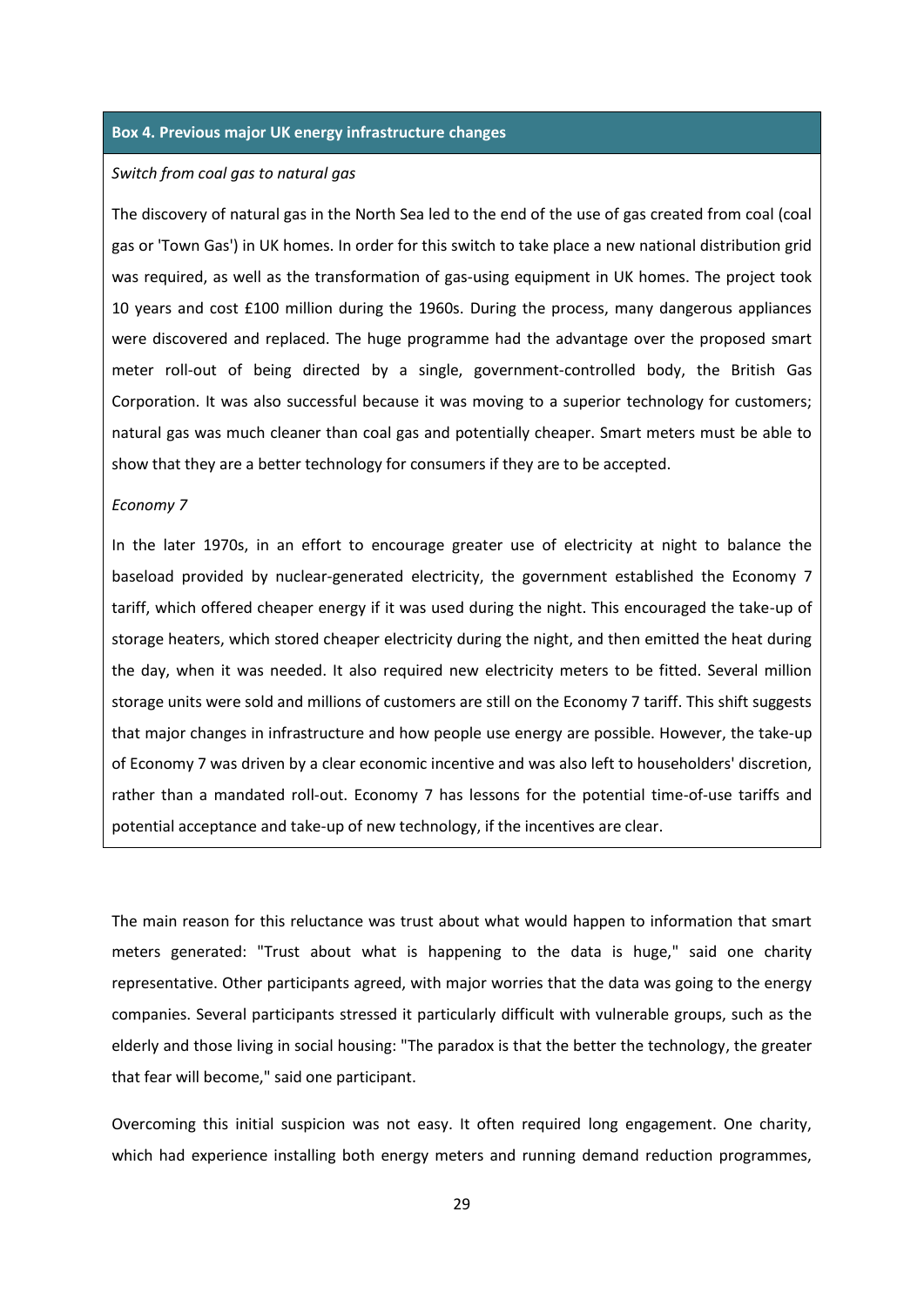**Box 4. Previous major UK energy infrastructure changes**

*Switch from coal gas to natural gas*

The discovery of natural gas in the North Sea led to the end of the use of gas created from coal (coal gas or 'Town Gas') in UK homes. In order for this switch to take place a new national distribution grid was required, as well as the transformation of gas-using equipment in UK homes. The project took 10 years and cost £100 million during the 1960s. During the process, many dangerous appliances were discovered and replaced. The huge programme had the advantage over the proposed smart meter roll-out of being directed by a single, government-controlled body, the British Gas Corporation. It was also successful because it was moving to a superior technology for customers; natural gas was much cleaner than coal gas and potentially cheaper. Smart meters must be able to show that they are a better technology for consumers if they are to be accepted.

*Economy 7*

In the later 1970s, in an effort to encourage greater use of electricity at night to balance the baseload provided by nuclear-generated electricity, the government established the Economy 7 tariff, which offered cheaper energy if it was used during the night. This encouraged the take-up of storage heaters, which stored cheaper electricity during the night, and then emitted the heat during the day, when it was needed. It also required new electricity meters to be fitted. Several million storage units were sold and millions of customers are still on the Economy 7 tariff. This shift suggests that major changes in infrastructure and how people use energy are possible. However, the take-up of Economy 7 was driven by a clear economic incentive and was also left to householders' discretion, rather than a mandated roll-out. Economy 7 has lessons for the potential time-of-use tariffs and potential acceptance and take-up of new technology, if the incentives are clear.

The main reason for this reluctance was trust about what would happen to information that smart meters generated: "Trust about what is happening to the data is huge," said one charity representative. Other participants agreed, with major worries that the data was going to the energy companies. Several participants stressed it particularly difficult with vulnerable groups, such as the elderly and those living in social housing: "The paradox is that the better the technology, the greater that fear will become," said one participant.

Overcoming this initial suspicion was not easy. It often required long engagement. One charity, which had experience installing both energy meters and running demand reduction programmes,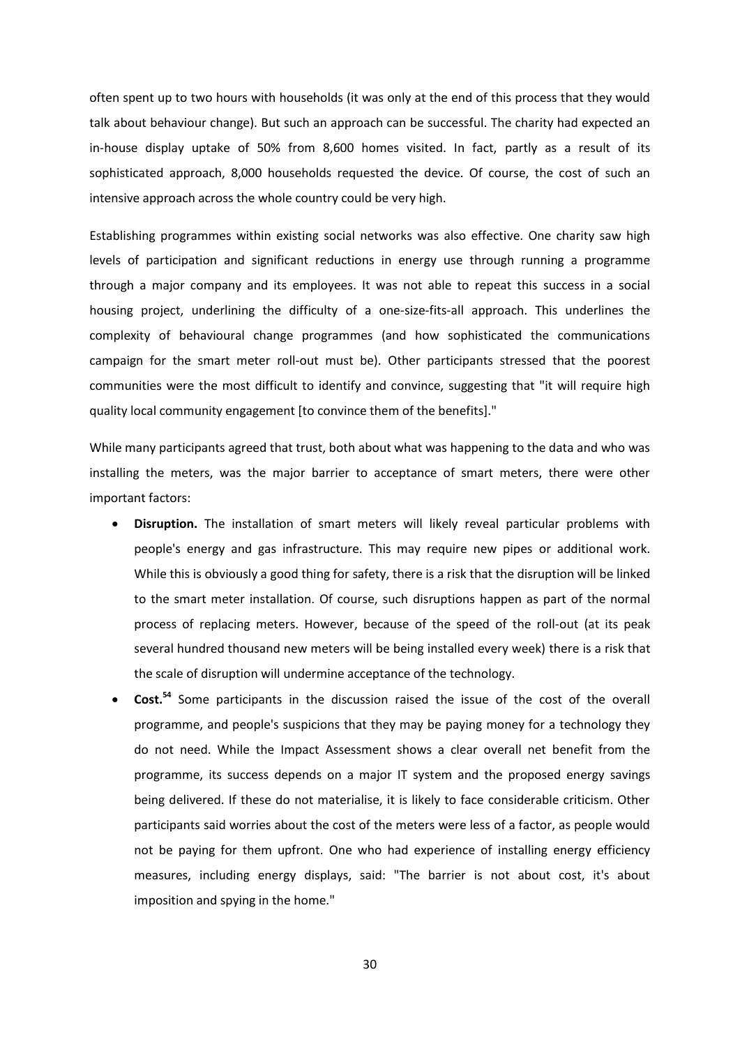often spent up to two hours with households (it was only at the end of this process that they would talk about behaviour change). But such an approach can be successful. The charity had expected an in-house display uptake of 50% from 8,600 homes visited. In fact, partly as a result of its sophisticated approach, 8,000 households requested the device. Of course, the cost of such an intensive approach across the whole country could be very high.

Establishing programmes within existing social networks was also effective. One charity saw high levels of participation and significant reductions in energy use through running a programme through a major company and its employees. It was not able to repeat this success in a social housing project, underlining the difficulty of a one-size-fits-all approach. This underlines the complexity of behavioural change programmes (and how sophisticated the communications campaign for the smart meter roll-out must be). Other participants stressed that the poorest communities were the most difficult to identify and convince, suggesting that "it will require high quality local community engagement [to convince them of the benefits]."

While many participants agreed that trust, both about what was happening to the data and who was installing the meters, was the major barrier to acceptance of smart meters, there were other important factors:

- **Disruption.** The installation of smart meters will likely reveal particular problems with people's energy and gas infrastructure. This may require new pipes or additional work. While this is obviously a good thing for safety, there is a risk that the disruption will be linked to the smart meter installation. Of course, such disruptions happen as part of the normal process of replacing meters. However, because of the speed of the roll-out (at its peak several hundred thousand new meters will be being installed every week) there is a risk that the scale of disruption will undermine acceptance of the technology.
- **Cost.**[54] Some participants in the discussion raised the issue of the cost of the overall programme, and people's suspicions that they may be paying money for a technology they do not need. While the Impact Assessment shows a clear overall net benefit from the programme, its success depends on a major IT system and the proposed energy savings being delivered. If these do not materialise, it is likely to face considerable criticism. Other participants said worries about the cost of the meters were less of a factor, as people would not be paying for them upfront. One who had experience of installing energy efficiency measures, including energy displays, said: "The barrier is not about cost, it's about imposition and spying in the home."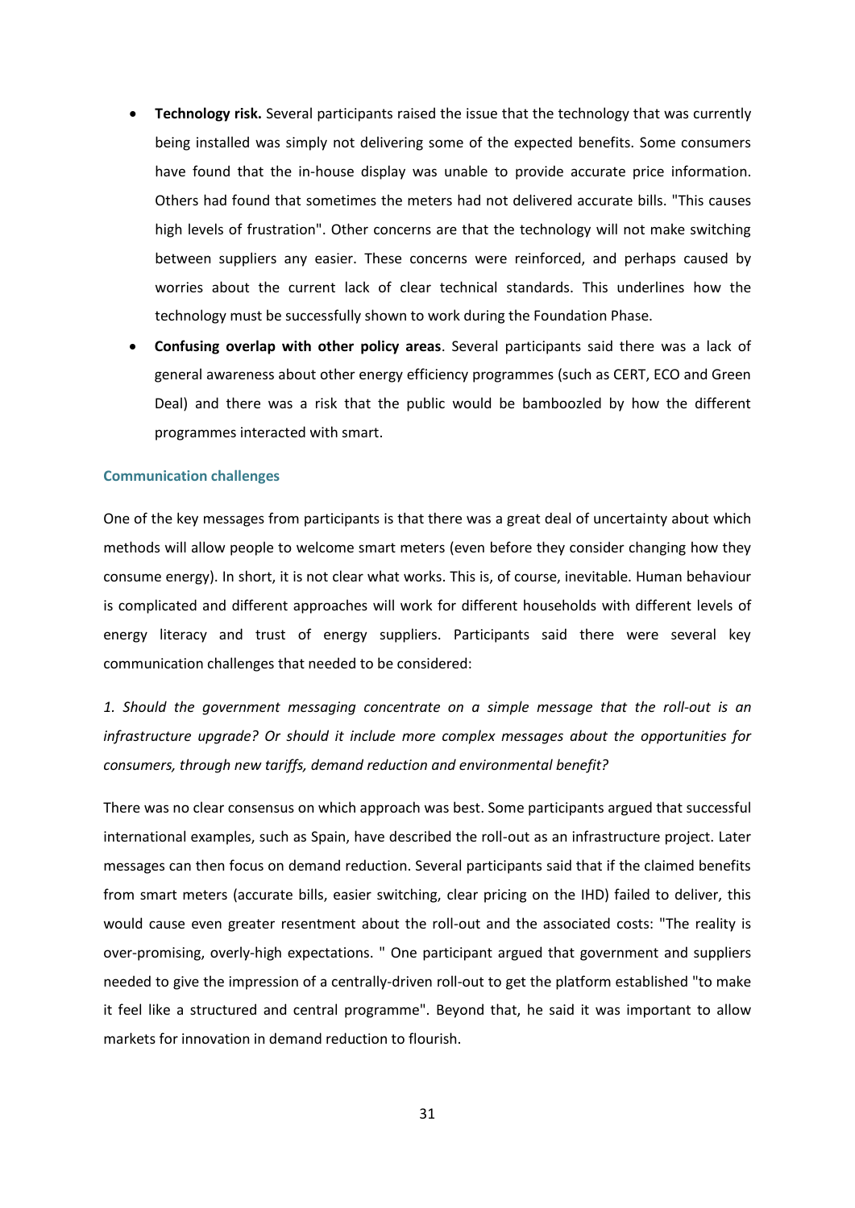- **Technology risk.** Several participants raised the issue that the technology that was currently being installed was simply not delivering some of the expected benefits. Some consumers have found that the in-house display was unable to provide accurate price information. Others had found that sometimes the meters had not delivered accurate bills. "This causes high levels of frustration". Other concerns are that the technology will not make switching between suppliers any easier. These concerns were reinforced, and perhaps caused by worries about the current lack of clear technical standards. This underlines how the technology must be successfully shown to work during the Foundation Phase.
- **Confusing overlap with other policy areas**. Several participants said there was a lack of general awareness about other energy efficiency programmes (such as CERT, ECO and Green Deal) and there was a risk that the public would be bamboozled by how the different programmes interacted with smart.

### Communication challenges

One of the key messages from participants is that there was a great deal of uncertainty about which methods will allow people to welcome smart meters (even before they consider changing how they consume energy). In short, it is not clear what works. This is, of course, inevitable. Human behaviour is complicated and different approaches will work for different households with different levels of energy literacy and trust of energy suppliers. Participants said there were several key communication challenges that needed to be considered:

*1. Should the government messaging concentrate on a simple message that the roll-out is an infrastructure upgrade? Or should it include more complex messages about the opportunities for consumers, through new tariffs, demand reduction and environmental benefit?*

There was no clear consensus on which approach was best. Some participants argued that successful international examples, such as Spain, have described the roll-out as an infrastructure project. Later messages can then focus on demand reduction. Several participants said that if the claimed benefits from smart meters (accurate bills, easier switching, clear pricing on the IHD) failed to deliver, this would cause even greater resentment about the roll-out and the associated costs: "The reality is over-promising, overly-high expectations. " One participant argued that government and suppliers needed to give the impression of a centrally-driven roll-out to get the platform established "to make it feel like a structured and central programme". Beyond that, he said it was important to allow markets for innovation in demand reduction to flourish.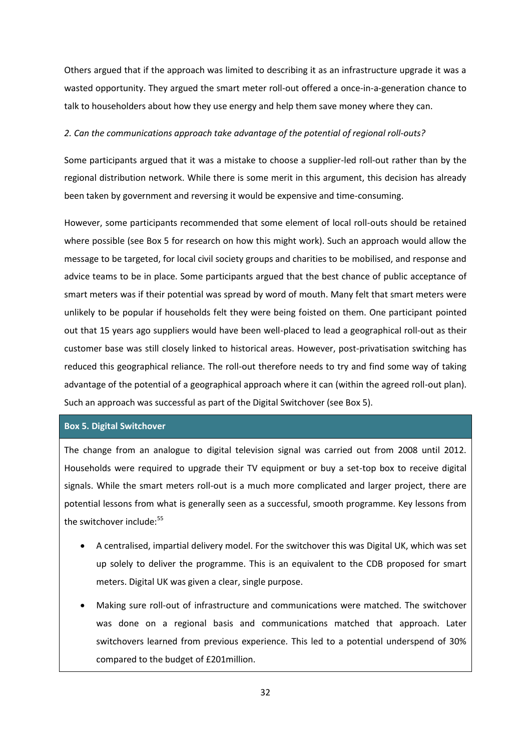Others argued that if the approach was limited to describing it as an infrastructure upgrade it was a wasted opportunity. They argued the smart meter roll-out offered a once-in-a-generation chance to talk to householders about how they use energy and help them save money where they can.

*2. Can the communications approach take advantage of the potential of regional roll-outs?*

Some participants argued that it was a mistake to choose a supplier-led roll-out rather than by the regional distribution network. While there is some merit in this argument, this decision has already been taken by government and reversing it would be expensive and time-consuming.

However, some participants recommended that some element of local roll-outs should be retained where possible (see Box 5 for research on how this might work). Such an approach would allow the message to be targeted, for local civil society groups and charities to be mobilised, and response and advice teams to be in place. Some participants argued that the best chance of public acceptance of smart meters was if their potential was spread by word of mouth. Many felt that smart meters were unlikely to be popular if households felt they were being foisted on them. One participant pointed out that 15 years ago suppliers would have been well-placed to lead a geographical roll-out as their customer base was still closely linked to historical areas. However, post-privatisation switching has reduced this geographical reliance. The roll-out therefore needs to try and find some way of taking advantage of the potential of a geographical approach where it can (within the agreed roll-out plan). Such an approach was successful as part of the Digital Switchover (see Box 5).

**Box 5. Digital Switchover**

The change from an analogue to digital television signal was carried out from 2008 until 2012. Households were required to upgrade their TV equipment or buy a set-top box to receive digital signals. While the smart meters roll-out is a much more complicated and larger project, there are potential lessons from what is generally seen as a successful, smooth programme. Key lessons from the switchover include:[55]

- A centralised, impartial delivery model. For the switchover this was Digital UK, which was set up solely to deliver the programme. This is an equivalent to the CDB proposed for smart meters. Digital UK was given a clear, single purpose.
- Making sure roll-out of infrastructure and communications were matched. The switchover was done on a regional basis and communications matched that approach. Later switchovers learned from previous experience. This led to a potential underspend of 30% compared to the budget of £201million.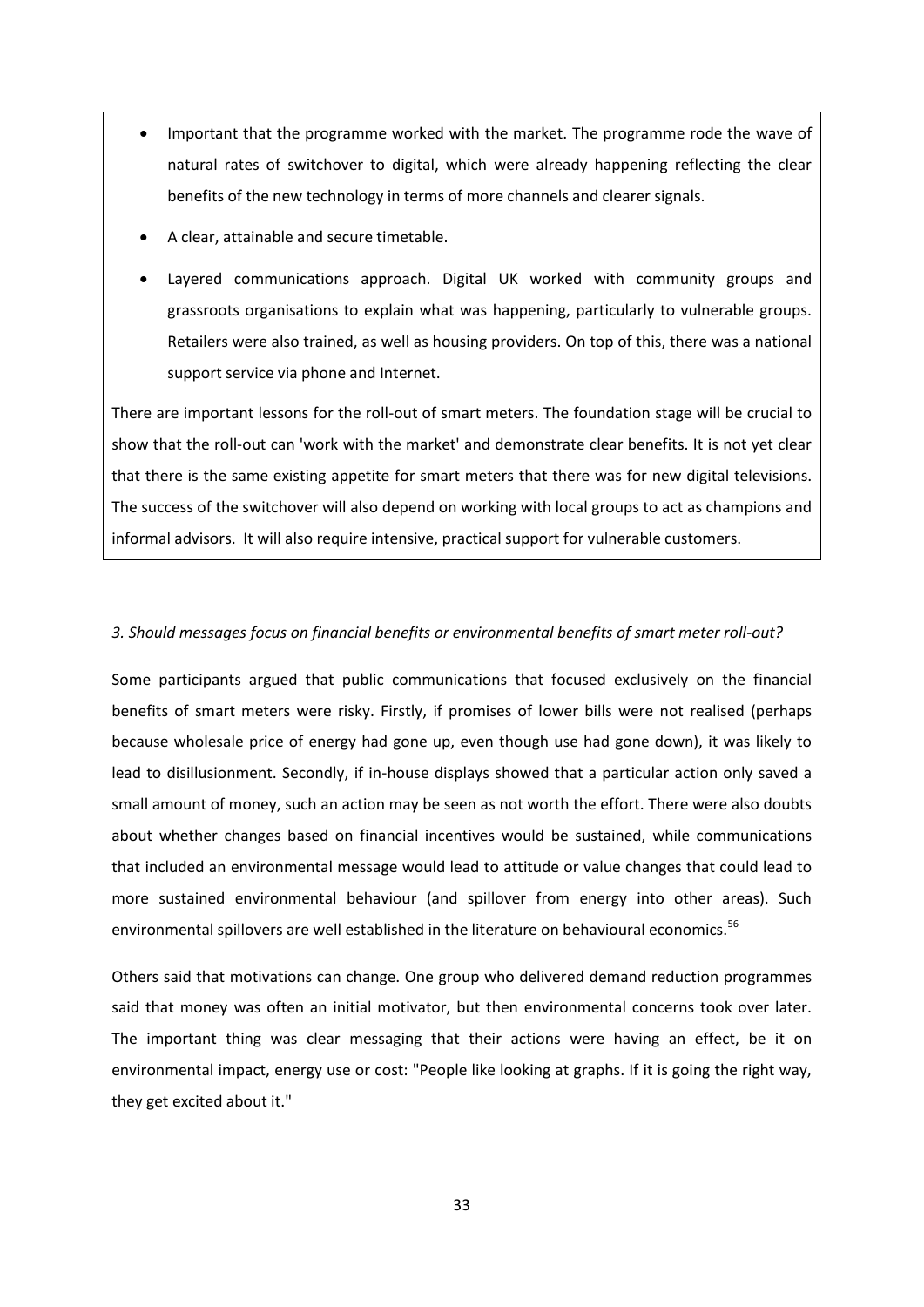- Important that the programme worked with the market. The programme rode the wave of natural rates of switchover to digital, which were already happening reflecting the clear benefits of the new technology in terms of more channels and clearer signals.
- A clear, attainable and secure timetable.
- Layered communications approach. Digital UK worked with community groups and grassroots organisations to explain what was happening, particularly to vulnerable groups. Retailers were also trained, as well as housing providers. On top of this, there was a national support service via phone and Internet.

There are important lessons for the roll-out of smart meters. The foundation stage will be crucial to show that the roll-out can 'work with the market' and demonstrate clear benefits. It is not yet clear that there is the same existing appetite for smart meters that there was for new digital televisions. The success of the switchover will also depend on working with local groups to act as champions and informal advisors. It will also require intensive, practical support for vulnerable customers.

*3. Should messages focus on financial benefits or environmental benefits of smart meter roll-out?*

Some participants argued that public communications that focused exclusively on the financial benefits of smart meters were risky. Firstly, if promises of lower bills were not realised (perhaps because wholesale price of energy had gone up, even though use had gone down), it was likely to lead to disillusionment. Secondly, if in-house displays showed that a particular action only saved a small amount of money, such an action may be seen as not worth the effort. There were also doubts about whether changes based on financial incentives would be sustained, while communications that included an environmental message would lead to attitude or value changes that could lead to more sustained environmental behaviour (and spillover from energy into other areas). Such environmental spillovers are well established in the literature on behavioural economics.[56]

Others said that motivations can change. One group who delivered demand reduction programmes said that money was often an initial motivator, but then environmental concerns took over later. The important thing was clear messaging that their actions were having an effect, be it on environmental impact, energy use or cost: "People like looking at graphs. If it is going the right way, they get excited about it."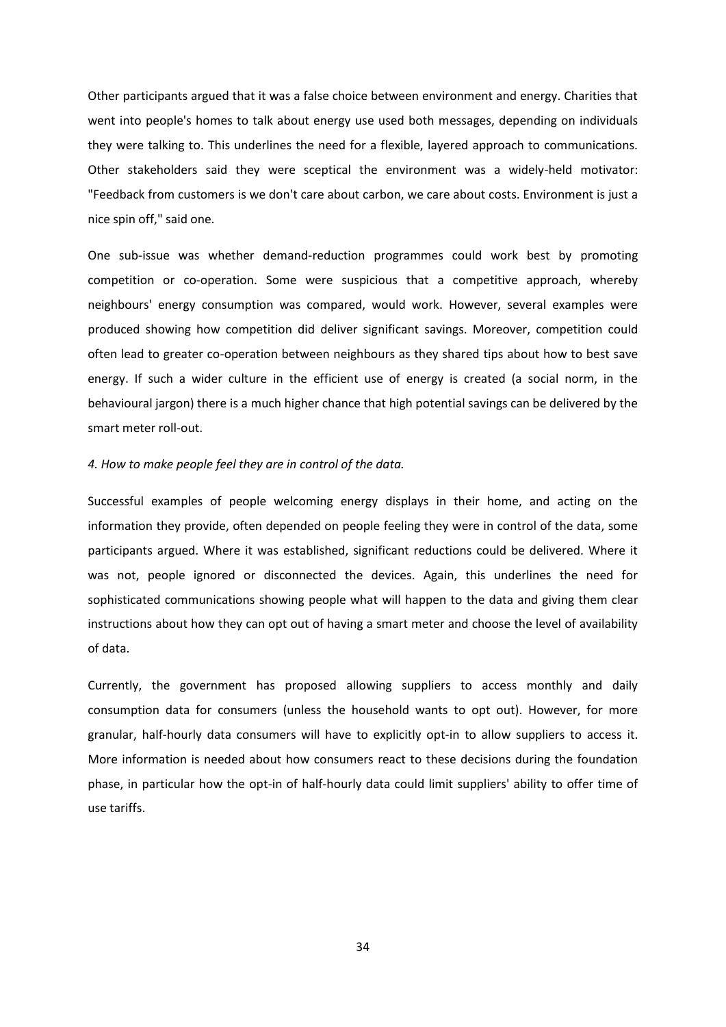Other participants argued that it was a false choice between environment and energy. Charities that went into people's homes to talk about energy use used both messages, depending on individuals they were talking to. This underlines the need for a flexible, layered approach to communications. Other stakeholders said they were sceptical the environment was a widely-held motivator: "Feedback from customers is we don't care about carbon, we care about costs. Environment is just a nice spin off," said one.

One sub-issue was whether demand-reduction programmes could work best by promoting competition or co-operation. Some were suspicious that a competitive approach, whereby neighbours' energy consumption was compared, would work. However, several examples were produced showing how competition did deliver significant savings. Moreover, competition could often lead to greater co-operation between neighbours as they shared tips about how to best save energy. If such a wider culture in the efficient use of energy is created (a social norm, in the behavioural jargon) there is a much higher chance that high potential savings can be delivered by the smart meter roll-out.

*4. How to make people feel they are in control of the data.*

Successful examples of people welcoming energy displays in their home, and acting on the information they provide, often depended on people feeling they were in control of the data, some participants argued. Where it was established, significant reductions could be delivered. Where it was not, people ignored or disconnected the devices. Again, this underlines the need for sophisticated communications showing people what will happen to the data and giving them clear instructions about how they can opt out of having a smart meter and choose the level of availability of data.

Currently, the government has proposed allowing suppliers to access monthly and daily consumption data for consumers (unless the household wants to opt out). However, for more granular, half-hourly data consumers will have to explicitly opt-in to allow suppliers to access it. More information is needed about how consumers react to these decisions during the foundation phase, in particular how the opt-in of half-hourly data could limit suppliers' ability to offer time of use tariffs.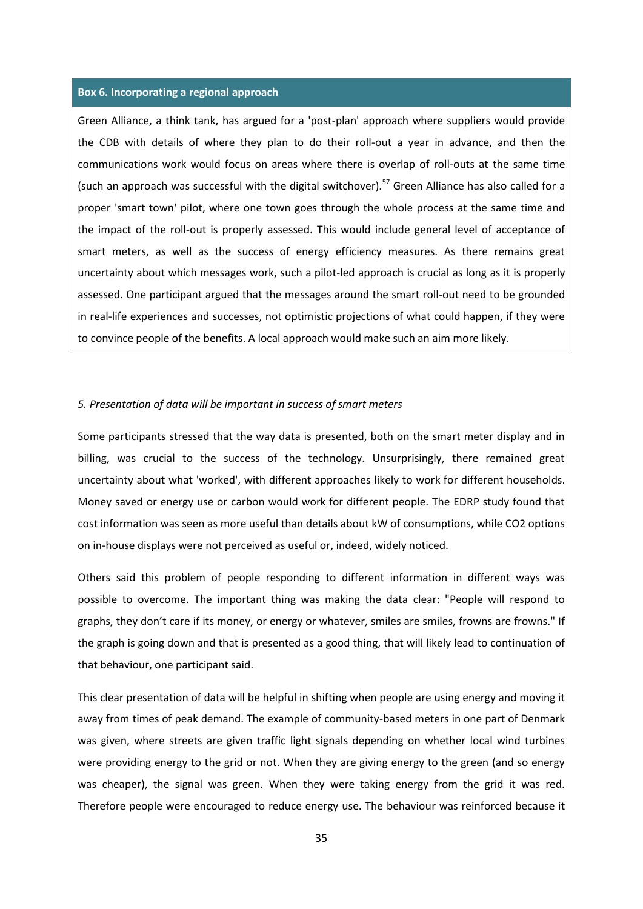**Box 6. Incorporating a regional approach**

Green Alliance, a think tank, has argued for a 'post-plan' approach where suppliers would provide the CDB with details of where they plan to do their roll-out a year in advance, and then the communications work would focus on areas where there is overlap of roll-outs at the same time (such an approach was successful with the digital switchover).[57] Green Alliance has also called for a proper 'smart town' pilot, where one town goes through the whole process at the same time and the impact of the roll-out is properly assessed. This would include general level of acceptance of smart meters, as well as the success of energy efficiency measures. As there remains great uncertainty about which messages work, such a pilot-led approach is crucial as long as it is properly assessed. One participant argued that the messages around the smart roll-out need to be grounded in real-life experiences and successes, not optimistic projections of what could happen, if they were to convince people of the benefits. A local approach would make such an aim more likely.

*5. Presentation of data will be important in success of smart meters*

Some participants stressed that the way data is presented, both on the smart meter display and in billing, was crucial to the success of the technology. Unsurprisingly, there remained great uncertainty about what 'worked', with different approaches likely to work for different households. Money saved or energy use or carbon would work for different people. The EDRP study found that cost information was seen as more useful than details about kW of consumptions, while CO2 options on in-house displays were not perceived as useful or, indeed, widely noticed.

Others said this problem of people responding to different information in different ways was possible to overcome. The important thing was making the data clear: "People will respond to graphs, they don't care if its money, or energy or whatever, smiles are smiles, frowns are frowns." If the graph is going down and that is presented as a good thing, that will likely lead to continuation of that behaviour, one participant said.

This clear presentation of data will be helpful in shifting when people are using energy and moving it away from times of peak demand. The example of community-based meters in one part of Denmark was given, where streets are given traffic light signals depending on whether local wind turbines were providing energy to the grid or not. When they are giving energy to the green (and so energy was cheaper), the signal was green. When they were taking energy from the grid it was red. Therefore people were encouraged to reduce energy use. The behaviour was reinforced because it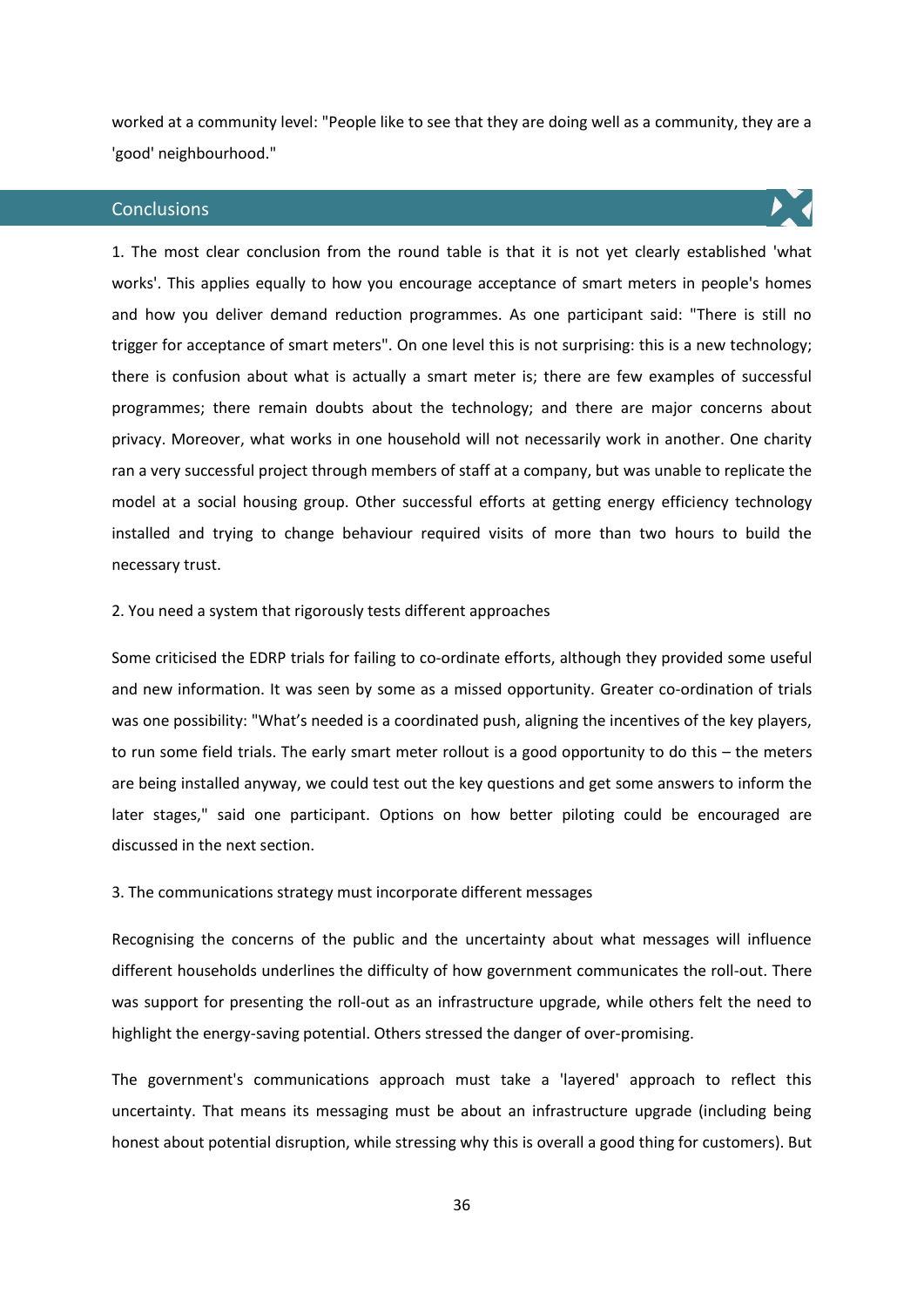worked at a community level: "People like to see that they are doing well as a community, they are a 'good' neighbourhood."

## Conclusions

1. The most clear conclusion from the round table is that it is not yet clearly established 'what works'. This applies equally to how you encourage acceptance of smart meters in people's homes and how you deliver demand reduction programmes. As one participant said: "There is still no trigger for acceptance of smart meters". On one level this is not surprising: this is a new technology; there is confusion about what is actually a smart meter is; there are few examples of successful programmes; there remain doubts about the technology; and there are major concerns about privacy. Moreover, what works in one household will not necessarily work in another. One charity ran a very successful project through members of staff at a company, but was unable to replicate the model at a social housing group. Other successful efforts at getting energy efficiency technology installed and trying to change behaviour required visits of more than two hours to build the necessary trust.

2. You need a system that rigorously tests different approaches

Some criticised the EDRP trials for failing to co-ordinate efforts, although they provided some useful and new information. It was seen by some as a missed opportunity. Greater co-ordination of trials was one possibility: "What's needed is a coordinated push, aligning the incentives of the key players, to run some field trials. The early smart meter rollout is a good opportunity to do this – the meters are being installed anyway, we could test out the key questions and get some answers to inform the later stages," said one participant. Options on how better piloting could be encouraged are discussed in the next section.

3. The communications strategy must incorporate different messages

Recognising the concerns of the public and the uncertainty about what messages will influence different households underlines the difficulty of how government communicates the roll-out. There was support for presenting the roll-out as an infrastructure upgrade, while others felt the need to highlight the energy-saving potential. Others stressed the danger of over-promising.

The government's communications approach must take a 'layered' approach to reflect this uncertainty. That means its messaging must be about an infrastructure upgrade (including being honest about potential disruption, while stressing why this is overall a good thing for customers). But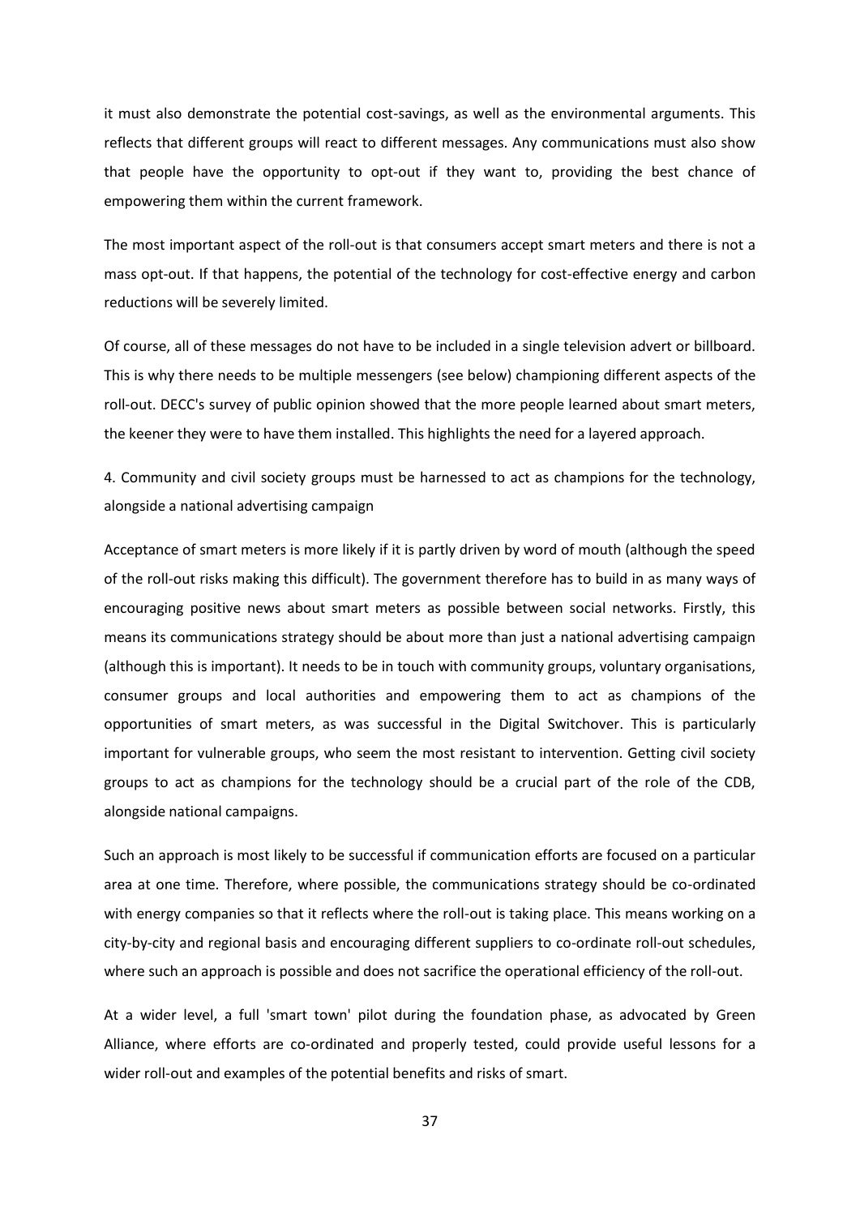it must also demonstrate the potential cost-savings, as well as the environmental arguments. This reflects that different groups will react to different messages. Any communications must also show that people have the opportunity to opt-out if they want to, providing the best chance of empowering them within the current framework.

The most important aspect of the roll-out is that consumers accept smart meters and there is not a mass opt-out. If that happens, the potential of the technology for cost-effective energy and carbon reductions will be severely limited.

Of course, all of these messages do not have to be included in a single television advert or billboard. This is why there needs to be multiple messengers (see below) championing different aspects of the roll-out. DECC's survey of public opinion showed that the more people learned about smart meters, the keener they were to have them installed. This highlights the need for a layered approach.

### 4. Community and civil society groups must be harnessed to act as champions for the technology, alongside a national advertising campaign

Acceptance of smart meters is more likely if it is partly driven by word of mouth (although the speed of the roll-out risks making this difficult). The government therefore has to build in as many ways of encouraging positive news about smart meters as possible between social networks. Firstly, this means its communications strategy should be about more than just a national advertising campaign (although this is important). It needs to be in touch with community groups, voluntary organisations, consumer groups and local authorities and empowering them to act as champions of the opportunities of smart meters, as was successful in the Digital Switchover. This is particularly important for vulnerable groups, who seem the most resistant to intervention. Getting civil society groups to act as champions for the technology should be a crucial part of the role of the CDB, alongside national campaigns.

Such an approach is most likely to be successful if communication efforts are focused on a particular area at one time. Therefore, where possible, the communications strategy should be co-ordinated with energy companies so that it reflects where the roll-out is taking place. This means working on a city-by-city and regional basis and encouraging different suppliers to co-ordinate roll-out schedules, where such an approach is possible and does not sacrifice the operational efficiency of the roll-out.

At a wider level, a full 'smart town' pilot during the foundation phase, as advocated by Green Alliance, where efforts are co-ordinated and properly tested, could provide useful lessons for a wider roll-out and examples of the potential benefits and risks of smart.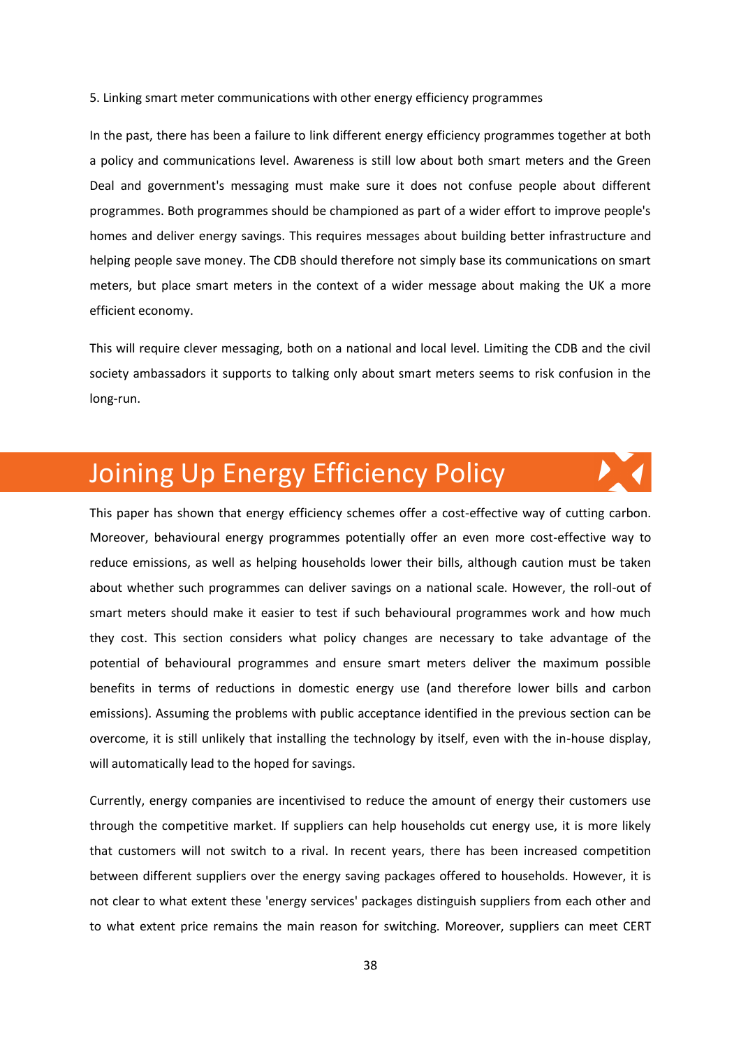5. Linking smart meter communications with other energy efficiency programmes

In the past, there has been a failure to link different energy efficiency programmes together at both a policy and communications level. Awareness is still low about both smart meters and the Green Deal and government's messaging must make sure it does not confuse people about different programmes. Both programmes should be championed as part of a wider effort to improve people's homes and deliver energy savings. This requires messages about building better infrastructure and helping people save money. The CDB should therefore not simply base its communications on smart meters, but place smart meters in the context of a wider message about making the UK a more efficient economy.

This will require clever messaging, both on a national and local level. Limiting the CDB and the civil society ambassadors it supports to talking only about smart meters seems to risk confusion in the long-run.

# Joining Up Energy Efficiency Policy

This paper has shown that energy efficiency schemes offer a cost-effective way of cutting carbon. Moreover, behavioural energy programmes potentially offer an even more cost-effective way to reduce emissions, as well as helping households lower their bills, although caution must be taken about whether such programmes can deliver savings on a national scale. However, the roll-out of smart meters should make it easier to test if such behavioural programmes work and how much they cost. This section considers what policy changes are necessary to take advantage of the potential of behavioural programmes and ensure smart meters deliver the maximum possible benefits in terms of reductions in domestic energy use (and therefore lower bills and carbon emissions). Assuming the problems with public acceptance identified in the previous section can be overcome, it is still unlikely that installing the technology by itself, even with the in-house display, will automatically lead to the hoped for savings.

Currently, energy companies are incentivised to reduce the amount of energy their customers use through the competitive market. If suppliers can help households cut energy use, it is more likely that customers will not switch to a rival. In recent years, there has been increased competition between different suppliers over the energy saving packages offered to households. However, it is not clear to what extent these 'energy services' packages distinguish suppliers from each other and to what extent price remains the main reason for switching. Moreover, suppliers can meet CERT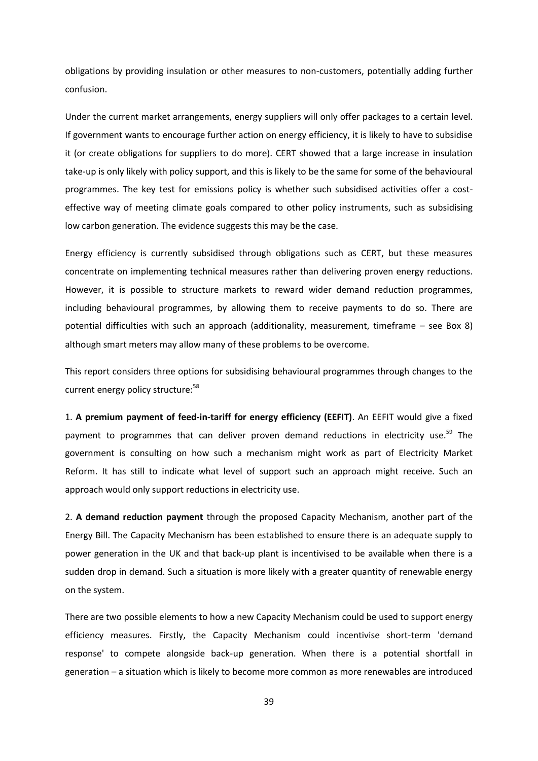obligations by providing insulation or other measures to non-customers, potentially adding further confusion.

Under the current market arrangements, energy suppliers will only offer packages to a certain level. If government wants to encourage further action on energy efficiency, it is likely to have to subsidise it (or create obligations for suppliers to do more). CERT showed that a large increase in insulation take-up is only likely with policy support, and this is likely to be the same for some of the behavioural programmes. The key test for emissions policy is whether such subsidised activities offer a cost-effective way of meeting climate goals compared to other policy instruments, such as subsidising low carbon generation. The evidence suggests this may be the case.

Energy efficiency is currently subsidised through obligations such as CERT, but these measures concentrate on implementing technical measures rather than delivering proven energy reductions. However, it is possible to structure markets to reward wider demand reduction programmes, including behavioural programmes, by allowing them to receive payments to do so. There are potential difficulties with such an approach (additionality, measurement, timeframe – see Box 8) although smart meters may allow many of these problems to be overcome.

This report considers three options for subsidising behavioural programmes through changes to the current energy policy structure:[58]

1. **A premium payment of feed-in-tariff for energy efficiency (EEFIT)**. An EEFIT would give a fixed payment to programmes that can deliver proven demand reductions in electricity use.[59] The government is consulting on how such a mechanism might work as part of Electricity Market Reform. It has still to indicate what level of support such an approach might receive. Such an approach would only support reductions in electricity use.

2. **A demand reduction payment** through the proposed Capacity Mechanism, another part of the Energy Bill. The Capacity Mechanism has been established to ensure there is an adequate supply to power generation in the UK and that back-up plant is incentivised to be available when there is a sudden drop in demand. Such a situation is more likely with a greater quantity of renewable energy on the system.

There are two possible elements to how a new Capacity Mechanism could be used to support energy efficiency measures. Firstly, the Capacity Mechanism could incentivise short-term 'demand response' to compete alongside back-up generation. When there is a potential shortfall in generation – a situation which is likely to become more common as more renewables are introduced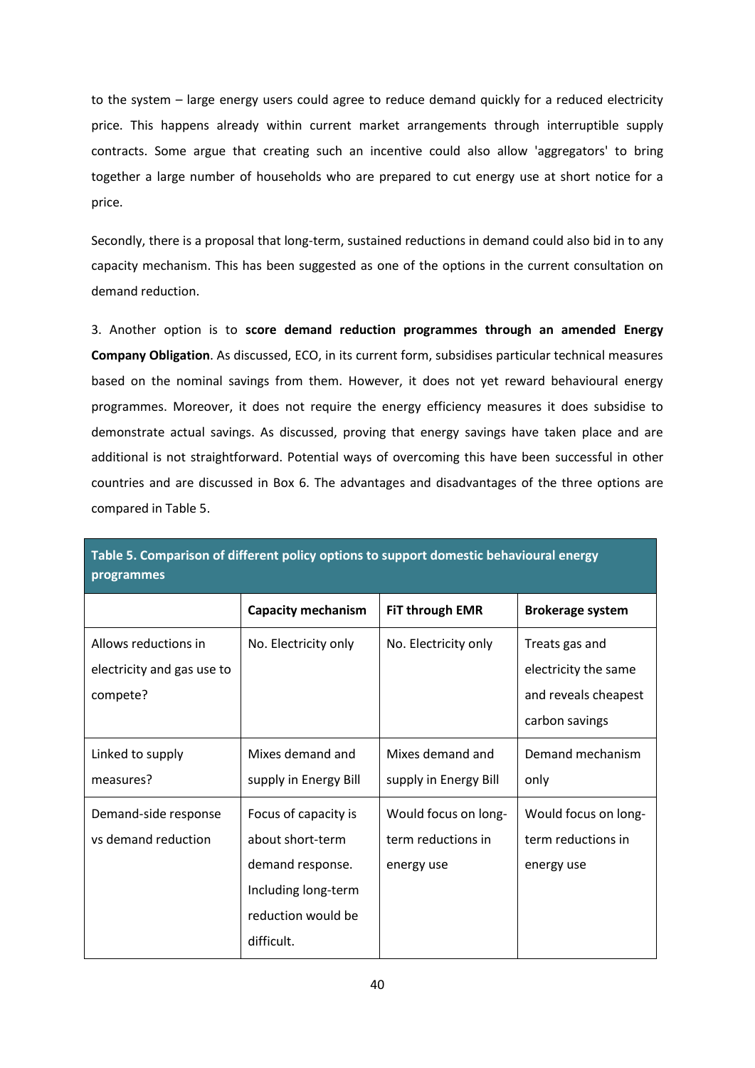to the system – large energy users could agree to reduce demand quickly for a reduced electricity price. This happens already within current market arrangements through interruptible supply contracts. Some argue that creating such an incentive could also allow 'aggregators' to bring together a large number of households who are prepared to cut energy use at short notice for a price.

Secondly, there is a proposal that long-term, sustained reductions in demand could also bid in to any capacity mechanism. This has been suggested as one of the options in the current consultation on demand reduction.

3. Another option is to **score demand reduction programmes through an amended Energy Company Obligation**. As discussed, ECO, in its current form, subsidises particular technical measures based on the nominal savings from them. However, it does not yet reward behavioural energy programmes. Moreover, it does not require the energy efficiency measures it does subsidise to demonstrate actual savings. As discussed, proving that energy savings have taken place and are additional is not straightforward. Potential ways of overcoming this have been successful in other countries and are discussed in Box 6. The advantages and disadvantages of the three options are compared in Table 5.

**Table 5. Comparison of different policy options to support domestic behavioural energy programmes**

| | Capacity mechanism | FiT through EMR | Brokerage system |
|---|---|---|---|
| Allows reductions in electricity and gas use to compete? | No. Electricity only | No. Electricity only | Treats gas and electricity the same and reveals cheapest carbon savings |
| Linked to supply measures? | Mixes demand and supply in Energy Bill | Mixes demand and supply in Energy Bill | Demand mechanism only |
| Demand-side response vs demand reduction | Focus of capacity is about short-term demand response. Including long-term reduction would be difficult. | Would focus on long-term reductions in energy use | Would focus on long-term reductions in energy use |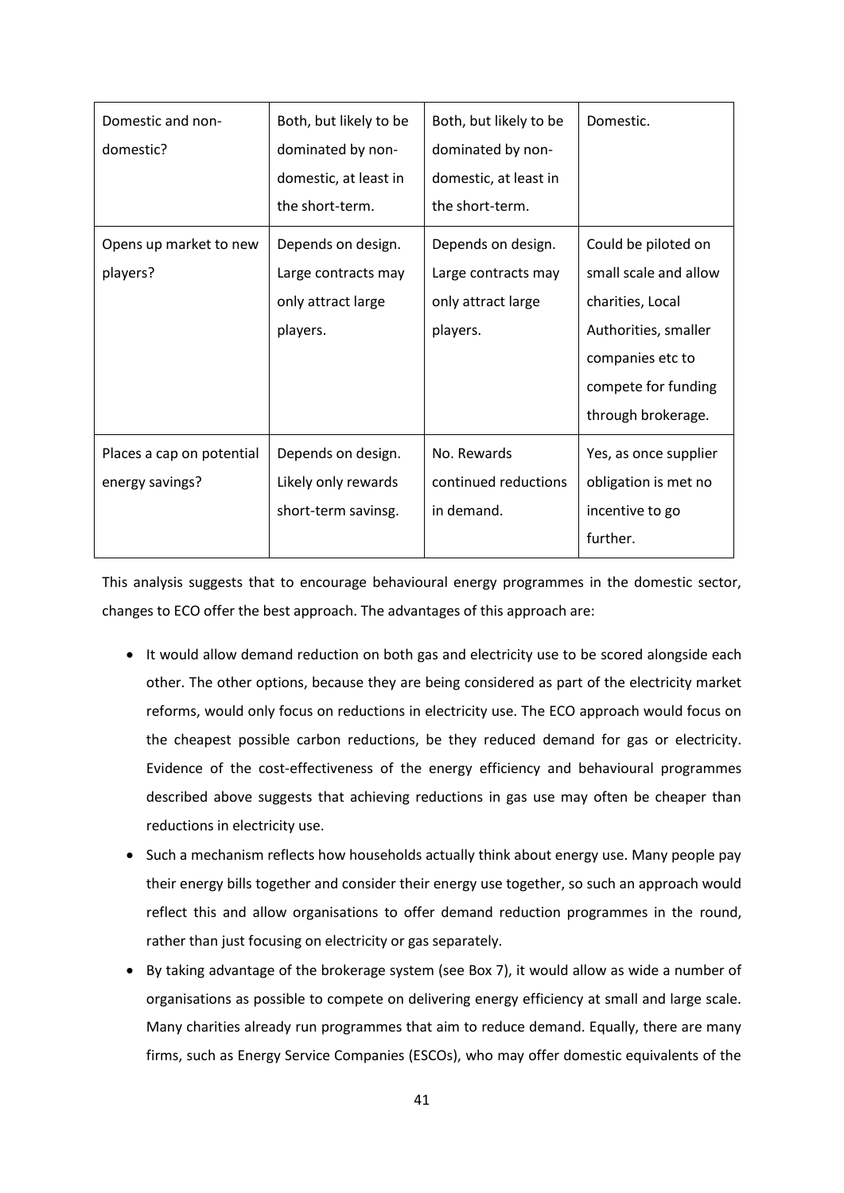| | | | |
|---|---|---|---|
| Domestic and non-domestic? | Both, but likely to be dominated by non-domestic, at least in the short-term. | Both, but likely to be dominated by non-domestic, at least in the short-term. | Domestic. |
| Opens up market to new players? | Depends on design. Large contracts may only attract large players. | Depends on design. Large contracts may only attract large players. | Could be piloted on small scale and allow charities, Local Authorities, smaller companies etc to compete for funding through brokerage. |
| Places a cap on potential energy savings? | Depends on design. Likely only rewards short-term savinsg. | No. Rewards continued reductions in demand. | Yes, as once supplier obligation is met no incentive to go further. |

This analysis suggests that to encourage behavioural energy programmes in the domestic sector, changes to ECO offer the best approach. The advantages of this approach are:

- It would allow demand reduction on both gas and electricity use to be scored alongside each other. The other options, because they are being considered as part of the electricity market reforms, would only focus on reductions in electricity use. The ECO approach would focus on the cheapest possible carbon reductions, be they reduced demand for gas or electricity. Evidence of the cost-effectiveness of the energy efficiency and behavioural programmes described above suggests that achieving reductions in gas use may often be cheaper than reductions in electricity use.
- Such a mechanism reflects how households actually think about energy use. Many people pay their energy bills together and consider their energy use together, so such an approach would reflect this and allow organisations to offer demand reduction programmes in the round, rather than just focusing on electricity or gas separately.
- By taking advantage of the brokerage system (see Box 7), it would allow as wide a number of organisations as possible to compete on delivering energy efficiency at small and large scale. Many charities already run programmes that aim to reduce demand. Equally, there are many firms, such as Energy Service Companies (ESCOs), who may offer domestic equivalents of the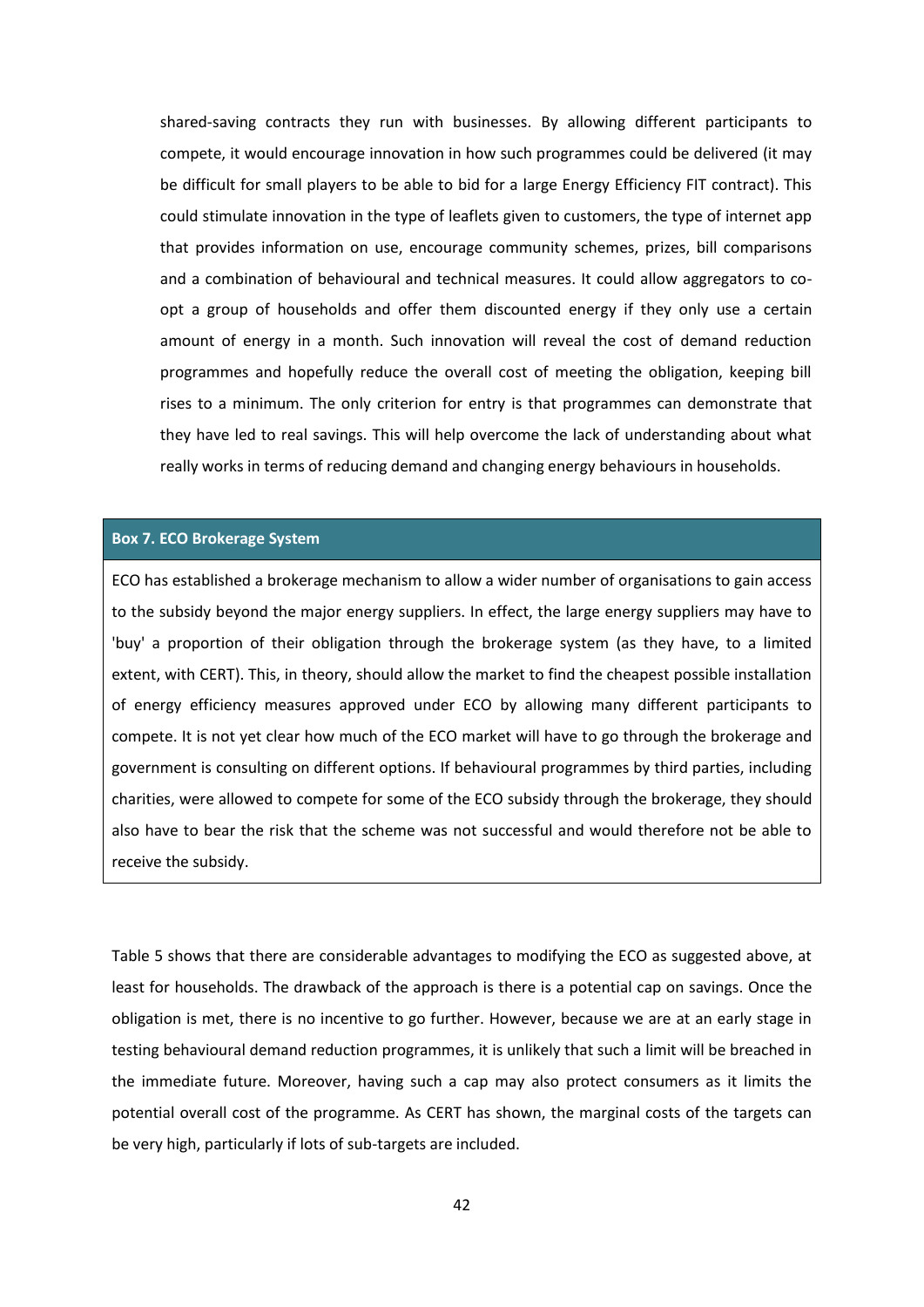shared-saving contracts they run with businesses. By allowing different participants to compete, it would encourage innovation in how such programmes could be delivered (it may be difficult for small players to be able to bid for a large Energy Efficiency FIT contract). This could stimulate innovation in the type of leaflets given to customers, the type of internet app that provides information on use, encourage community schemes, prizes, bill comparisons and a combination of behavioural and technical measures. It could allow aggregators to co-opt a group of households and offer them discounted energy if they only use a certain amount of energy in a month. Such innovation will reveal the cost of demand reduction programmes and hopefully reduce the overall cost of meeting the obligation, keeping bill rises to a minimum. The only criterion for entry is that programmes can demonstrate that they have led to real savings. This will help overcome the lack of understanding about what really works in terms of reducing demand and changing energy behaviours in households.

**Box 7. ECO Brokerage System**

ECO has established a brokerage mechanism to allow a wider number of organisations to gain access to the subsidy beyond the major energy suppliers. In effect, the large energy suppliers may have to 'buy' a proportion of their obligation through the brokerage system (as they have, to a limited extent, with CERT). This, in theory, should allow the market to find the cheapest possible installation of energy efficiency measures approved under ECO by allowing many different participants to compete. It is not yet clear how much of the ECO market will have to go through the brokerage and government is consulting on different options. If behavioural programmes by third parties, including charities, were allowed to compete for some of the ECO subsidy through the brokerage, they should also have to bear the risk that the scheme was not successful and would therefore not be able to receive the subsidy.

Table 5 shows that there are considerable advantages to modifying the ECO as suggested above, at least for households. The drawback of the approach is there is a potential cap on savings. Once the obligation is met, there is no incentive to go further. However, because we are at an early stage in testing behavioural demand reduction programmes, it is unlikely that such a limit will be breached in the immediate future. Moreover, having such a cap may also protect consumers as it limits the potential overall cost of the programme. As CERT has shown, the marginal costs of the targets can be very high, particularly if lots of sub-targets are included.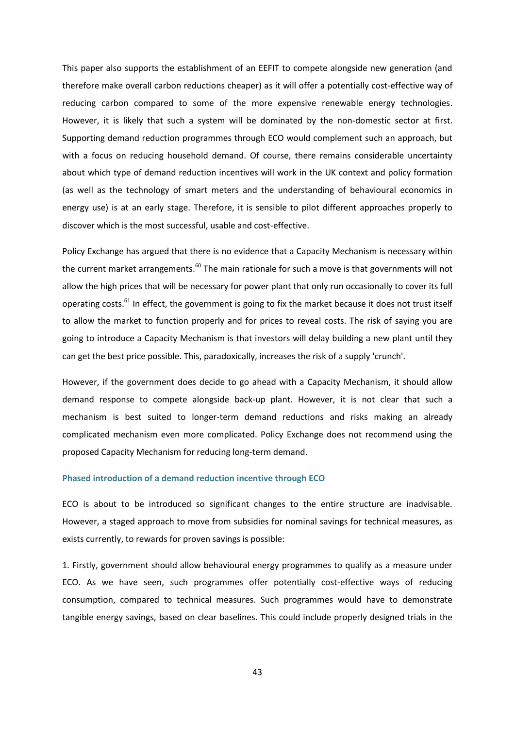This paper also supports the establishment of an EEFIT to compete alongside new generation (and therefore make overall carbon reductions cheaper) as it will offer a potentially cost-effective way of reducing carbon compared to some of the more expensive renewable energy technologies. However, it is likely that such a system will be dominated by the non-domestic sector at first. Supporting demand reduction programmes through ECO would complement such an approach, but with a focus on reducing household demand. Of course, there remains considerable uncertainty about which type of demand reduction incentives will work in the UK context and policy formation (as well as the technology of smart meters and the understanding of behavioural economics in energy use) is at an early stage. Therefore, it is sensible to pilot different approaches properly to discover which is the most successful, usable and cost-effective.

Policy Exchange has argued that there is no evidence that a Capacity Mechanism is necessary within the current market arrangements.[60] The main rationale for such a move is that governments will not allow the high prices that will be necessary for power plant that only run occasionally to cover its full operating costs.[61] In effect, the government is going to fix the market because it does not trust itself to allow the market to function properly and for prices to reveal costs. The risk of saying you are going to introduce a Capacity Mechanism is that investors will delay building a new plant until they can get the best price possible. This, paradoxically, increases the risk of a supply 'crunch'.

However, if the government does decide to go ahead with a Capacity Mechanism, it should allow demand response to compete alongside back-up plant. However, it is not clear that such a mechanism is best suited to longer-term demand reductions and risks making an already complicated mechanism even more complicated. Policy Exchange does not recommend using the proposed Capacity Mechanism for reducing long-term demand.

### Phased introduction of a demand reduction incentive through ECO

ECO is about to be introduced so significant changes to the entire structure are inadvisable. However, a staged approach to move from subsidies for nominal savings for technical measures, as exists currently, to rewards for proven savings is possible:

1. Firstly, government should allow behavioural energy programmes to qualify as a measure under ECO. As we have seen, such programmes offer potentially cost-effective ways of reducing consumption, compared to technical measures. Such programmes would have to demonstrate tangible energy savings, based on clear baselines. This could include properly designed trials in the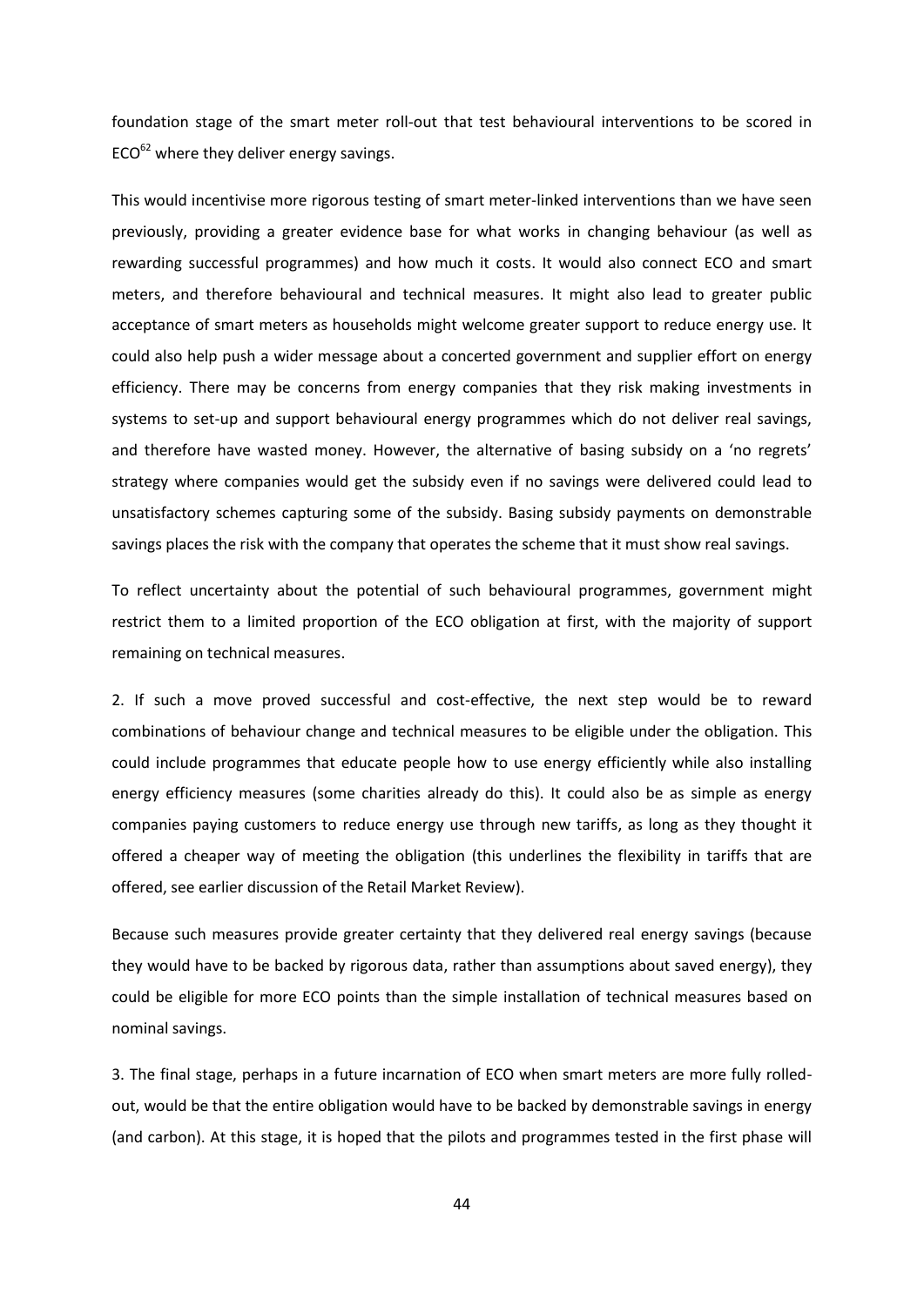foundation stage of the smart meter roll-out that test behavioural interventions to be scored in ECO[62] where they deliver energy savings.

This would incentivise more rigorous testing of smart meter-linked interventions than we have seen previously, providing a greater evidence base for what works in changing behaviour (as well as rewarding successful programmes) and how much it costs. It would also connect ECO and smart meters, and therefore behavioural and technical measures. It might also lead to greater public acceptance of smart meters as households might welcome greater support to reduce energy use. It could also help push a wider message about a concerted government and supplier effort on energy efficiency. There may be concerns from energy companies that they risk making investments in systems to set-up and support behavioural energy programmes which do not deliver real savings, and therefore have wasted money. However, the alternative of basing subsidy on a 'no regrets' strategy where companies would get the subsidy even if no savings were delivered could lead to unsatisfactory schemes capturing some of the subsidy. Basing subsidy payments on demonstrable savings places the risk with the company that operates the scheme that it must show real savings.

To reflect uncertainty about the potential of such behavioural programmes, government might restrict them to a limited proportion of the ECO obligation at first, with the majority of support remaining on technical measures.

2. If such a move proved successful and cost-effective, the next step would be to reward combinations of behaviour change and technical measures to be eligible under the obligation. This could include programmes that educate people how to use energy efficiently while also installing energy efficiency measures (some charities already do this). It could also be as simple as energy companies paying customers to reduce energy use through new tariffs, as long as they thought it offered a cheaper way of meeting the obligation (this underlines the flexibility in tariffs that are offered, see earlier discussion of the Retail Market Review).

Because such measures provide greater certainty that they delivered real energy savings (because they would have to be backed by rigorous data, rather than assumptions about saved energy), they could be eligible for more ECO points than the simple installation of technical measures based on nominal savings.

3. The final stage, perhaps in a future incarnation of ECO when smart meters are more fully rolled-out, would be that the entire obligation would have to be backed by demonstrable savings in energy (and carbon). At this stage, it is hoped that the pilots and programmes tested in the first phase will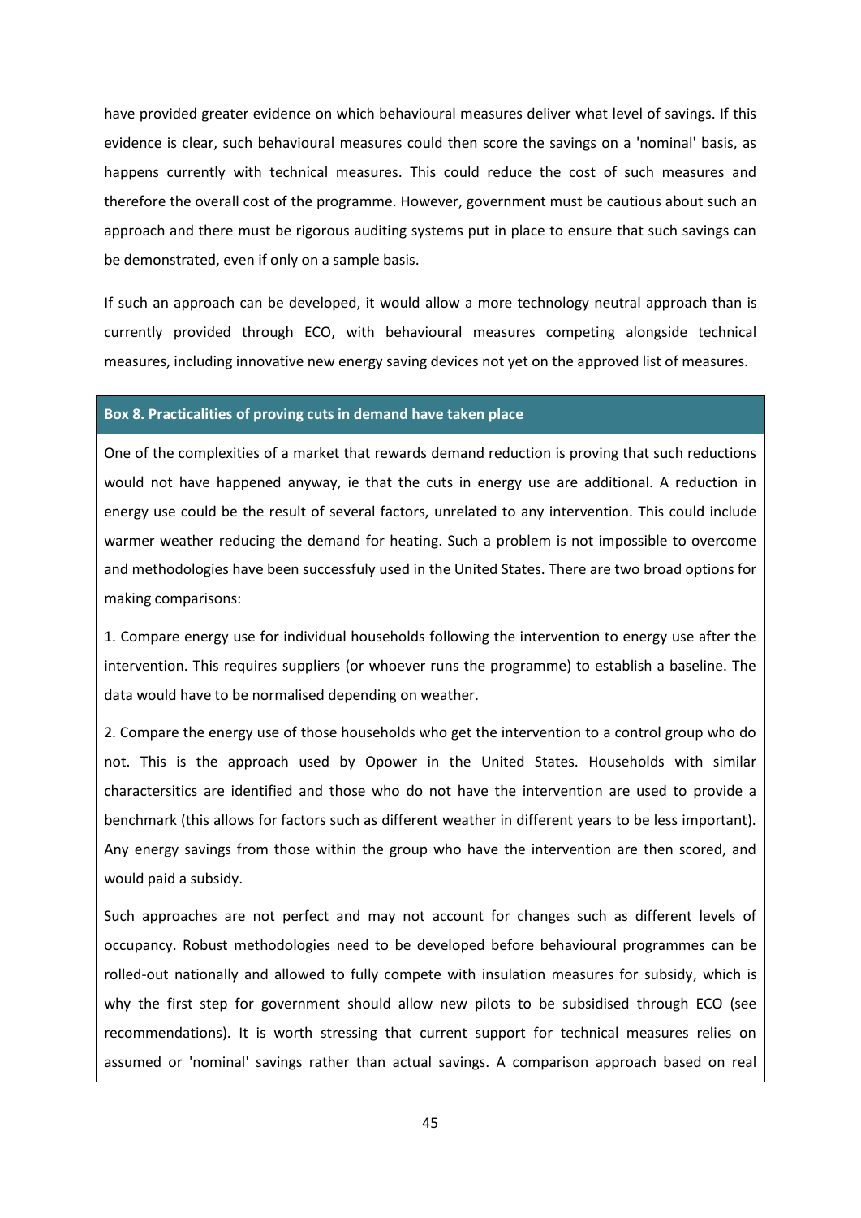have provided greater evidence on which behavioural measures deliver what level of savings. If this evidence is clear, such behavioural measures could then score the savings on a 'nominal' basis, as happens currently with technical measures. This could reduce the cost of such measures and therefore the overall cost of the programme. However, government must be cautious about such an approach and there must be rigorous auditing systems put in place to ensure that such savings can be demonstrated, even if only on a sample basis.

If such an approach can be developed, it would allow a more technology neutral approach than is currently provided through ECO, with behavioural measures competing alongside technical measures, including innovative new energy saving devices not yet on the approved list of measures.

**Box 8. Practicalities of proving cuts in demand have taken place**

One of the complexities of a market that rewards demand reduction is proving that such reductions would not have happened anyway, ie that the cuts in energy use are additional. A reduction in energy use could be the result of several factors, unrelated to any intervention. This could include warmer weather reducing the demand for heating. Such a problem is not impossible to overcome and methodologies have been successfuly used in the United States. There are two broad options for making comparisons:

1. Compare energy use for individual households following the intervention to energy use after the intervention. This requires suppliers (or whoever runs the programme) to establish a baseline. The data would have to be normalised depending on weather.

2. Compare the energy use of those households who get the intervention to a control group who do not. This is the approach used by Opower in the United States. Households with similar charactersitics are identified and those who do not have the intervention are used to provide a benchmark (this allows for factors such as different weather in different years to be less important). Any energy savings from those within the group who have the intervention are then scored, and would paid a subsidy.

Such approaches are not perfect and may not account for changes such as different levels of occupancy. Robust methodologies need to be developed before behavioural programmes can be rolled-out nationally and allowed to fully compete with insulation measures for subsidy, which is why the first step for government should allow new pilots to be subsidised through ECO (see recommendations). It is worth stressing that current support for technical measures relies on assumed or 'nominal' savings rather than actual savings. A comparison approach based on real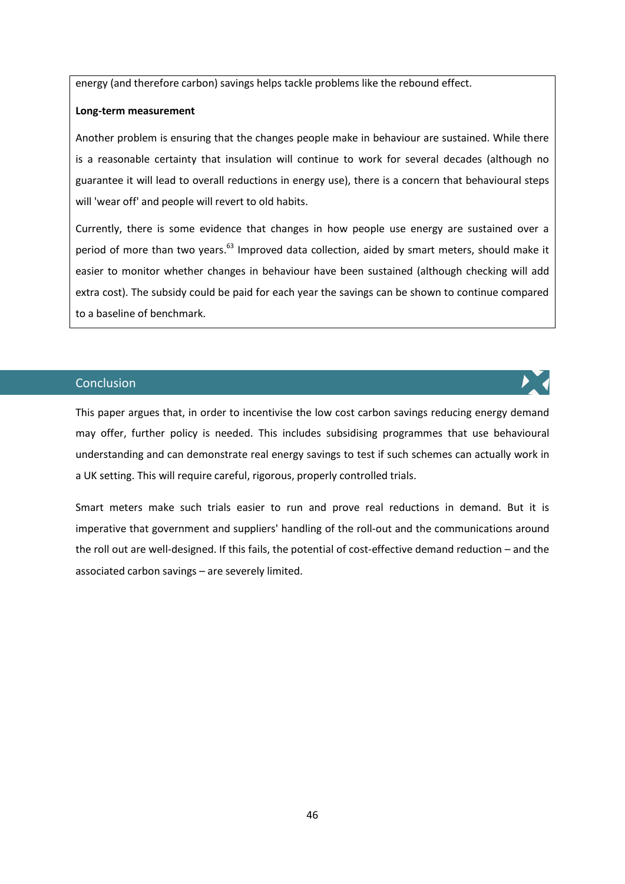energy (and therefore carbon) savings helps tackle problems like the rebound effect.

**Long-term measurement**

Another problem is ensuring that the changes people make in behaviour are sustained. While there is a reasonable certainty that insulation will continue to work for several decades (although no guarantee it will lead to overall reductions in energy use), there is a concern that behavioural steps will 'wear off' and people will revert to old habits.

Currently, there is some evidence that changes in how people use energy are sustained over a period of more than two years.[63] Improved data collection, aided by smart meters, should make it easier to monitor whether changes in behaviour have been sustained (although checking will add extra cost). The subsidy could be paid for each year the savings can be shown to continue compared to a baseline of benchmark.

## Conclusion

This paper argues that, in order to incentivise the low cost carbon savings reducing energy demand may offer, further policy is needed. This includes subsidising programmes that use behavioural understanding and can demonstrate real energy savings to test if such schemes can actually work in a UK setting. This will require careful, rigorous, properly controlled trials.

Smart meters make such trials easier to run and prove real reductions in demand. But it is imperative that government and suppliers' handling of the roll-out and the communications around the roll out are well-designed. If this fails, the potential of cost-effective demand reduction – and the associated carbon savings – are severely limited.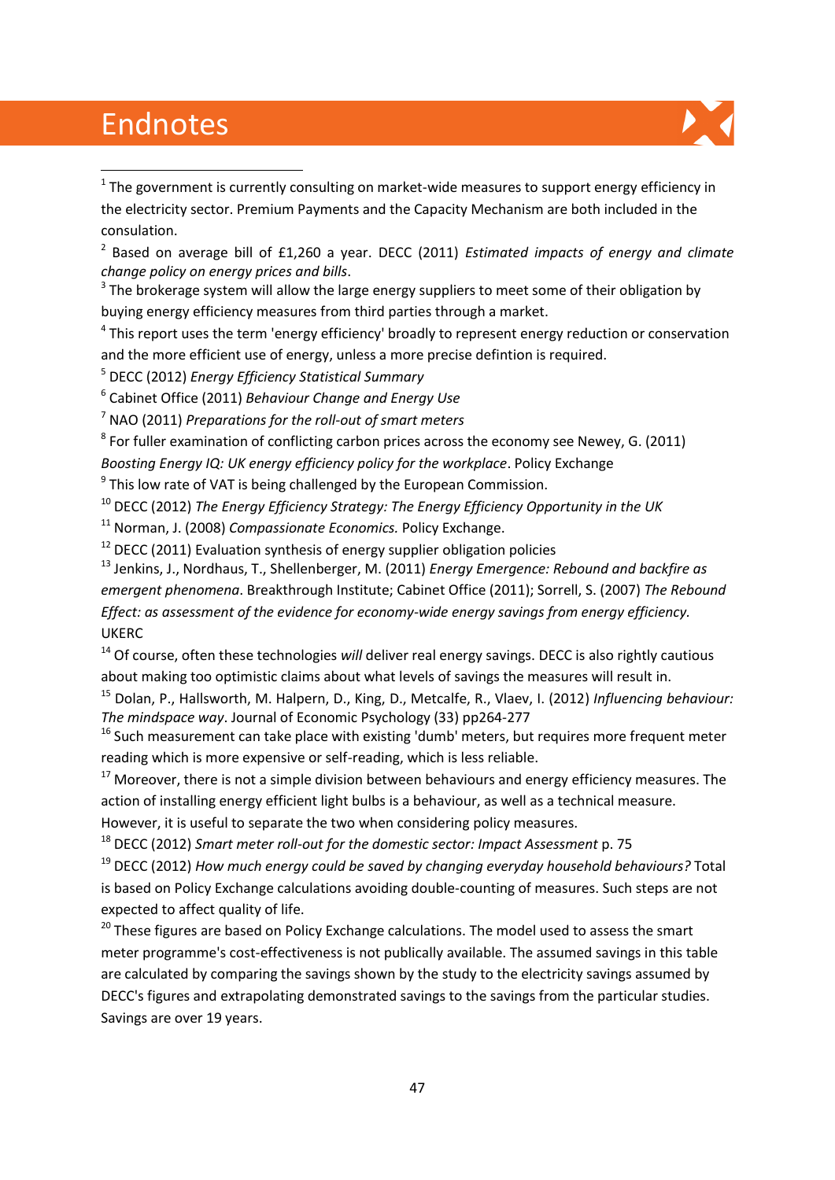# Endnotes

[1] The government is currently consulting on market-wide measures to support energy efficiency in the electricity sector. Premium Payments and the Capacity Mechanism are both included in the consulation.

[2] Based on average bill of £1,260 a year. DECC (2011) *Estimated impacts of energy and climate change policy on energy prices and bills*.

[3] The brokerage system will allow the large energy suppliers to meet some of their obligation by buying energy efficiency measures from third parties through a market.

[4] This report uses the term 'energy efficiency' broadly to represent energy reduction or conservation and the more efficient use of energy, unless a more precise defintion is required.

[5] DECC (2012) *Energy Efficiency Statistical Summary*

[6] Cabinet Office (2011) *Behaviour Change and Energy Use*

[7] NAO (2011) *Preparations for the roll-out of smart meters*

[8] For fuller examination of conflicting carbon prices across the economy see Newey, G. (2011) *Boosting Energy IQ: UK energy efficiency policy for the workplace*. Policy Exchange

[9] This low rate of VAT is being challenged by the European Commission.

[10] DECC (2012) *The Energy Efficiency Strategy: The Energy Efficiency Opportunity in the UK*

[11] Norman, J. (2008) *Compassionate Economics.* Policy Exchange.

[12] DECC (2011) Evaluation synthesis of energy supplier obligation policies

[13] Jenkins, J., Nordhaus, T., Shellenberger, M. (2011) *Energy Emergence: Rebound and backfire as emergent phenomena*. Breakthrough Institute; Cabinet Office (2011); Sorrell, S. (2007) *The Rebound Effect: as assessment of the evidence for economy-wide energy savings from energy efficiency.* UKERC

[14] Of course, often these technologies *will* deliver real energy savings. DECC is also rightly cautious about making too optimistic claims about what levels of savings the measures will result in.

[15] Dolan, P., Hallsworth, M. Halpern, D., King, D., Metcalfe, R., Vlaev, I. (2012) *Influencing behaviour: The mindspace way*. Journal of Economic Psychology (33) pp264-277

[16] Such measurement can take place with existing 'dumb' meters, but requires more frequent meter reading which is more expensive or self-reading, which is less reliable.

[17] Moreover, there is not a simple division between behaviours and energy efficiency measures. The action of installing energy efficient light bulbs is a behaviour, as well as a technical measure. However, it is useful to separate the two when considering policy measures.

[18] DECC (2012) *Smart meter roll-out for the domestic sector: Impact Assessment* p. 75

[19] DECC (2012) *How much energy could be saved by changing everyday household behaviours?* Total is based on Policy Exchange calculations avoiding double-counting of measures. Such steps are not expected to affect quality of life.

[20] These figures are based on Policy Exchange calculations. The model used to assess the smart meter programme's cost-effectiveness is not publically available. The assumed savings in this table are calculated by comparing the savings shown by the study to the electricity savings assumed by DECC's figures and extrapolating demonstrated savings to the savings from the particular studies. Savings are over 19 years.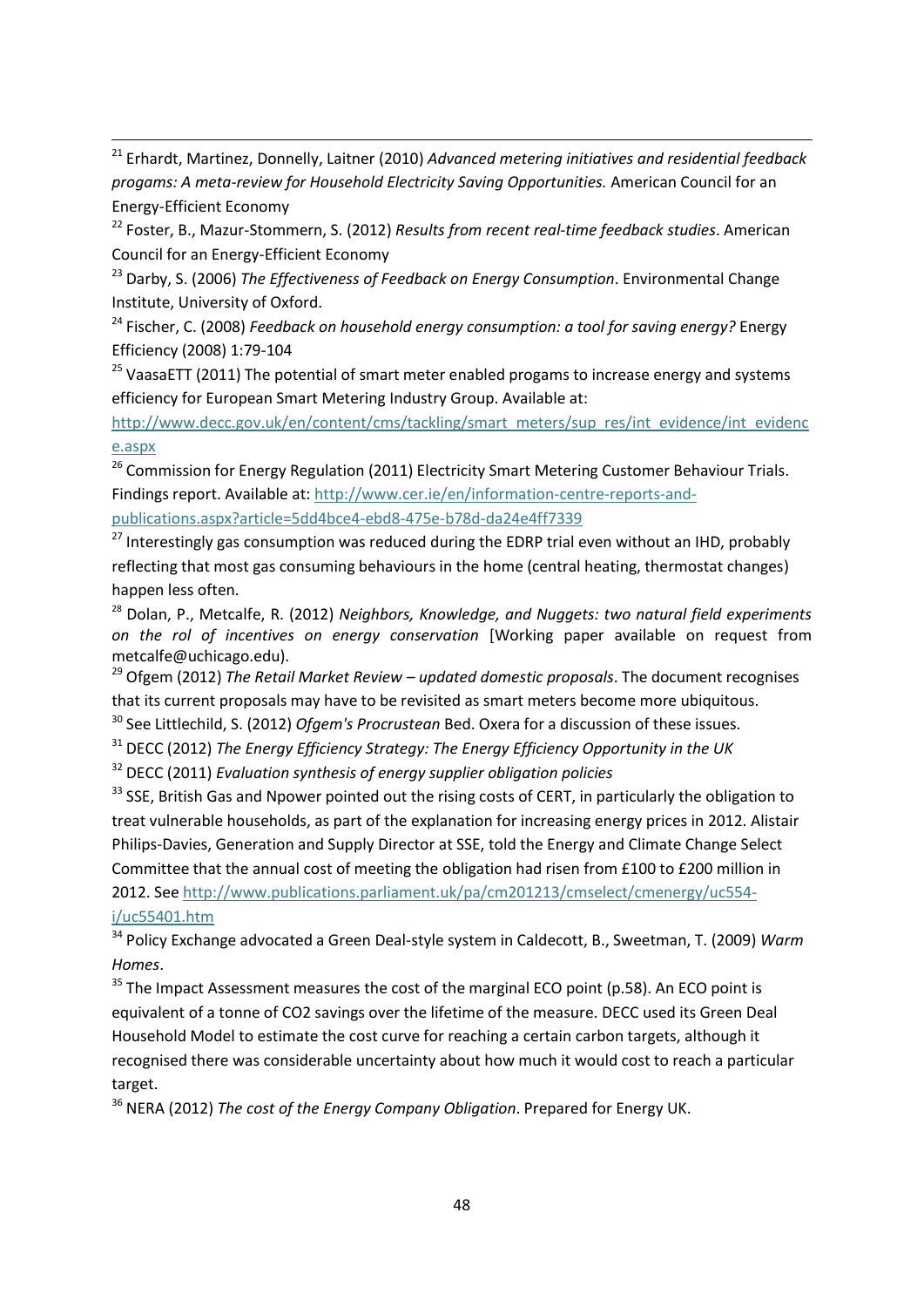[21] Erhardt, Martinez, Donnelly, Laitner (2010) *Advanced metering initiatives and residential feedback progams: A meta-review for Household Electricity Saving Opportunities.* American Council for an Energy-Efficient Economy

[22] Foster, B., Mazur-Stommern, S. (2012) *Results from recent real-time feedback studies*. American Council for an Energy-Efficient Economy

[23] Darby, S. (2006) *The Effectiveness of Feedback on Energy Consumption*. Environmental Change Institute, University of Oxford.

[24] Fischer, C. (2008) *Feedback on household energy consumption: a tool for saving energy?* Energy Efficiency (2008) 1:79-104

[25] VaasaETT (2011) The potential of smart meter enabled progams to increase energy and systems efficiency for European Smart Metering Industry Group. Available at: http://www.decc.gov.uk/en/content/cms/tackling/smart_meters/sup_res/int_evidence/int_evidence.aspx

[26] Commission for Energy Regulation (2011) Electricity Smart Metering Customer Behaviour Trials. Findings report. Available at: http://www.cer.ie/en/information-centre-reports-and-publications.aspx?article=5dd4bce4-ebd8-475e-b78d-da24e4ff7339

[27] Interestingly gas consumption was reduced during the EDRP trial even without an IHD, probably reflecting that most gas consuming behaviours in the home (central heating, thermostat changes) happen less often.

[28] Dolan, P., Metcalfe, R. (2012) *Neighbors, Knowledge, and Nuggets: two natural field experiments on the rol of incentives on energy conservation* [Working paper available on request from metcalfe@uchicago.edu).

[29] Ofgem (2012) *The Retail Market Review – updated domestic proposals*. The document recognises that its current proposals may have to be revisited as smart meters become more ubiquitous.

[30] See Littlechild, S. (2012) *Ofgem's Procrustean* Bed. Oxera for a discussion of these issues.

[31] DECC (2012) *The Energy Efficiency Strategy: The Energy Efficiency Opportunity in the UK*

[32] DECC (2011) *Evaluation synthesis of energy supplier obligation policies*

[33] SSE, British Gas and Npower pointed out the rising costs of CERT, in particularly the obligation to treat vulnerable households, as part of the explanation for increasing energy prices in 2012. Alistair Philips-Davies, Generation and Supply Director at SSE, told the Energy and Climate Change Select Committee that the annual cost of meeting the obligation had risen from £100 to £200 million in 2012. See http://www.publications.parliament.uk/pa/cm201213/cmselect/cmenergy/uc554-i/uc55401.htm

[34] Policy Exchange advocated a Green Deal-style system in Caldecott, B., Sweetman, T. (2009) *Warm Homes*.

[35] The Impact Assessment measures the cost of the marginal ECO point (p.58). An ECO point is equivalent of a tonne of CO2 savings over the lifetime of the measure. DECC used its Green Deal Household Model to estimate the cost curve for reaching a certain carbon targets, although it recognised there was considerable uncertainty about how much it would cost to reach a particular target.

[36] NERA (2012) *The cost of the Energy Company Obligation*. Prepared for Energy UK.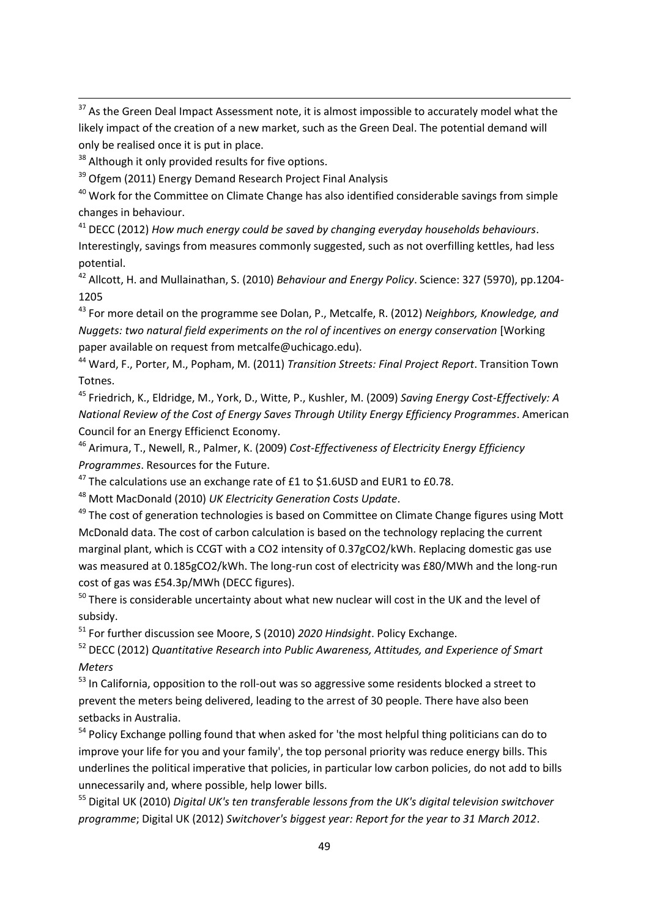[37] As the Green Deal Impact Assessment note, it is almost impossible to accurately model what the likely impact of the creation of a new market, such as the Green Deal. The potential demand will only be realised once it is put in place.

[38] Although it only provided results for five options.

[39] Ofgem (2011) Energy Demand Research Project Final Analysis

[40] Work for the Committee on Climate Change has also identified considerable savings from simple changes in behaviour.

[41] DECC (2012) *How much energy could be saved by changing everyday households behaviours*. Interestingly, savings from measures commonly suggested, such as not overfilling kettles, had less potential.

[42] Allcott, H. and Mullainathan, S. (2010) *Behaviour and Energy Policy*. Science: 327 (5970), pp.1204-1205

[43] For more detail on the programme see Dolan, P., Metcalfe, R. (2012) *Neighbors, Knowledge, and Nuggets: two natural field experiments on the rol of incentives on energy conservation* [Working paper available on request from metcalfe@uchicago.edu).

[44] Ward, F., Porter, M., Popham, M. (2011) *Transition Streets: Final Project Report*. Transition Town Totnes.

[45] Friedrich, K., Eldridge, M., York, D., Witte, P., Kushler, M. (2009) *Saving Energy Cost-Effectively: A National Review of the Cost of Energy Saves Through Utility Energy Efficiency Programmes*. American Council for an Energy Efficienct Economy.

[46] Arimura, T., Newell, R., Palmer, K. (2009) *Cost-Effectiveness of Electricity Energy Efficiency Programmes*. Resources for the Future.

[47] The calculations use an exchange rate of £1 to $1.6USD and EUR1 to £0.78.

[48] Mott MacDonald (2010) *UK Electricity Generation Costs Update*.

[49] The cost of generation technologies is based on Committee on Climate Change figures using Mott McDonald data. The cost of carbon calculation is based on the technology replacing the current marginal plant, which is CCGT with a CO2 intensity of 0.37gCO2/kWh. Replacing domestic gas use was measured at 0.185gCO2/kWh. The long-run cost of electricity was £80/MWh and the long-run cost of gas was £54.3p/MWh (DECC figures).

[50] There is considerable uncertainty about what new nuclear will cost in the UK and the level of subsidy.

[51] For further discussion see Moore, S (2010) *2020 Hindsight*. Policy Exchange.

[52] DECC (2012) *Quantitative Research into Public Awareness, Attitudes, and Experience of Smart Meters*

[53] In California, opposition to the roll-out was so aggressive some residents blocked a street to prevent the meters being delivered, leading to the arrest of 30 people. There have also been setbacks in Australia.

[54] Policy Exchange polling found that when asked for 'the most helpful thing politicians can do to improve your life for you and your family', the top personal priority was reduce energy bills. This underlines the political imperative that policies, in particular low carbon policies, do not add to bills unnecessarily and, where possible, help lower bills.

[55] Digital UK (2010) *Digital UK's ten transferable lessons from the UK's digital television switchover programme*; Digital UK (2012) *Switchover's biggest year: Report for the year to 31 March 2012*.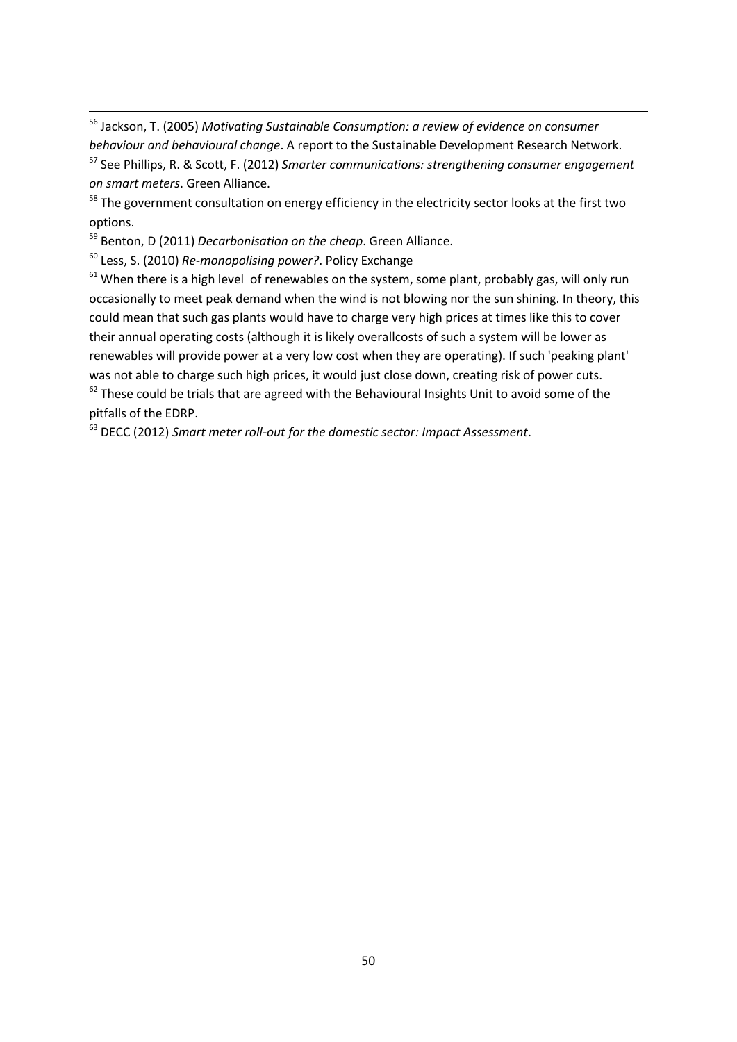[56] Jackson, T. (2005) *Motivating Sustainable Consumption: a review of evidence on consumer behaviour and behavioural change*. A report to the Sustainable Development Research Network.

[57] See Phillips, R. & Scott, F. (2012) *Smarter communications: strengthening consumer engagement on smart meters*. Green Alliance.

[58] The government consultation on energy efficiency in the electricity sector looks at the first two options.

[59] Benton, D (2011) *Decarbonisation on the cheap*. Green Alliance.

[60] Less, S. (2010) *Re-monopolising power?*. Policy Exchange

[61] When there is a high level of renewables on the system, some plant, probably gas, will only run occasionally to meet peak demand when the wind is not blowing nor the sun shining. In theory, this could mean that such gas plants would have to charge very high prices at times like this to cover their annual operating costs (although it is likely overallcosts of such a system will be lower as renewables will provide power at a very low cost when they are operating). If such 'peaking plant' was not able to charge such high prices, it would just close down, creating risk of power cuts.

[62] These could be trials that are agreed with the Behavioural Insights Unit to avoid some of the pitfalls of the EDRP.

[63] DECC (2012) *Smart meter roll-out for the domestic sector: Impact Assessment*.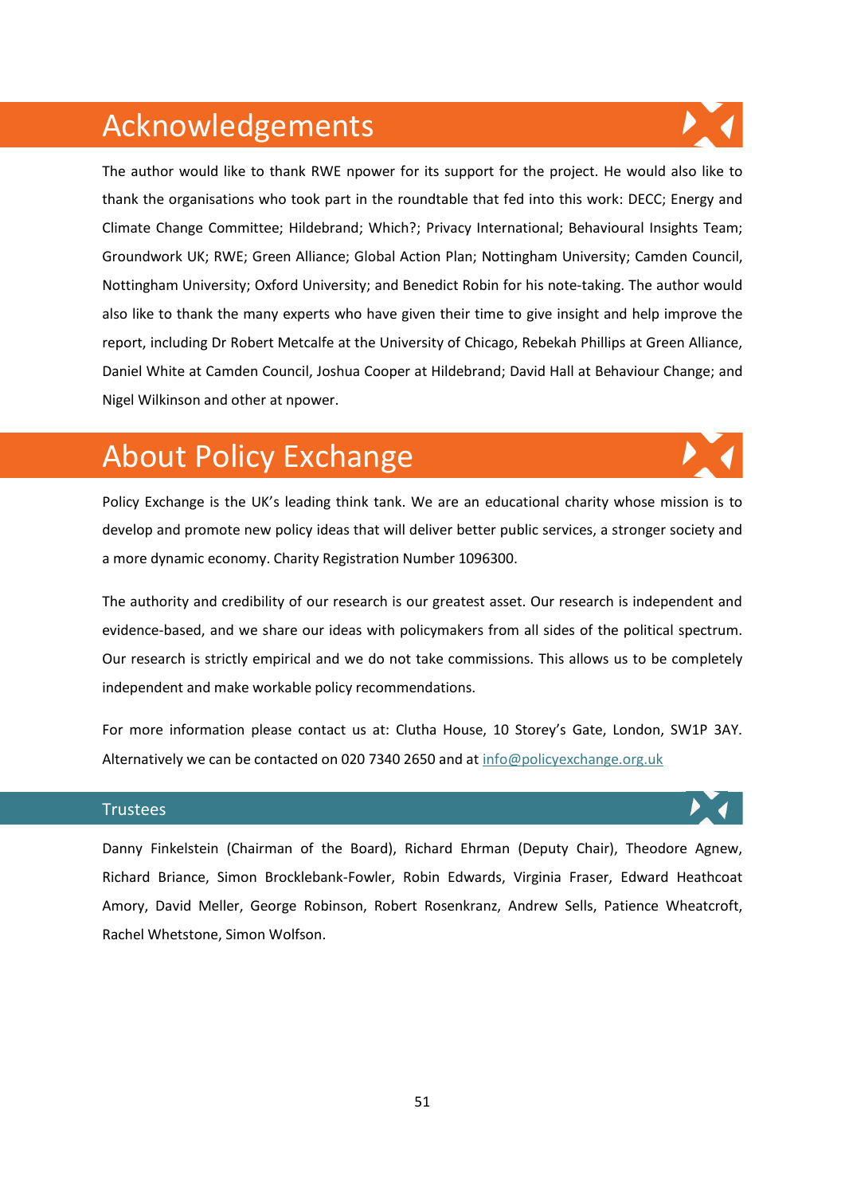# Acknowledgements

The author would like to thank RWE npower for its support for the project. He would also like to thank the organisations who took part in the roundtable that fed into this work: DECC; Energy and Climate Change Committee; Hildebrand; Which?; Privacy International; Behavioural Insights Team; Groundwork UK; RWE; Green Alliance; Global Action Plan; Nottingham University; Camden Council, Nottingham University; Oxford University; and Benedict Robin for his note-taking. The author would also like to thank the many experts who have given their time to give insight and help improve the report, including Dr Robert Metcalfe at the University of Chicago, Rebekah Phillips at Green Alliance, Daniel White at Camden Council, Joshua Cooper at Hildebrand; David Hall at Behaviour Change; and Nigel Wilkinson and other at npower.

# About Policy Exchange

Policy Exchange is the UK's leading think tank. We are an educational charity whose mission is to develop and promote new policy ideas that will deliver better public services, a stronger society and a more dynamic economy. Charity Registration Number 1096300.

The authority and credibility of our research is our greatest asset. Our research is independent and evidence-based, and we share our ideas with policymakers from all sides of the political spectrum. Our research is strictly empirical and we do not take commissions. This allows us to be completely independent and make workable policy recommendations.

For more information please contact us at: Clutha House, 10 Storey's Gate, London, SW1P 3AY. Alternatively we can be contacted on 020 7340 2650 and at info@policyexchange.org.uk

## Trustees

Danny Finkelstein (Chairman of the Board), Richard Ehrman (Deputy Chair), Theodore Agnew, Richard Briance, Simon Brocklebank-Fowler, Robin Edwards, Virginia Fraser, Edward Heathcoat Amory, David Meller, George Robinson, Robert Rosenkranz, Andrew Sells, Patience Wheatcroft, Rachel Whetstone, Simon Wolfson.